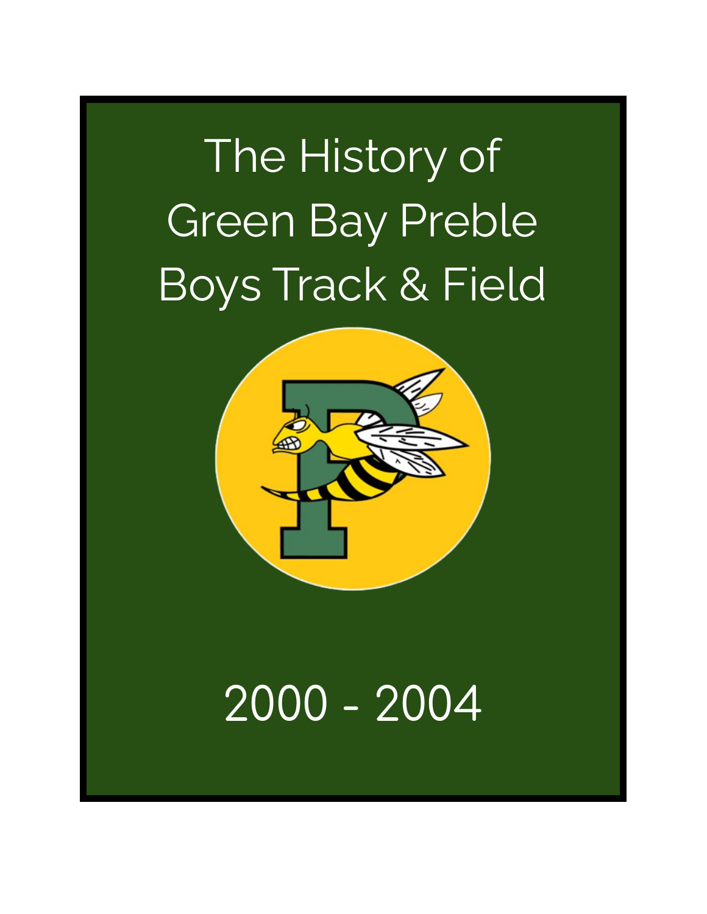# The History of Green Bay Preble Boys Track & Field

2000 - 2004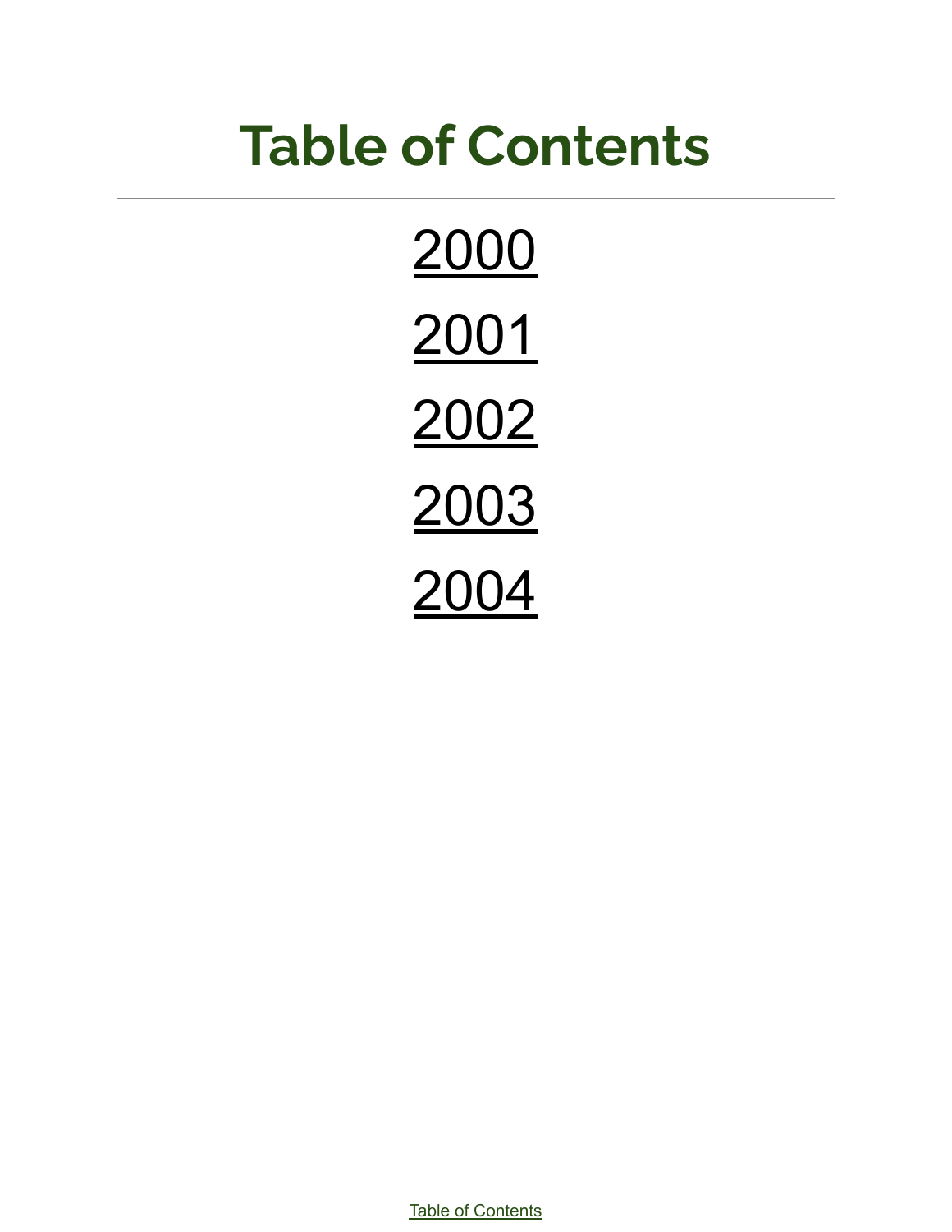# Table of Contents

---

2000

2001

2002

2003

2004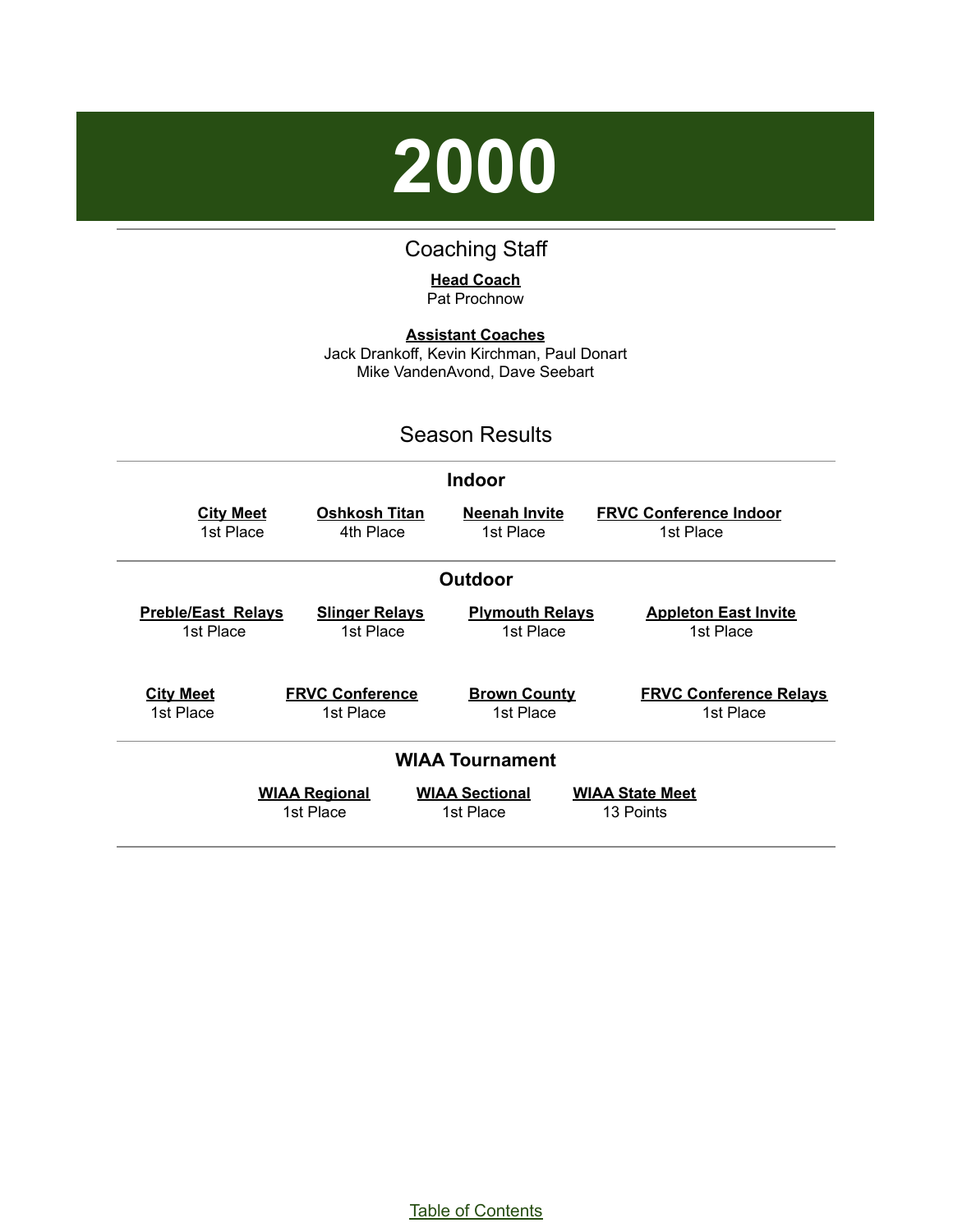# 2000

## Coaching Staff

**Head Coach**
Pat Prochnow

**Assistant Coaches**
Jack Drankoff, Kevin Kirchman, Paul Donart
Mike VandenAvond, Dave Seebart

## Season Results

### Indoor

| City Meet | Oshkosh Titan | Neenah Invite | FRVC Conference Indoor |
|---|---|---|---|
| 1st Place | 4th Place | 1st Place | 1st Place |

### Outdoor

| Preble/East Relays | Slinger Relays | Plymouth Relays | Appleton East Invite |
|---|---|---|---|
| 1st Place | 1st Place | 1st Place | 1st Place |

| City Meet | FRVC Conference | Brown County | FRVC Conference Relays |
|---|---|---|---|
| 1st Place | 1st Place | 1st Place | 1st Place |

### WIAA Tournament

| WIAA Regional | WIAA Sectional | WIAA State Meet |
|---|---|---|
| 1st Place | 1st Place | 13 Points |

Table of Contents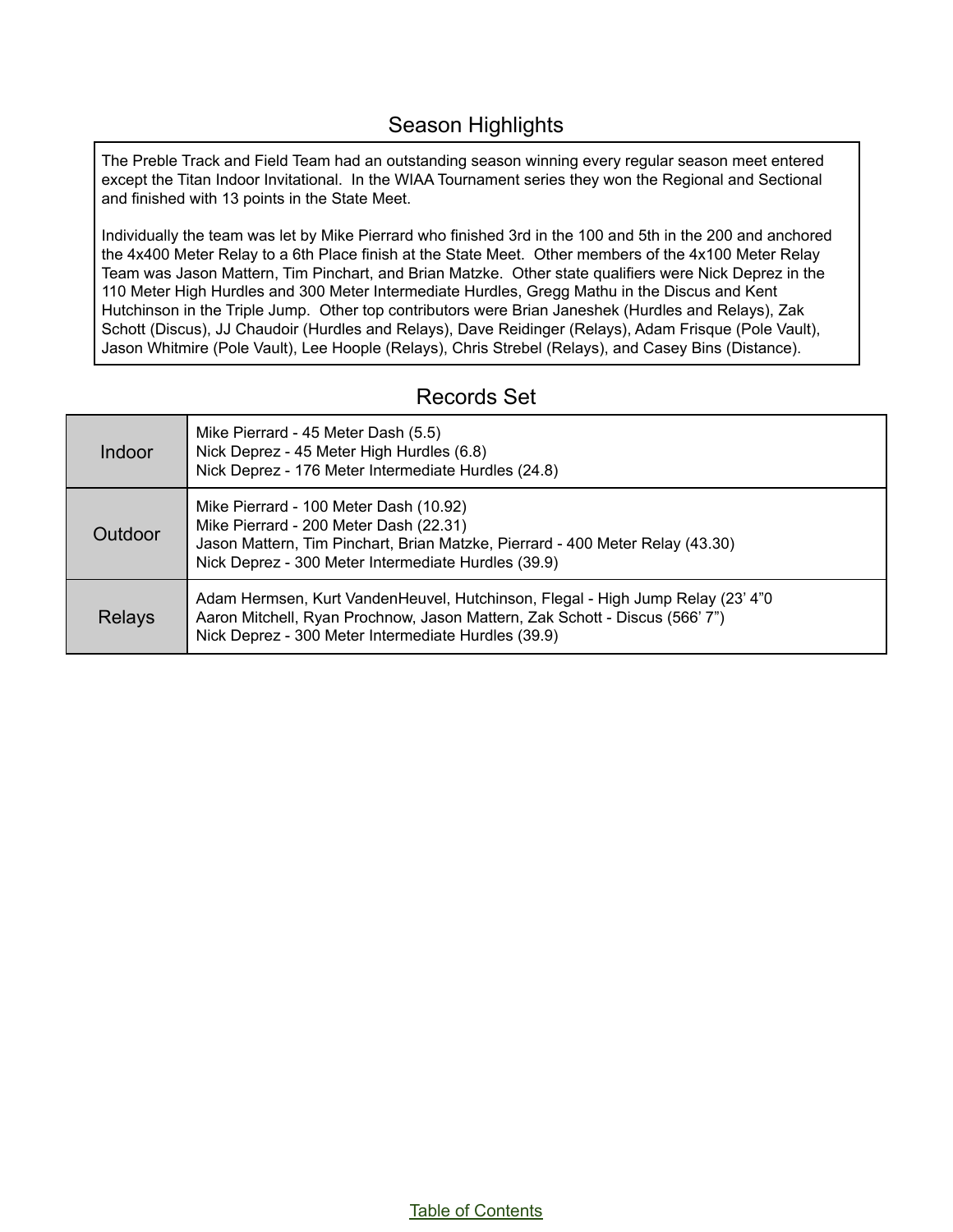## Season Highlights

The Preble Track and Field Team had an outstanding season winning every regular season meet entered except the Titan Indoor Invitational. In the WIAA Tournament series they won the Regional and Sectional and finished with 13 points in the State Meet.

Individually the team was let by Mike Pierrard who finished 3rd in the 100 and 5th in the 200 and anchored the 4x400 Meter Relay to a 6th Place finish at the State Meet. Other members of the 4x100 Meter Relay Team was Jason Mattern, Tim Pinchart, and Brian Matzke. Other state qualifiers were Nick Deprez in the 110 Meter High Hurdles and 300 Meter Intermediate Hurdles, Gregg Mathu in the Discus and Kent Hutchinson in the Triple Jump. Other top contributors were Brian Janeshek (Hurdles and Relays), Zak Schott (Discus), JJ Chaudoir (Hurdles and Relays), Dave Reidinger (Relays), Adam Frisque (Pole Vault), Jason Whitmire (Pole Vault), Lee Hoople (Relays), Chris Strebel (Relays), and Casey Bins (Distance).

## Records Set

| | |
|---|---|
| Indoor | Mike Pierrard - 45 Meter Dash (5.5)<br>Nick Deprez - 45 Meter High Hurdles (6.8)<br>Nick Deprez - 176 Meter Intermediate Hurdles (24.8) |
| Outdoor | Mike Pierrard - 100 Meter Dash (10.92)<br>Mike Pierrard - 200 Meter Dash (22.31)<br>Jason Mattern, Tim Pinchart, Brian Matzke, Pierrard - 400 Meter Relay (43.30)<br>Nick Deprez - 300 Meter Intermediate Hurdles (39.9) |
| Relays | Adam Hermsen, Kurt VandenHeuvel, Hutchinson, Flegal - High Jump Relay (23' 4"0<br>Aaron Mitchell, Ryan Prochnow, Jason Mattern, Zak Schott - Discus (566' 7")<br>Nick Deprez - 300 Meter Intermediate Hurdles (39.9) |

Table of Contents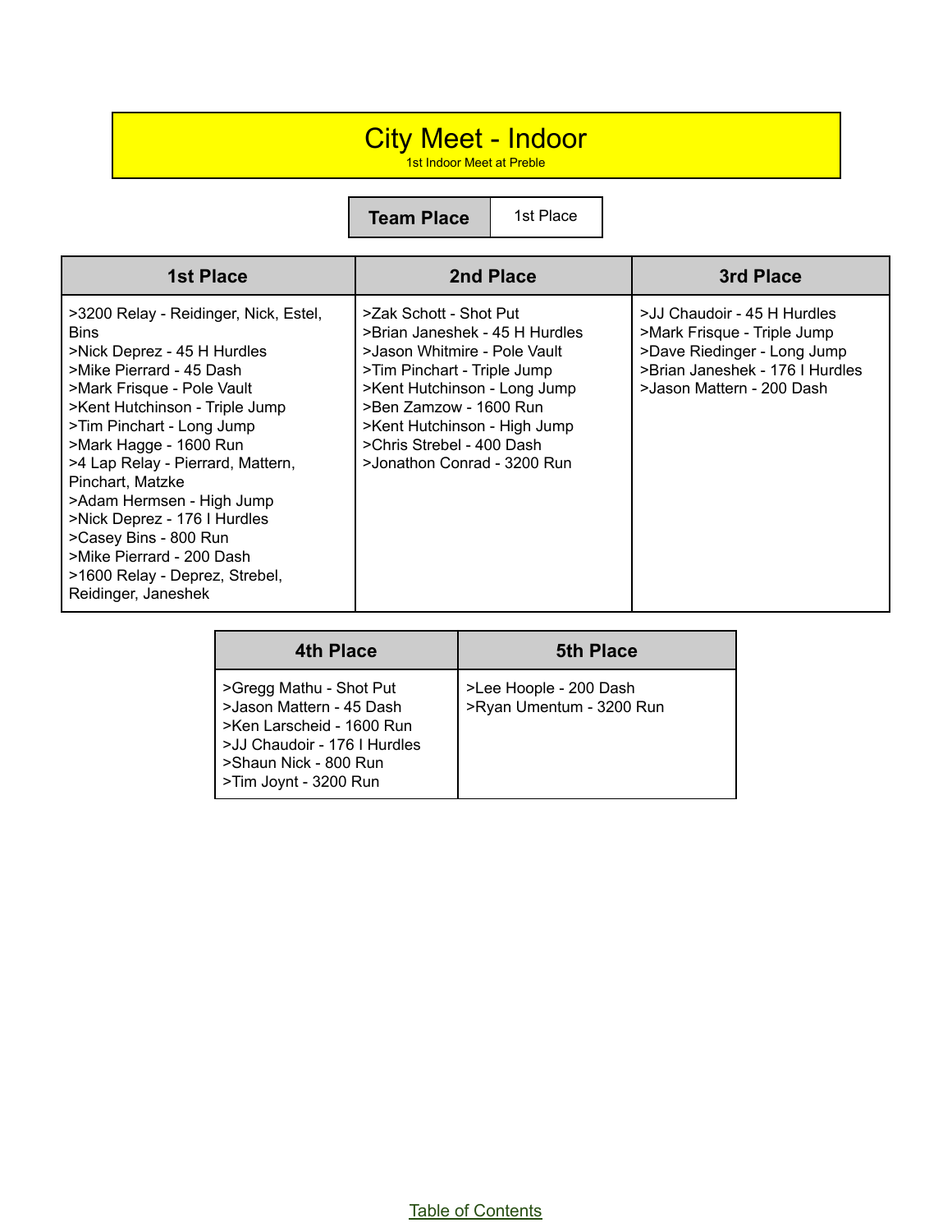# City Meet - Indoor

1st Indoor Meet at Preble

| Team Place | 1st Place |
|---|---|

| 1st Place | 2nd Place | 3rd Place |
|---|---|---|
| >3200 Relay - Reidinger, Nick, Estel, Bins<br>>Nick Deprez - 45 H Hurdles<br>>Mike Pierrard - 45 Dash<br>>Mark Frisque - Pole Vault<br>>Kent Hutchinson - Triple Jump<br>>Tim Pinchart - Long Jump<br>>Mark Hagge - 1600 Run<br>>4 Lap Relay - Pierrard, Mattern, Pinchart, Matzke<br>>Adam Hermsen - High Jump<br>>Nick Deprez - 176 I Hurdles<br>>Casey Bins - 800 Run<br>>Mike Pierrard - 200 Dash<br>>1600 Relay - Deprez, Strebel, Reidinger, Janeshek | >Zak Schott - Shot Put<br>>Brian Janeshek - 45 H Hurdles<br>>Jason Whitmire - Pole Vault<br>>Tim Pinchart - Triple Jump<br>>Kent Hutchinson - Long Jump<br>>Ben Zamzow - 1600 Run<br>>Kent Hutchinson - High Jump<br>>Chris Strebel - 400 Dash<br>>Jonathon Conrad - 3200 Run | >JJ Chaudoir - 45 H Hurdles<br>>Mark Frisque - Triple Jump<br>>Dave Riedinger - Long Jump<br>>Brian Janeshek - 176 I Hurdles<br>>Jason Mattern - 200 Dash |

| 4th Place | 5th Place |
|---|---|
| >Gregg Mathu - Shot Put<br>>Jason Mattern - 45 Dash<br>>Ken Larscheid - 1600 Run<br>>JJ Chaudoir - 176 I Hurdles<br>>Shaun Nick - 800 Run<br>>Tim Joynt - 3200 Run | >Lee Hoople - 200 Dash<br>>Ryan Umentum - 3200 Run |

Table of Contents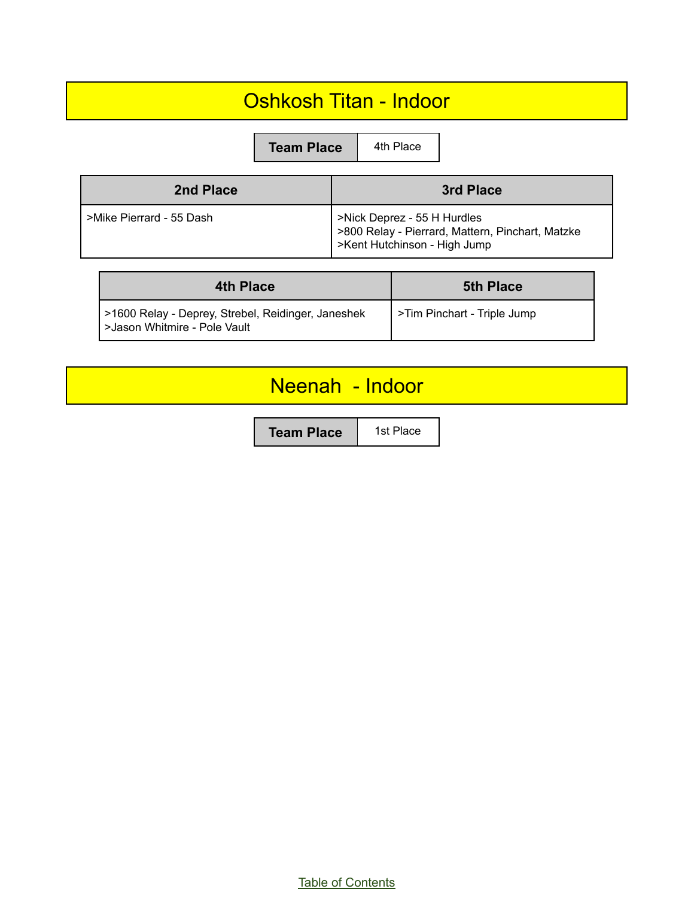# Oshkosh Titan - Indoor

| Team Place | 4th Place |
|---|---|

| 2nd Place | 3rd Place |
|---|---|
| >Mike Pierrard - 55 Dash | >Nick Deprez - 55 H Hurdles<br>>800 Relay - Pierrard, Mattern, Pinchart, Matzke<br>>Kent Hutchinson - High Jump |

| 4th Place | 5th Place |
|---|---|
| >1600 Relay - Deprey, Strebel, Reidinger, Janeshek<br>>Jason Whitmire - Pole Vault | >Tim Pinchart - Triple Jump |

# Neenah - Indoor

| Team Place | 1st Place |
|---|---|

Table of Contents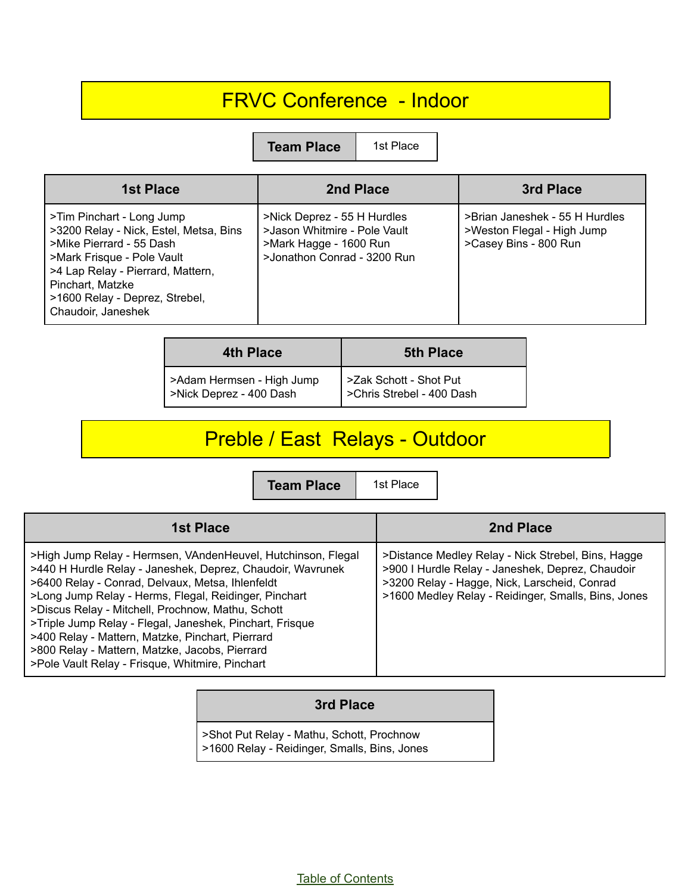# FRVC Conference - Indoor

| Team Place | 1st Place |
| --- | --- |

| 1st Place | 2nd Place | 3rd Place |
| --- | --- | --- |
| >Tim Pinchart - Long Jump<br>>3200 Relay - Nick, Estel, Metsa, Bins<br>>Mike Pierrard - 55 Dash<br>>Mark Frisque - Pole Vault<br>>4 Lap Relay - Pierrard, Mattern, Pinchart, Matzke<br>>1600 Relay - Deprez, Strebel, Chaudoir, Janeshek | >Nick Deprez - 55 H Hurdles<br>>Jason Whitmire - Pole Vault<br>>Mark Hagge - 1600 Run<br>>Jonathon Conrad - 3200 Run | >Brian Janeshek - 55 H Hurdles<br>>Weston Flegal - High Jump<br>>Casey Bins - 800 Run |

| 4th Place | 5th Place |
| --- | --- |
| >Adam Hermsen - High Jump<br>>Nick Deprez - 400 Dash | >Zak Schott - Shot Put<br>>Chris Strebel - 400 Dash |

# Preble / East Relays - Outdoor

| Team Place | 1st Place |
| --- | --- |

| 1st Place | 2nd Place |
| --- | --- |
| >High Jump Relay - Hermsen, VAndenHeuvel, Hutchinson, Flegal<br>>440 H Hurdle Relay - Janeshek, Deprez, Chaudoir, Wavrunek<br>>6400 Relay - Conrad, Delvaux, Metsa, Ihlenfeldt<br>>Long Jump Relay - Herms, Flegal, Reidinger, Pinchart<br>>Discus Relay - Mitchell, Prochnow, Mathu, Schott<br>>Triple Jump Relay - Flegal, Janeshek, Pinchart, Frisque<br>>400 Relay - Mattern, Matzke, Pinchart, Pierrard<br>>800 Relay - Mattern, Matzke, Jacobs, Pierrard<br>>Pole Vault Relay - Frisque, Whitmire, Pinchart | >Distance Medley Relay - Nick Strebel, Bins, Hagge<br>>900 I Hurdle Relay - Janeshek, Deprez, Chaudoir<br>>3200 Relay - Hagge, Nick, Larscheid, Conrad<br>>1600 Medley Relay - Reidinger, Smalls, Bins, Jones |

| 3rd Place |
| --- |
| >Shot Put Relay - Mathu, Schott, Prochnow<br>>1600 Relay - Reidinger, Smalls, Bins, Jones |

Table of Contents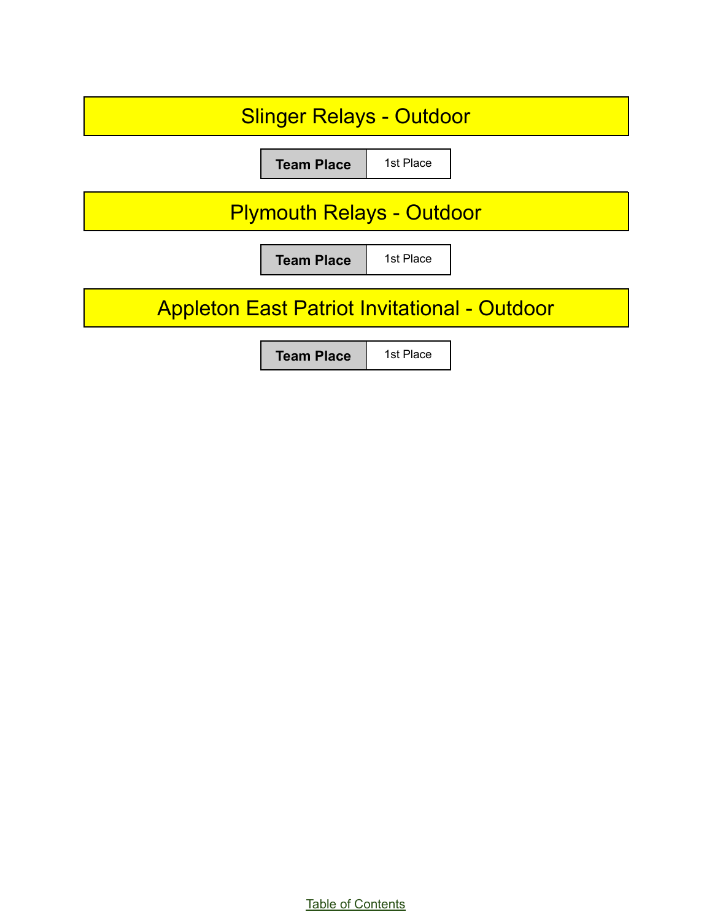## Slinger Relays - Outdoor

| Team Place | 1st Place |
| --- | --- |

## Plymouth Relays - Outdoor

| Team Place | 1st Place |
| --- | --- |

## Appleton East Patriot Invitational - Outdoor

| Team Place | 1st Place |
| --- | --- |

Table of Contents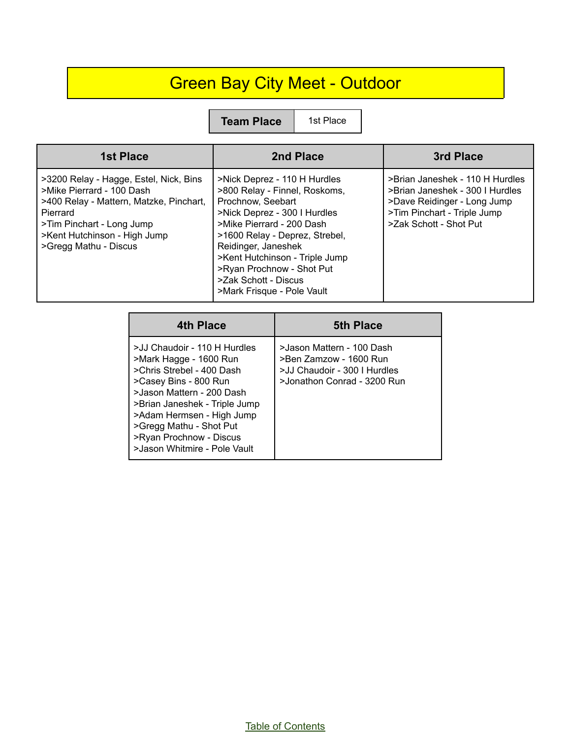# Green Bay City Meet - Outdoor

| Team Place | 1st Place |
| --- | --- |

| 1st Place | 2nd Place | 3rd Place |
| --- | --- | --- |
| >3200 Relay - Hagge, Estel, Nick, Bins<br>>Mike Pierrard - 100 Dash<br>>400 Relay - Mattern, Matzke, Pinchart, Pierrard<br>>Tim Pinchart - Long Jump<br>>Kent Hutchinson - High Jump<br>>Gregg Mathu - Discus | >Nick Deprez - 110 H Hurdles<br>>800 Relay - Finnel, Roskoms, Prochnow, Seebart<br>>Nick Deprez - 300 I Hurdles<br>>Mike Pierrard - 200 Dash<br>>1600 Relay - Deprez, Strebel, Reidinger, Janeshek<br>>Kent Hutchinson - Triple Jump<br>>Ryan Prochnow - Shot Put<br>>Zak Schott - Discus<br>>Mark Frisque - Pole Vault | >Brian Janeshek - 110 H Hurdles<br>>Brian Janeshek - 300 I Hurdles<br>>Dave Reidinger - Long Jump<br>>Tim Pinchart - Triple Jump<br>>Zak Schott - Shot Put |

| 4th Place | 5th Place |
| --- | --- |
| >JJ Chaudoir - 110 H Hurdles<br>>Mark Hagge - 1600 Run<br>>Chris Strebel - 400 Dash<br>>Casey Bins - 800 Run<br>>Jason Mattern - 200 Dash<br>>Brian Janeshek - Triple Jump<br>>Adam Hermsen - High Jump<br>>Gregg Mathu - Shot Put<br>>Ryan Prochnow - Discus<br>>Jason Whitmire - Pole Vault | >Jason Mattern - 100 Dash<br>>Ben Zamzow - 1600 Run<br>>JJ Chaudoir - 300 I Hurdles<br>>Jonathon Conrad - 3200 Run |

Table of Contents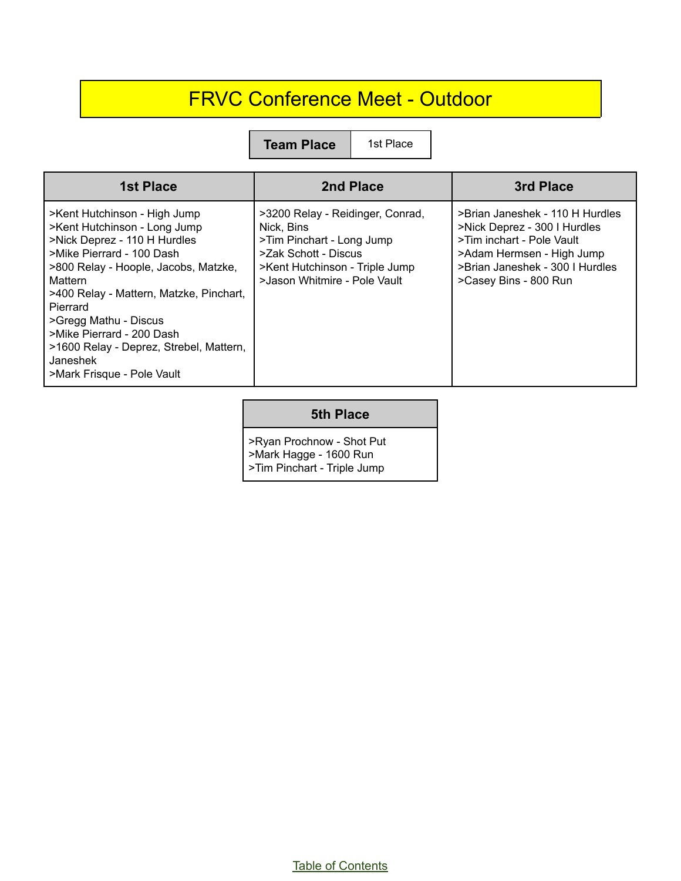# FRVC Conference Meet - Outdoor

| Team Place | 1st Place |
| --- | --- |

| 1st Place | 2nd Place | 3rd Place |
| --- | --- | --- |
| >Kent Hutchinson - High Jump<br>>Kent Hutchinson - Long Jump<br>>Nick Deprez - 110 H Hurdles<br>>Mike Pierrard - 100 Dash<br>>800 Relay - Hoople, Jacobs, Matzke, Mattern<br>>400 Relay - Mattern, Matzke, Pinchart, Pierrard<br>>Gregg Mathu - Discus<br>>Mike Pierrard - 200 Dash<br>>1600 Relay - Deprez, Strebel, Mattern, Janeshek<br>>Mark Frisque - Pole Vault | >3200 Relay - Reidinger, Conrad, Nick, Bins<br>>Tim Pinchart - Long Jump<br>>Zak Schott - Discus<br>>Kent Hutchinson - Triple Jump<br>>Jason Whitmire - Pole Vault | >Brian Janeshek - 110 H Hurdles<br>>Nick Deprez - 300 I Hurdles<br>>Tim inchart - Pole Vault<br>>Adam Hermsen - High Jump<br>>Brian Janeshek - 300 I Hurdles<br>>Casey Bins - 800 Run |

| 5th Place |
| --- |
| >Ryan Prochnow - Shot Put<br>>Mark Hagge - 1600 Run<br>>Tim Pinchart - Triple Jump |

Table of Contents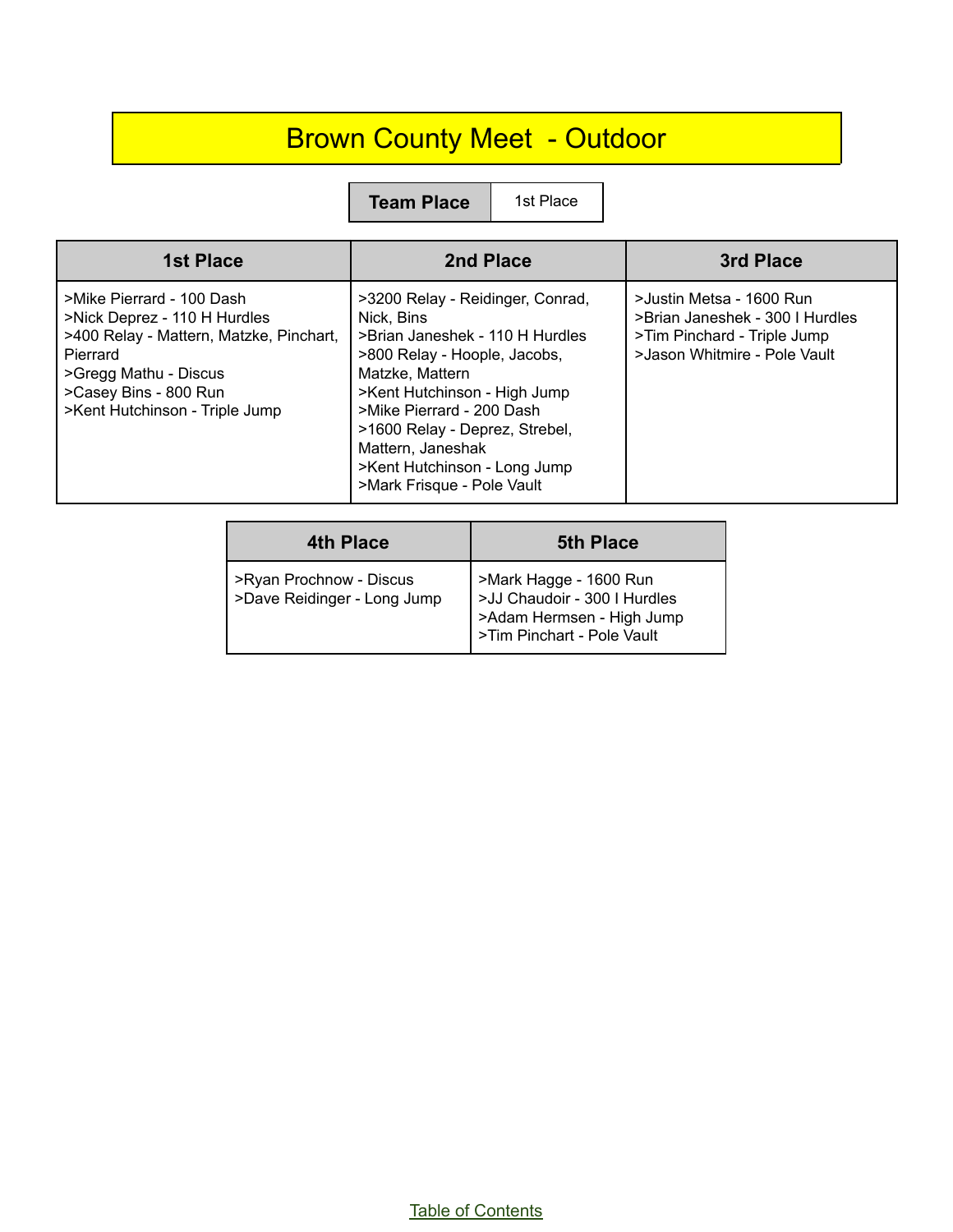# Brown County Meet - Outdoor

| Team Place | 1st Place |
| --- | --- |

| 1st Place | 2nd Place | 3rd Place |
| --- | --- | --- |
| >Mike Pierrard - 100 Dash<br>>Nick Deprez - 110 H Hurdles<br>>400 Relay - Mattern, Matzke, Pinchart, Pierrard<br>>Gregg Mathu - Discus<br>>Casey Bins - 800 Run<br>>Kent Hutchinson - Triple Jump | >3200 Relay - Reidinger, Conrad, Nick, Bins<br>>Brian Janeshek - 110 H Hurdles<br>>800 Relay - Hoople, Jacobs, Matzke, Mattern<br>>Kent Hutchinson - High Jump<br>>Mike Pierrard - 200 Dash<br>>1600 Relay - Deprez, Strebel, Mattern, Janeshak<br>>Kent Hutchinson - Long Jump<br>>Mark Frisque - Pole Vault | >Justin Metsa - 1600 Run<br>>Brian Janeshek - 300 I Hurdles<br>>Tim Pinchard - Triple Jump<br>>Jason Whitmire - Pole Vault |

| 4th Place | 5th Place |
| --- | --- |
| >Ryan Prochnow - Discus<br>>Dave Reidinger - Long Jump | >Mark Hagge - 1600 Run<br>>JJ Chaudoir - 300 I Hurdles<br>>Adam Hermsen - High Jump<br>>Tim Pinchart - Pole Vault |

Table of Contents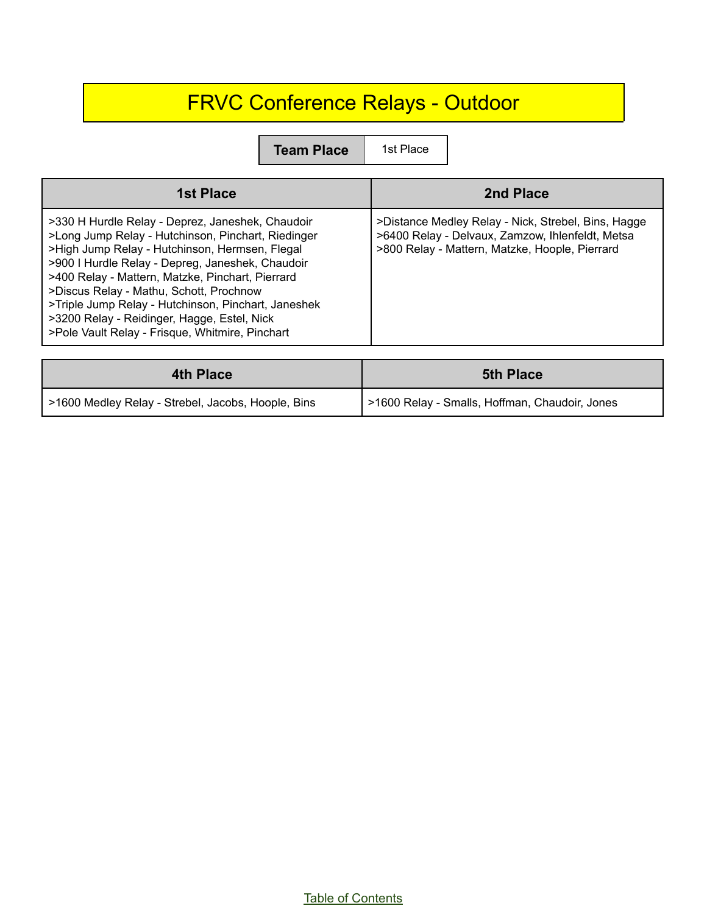# FRVC Conference Relays - Outdoor

| Team Place | 1st Place |
|---|---|

| 1st Place | 2nd Place |
|---|---|
| >330 H Hurdle Relay - Deprez, Janeshek, Chaudoir<br>>Long Jump Relay - Hutchinson, Pinchart, Riedinger<br>>High Jump Relay - Hutchinson, Hermsen, Flegal<br>>900 I Hurdle Relay - Depreg, Janeshek, Chaudoir<br>>400 Relay - Mattern, Matzke, Pinchart, Pierrard<br>>Discus Relay - Mathu, Schott, Prochnow<br>>Triple Jump Relay - Hutchinson, Pinchart, Janeshek<br>>3200 Relay - Reidinger, Hagge, Estel, Nick<br>>Pole Vault Relay - Frisque, Whitmire, Pinchart | >Distance Medley Relay - Nick, Strebel, Bins, Hagge<br>>6400 Relay - Delvaux, Zamzow, Ihlenfeldt, Metsa<br>>800 Relay - Mattern, Matzke, Hoople, Pierrard |

| 4th Place | 5th Place |
|---|---|
| >1600 Medley Relay - Strebel, Jacobs, Hoople, Bins | >1600 Relay - Smalls, Hoffman, Chaudoir, Jones |

Table of Contents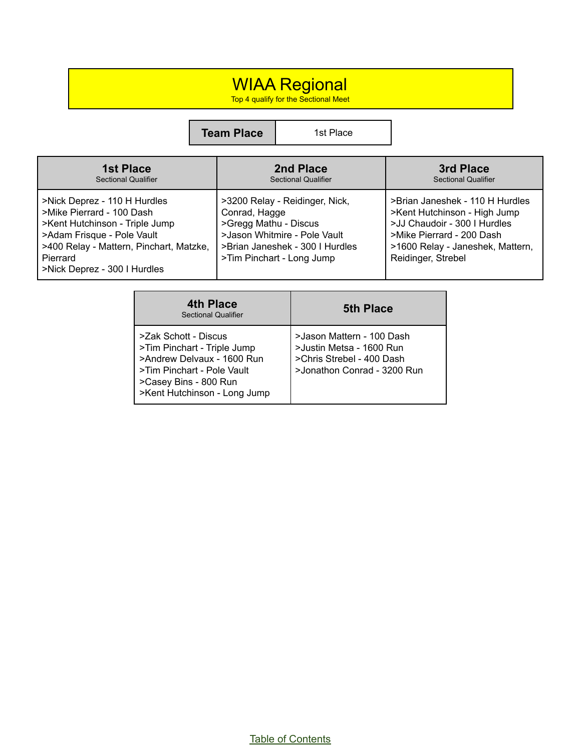# WIAA Regional

Top 4 qualify for the Sectional Meet

| Team Place | 1st Place |
|---|---|

| 1st Place<br>Sectional Qualifier | 2nd Place<br>Sectional Qualifier | 3rd Place<br>Sectional Qualifier |
|---|---|---|
| >Nick Deprez - 110 H Hurdles<br>>Mike Pierrard - 100 Dash<br>>Kent Hutchinson - Triple Jump<br>>Adam Frisque - Pole Vault<br>>400 Relay - Mattern, Pinchart, Matzke, Pierrard<br>>Nick Deprez - 300 I Hurdles | >3200 Relay - Reidinger, Nick, Conrad, Hagge<br>>Gregg Mathu - Discus<br>>Jason Whitmire - Pole Vault<br>>Brian Janeshek - 300 I Hurdles<br>>Tim Pinchart - Long Jump | >Brian Janeshek - 110 H Hurdles<br>>Kent Hutchinson - High Jump<br>>JJ Chaudoir - 300 I Hurdles<br>>Mike Pierrard - 200 Dash<br>>1600 Relay - Janeshek, Mattern, Reidinger, Strebel |

| 4th Place<br>Sectional Qualifier | 5th Place |
|---|---|
| >Zak Schott - Discus<br>>Tim Pinchart - Triple Jump<br>>Andrew Delvaux - 1600 Run<br>>Tim Pinchart - Pole Vault<br>>Casey Bins - 800 Run<br>>Kent Hutchinson - Long Jump | >Jason Mattern - 100 Dash<br>>Justin Metsa - 1600 Run<br>>Chris Strebel - 400 Dash<br>>Jonathon Conrad - 3200 Run |

Table of Contents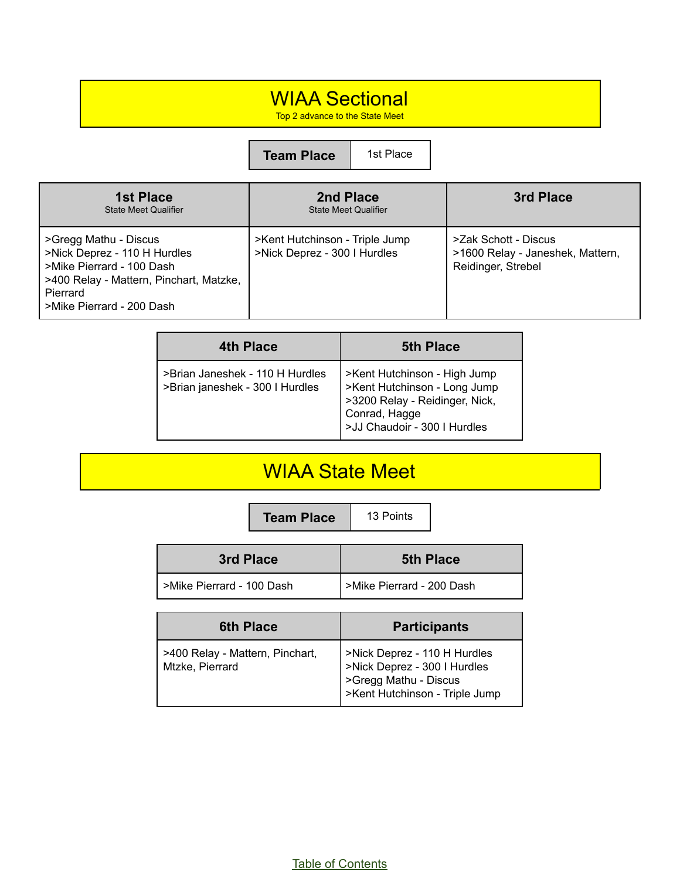# WIAA Sectional

Top 2 advance to the State Meet

| Team Place | 1st Place |
|---|---|

| 1st Place<br>State Meet Qualifier | 2nd Place<br>State Meet Qualifier | 3rd Place |
|---|---|---|
| >Gregg Mathu - Discus<br>>Nick Deprez - 110 H Hurdles<br>>Mike Pierrard - 100 Dash<br>>400 Relay - Mattern, Pinchart, Matzke, Pierrard<br>>Mike Pierrard - 200 Dash | >Kent Hutchinson - Triple Jump<br>>Nick Deprez - 300 I Hurdles | >Zak Schott - Discus<br>>1600 Relay - Janeshek, Mattern, Reidinger, Strebel |

| 4th Place | 5th Place |
|---|---|
| >Brian Janeshek - 110 H Hurdles<br>>Brian janeshek - 300 I Hurdles | >Kent Hutchinson - High Jump<br>>Kent Hutchinson - Long Jump<br>>3200 Relay - Reidinger, Nick, Conrad, Hagge<br>>JJ Chaudoir - 300 I Hurdles |

# WIAA State Meet

| Team Place | 13 Points |
|---|---|

| 3rd Place | 5th Place |
|---|---|
| >Mike Pierrard - 100 Dash | >Mike Pierrard - 200 Dash |

| 6th Place | Participants |
|---|---|
| >400 Relay - Mattern, Pinchart, Mtzke, Pierrard | >Nick Deprez - 110 H Hurdles<br>>Nick Deprez - 300 I Hurdles<br>>Gregg Mathu - Discus<br>>Kent Hutchinson - Triple Jump |

Table of Contents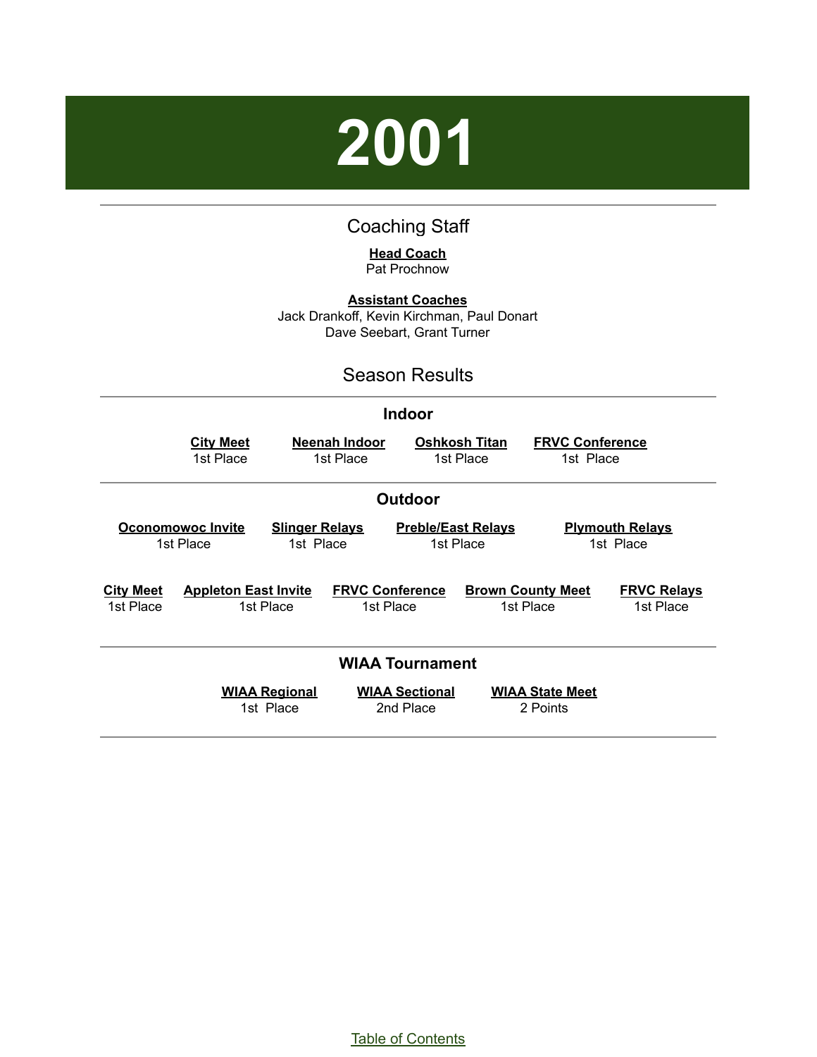# 2001

## Coaching Staff

**Head Coach**
Pat Prochnow

**Assistant Coaches**
Jack Drankoff, Kevin Kirchman, Paul Donart
Dave Seebart, Grant Turner

## Season Results

### Indoor

| City Meet | Neenah Indoor | Oshkosh Titan | FRVC Conference |
|---|---|---|---|
| 1st Place | 1st Place | 1st Place | 1st Place |

### Outdoor

| Oconomowoc Invite | Slinger Relays | Preble/East Relays | Plymouth Relays |
|---|---|---|---|
| 1st Place | 1st Place | 1st Place | 1st Place |

| City Meet | Appleton East Invite | FRVC Conference | Brown County Meet | FRVC Relays |
|---|---|---|---|---|
| 1st Place | 1st Place | 1st Place | 1st Place | 1st Place |

### WIAA Tournament

| WIAA Regional | WIAA Sectional | WIAA State Meet |
|---|---|---|
| 1st Place | 2nd Place | 2 Points |

Table of Contents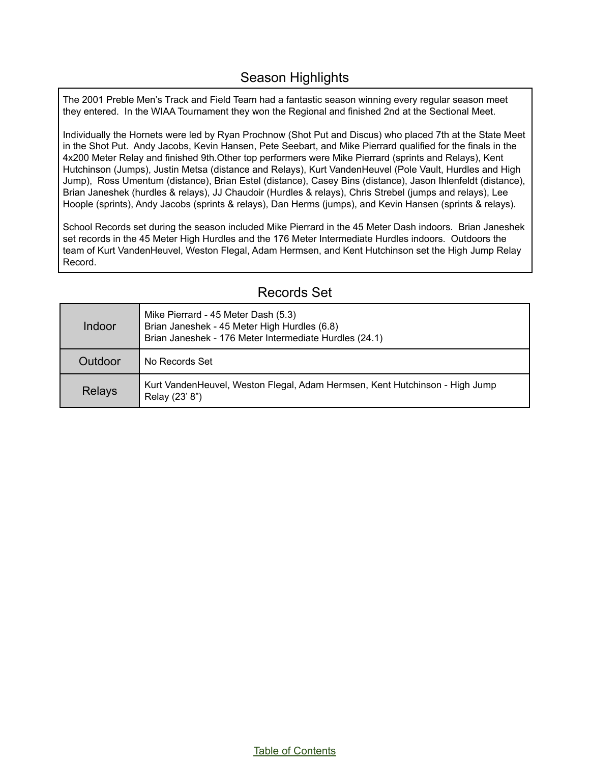## Season Highlights

The 2001 Preble Men's Track and Field Team had a fantastic season winning every regular season meet they entered. In the WIAA Tournament they won the Regional and finished 2nd at the Sectional Meet.

Individually the Hornets were led by Ryan Prochnow (Shot Put and Discus) who placed 7th at the State Meet in the Shot Put. Andy Jacobs, Kevin Hansen, Pete Seebart, and Mike Pierrard qualified for the finals in the 4x200 Meter Relay and finished 9th.Other top performers were Mike Pierrard (sprints and Relays), Kent Hutchinson (Jumps), Justin Metsa (distance and Relays), Kurt VandenHeuvel (Pole Vault, Hurdles and High Jump), Ross Umentum (distance), Brian Estel (distance), Casey Bins (distance), Jason Ihlenfeldt (distance), Brian Janeshek (hurdles & relays), JJ Chaudoir (Hurdles & relays), Chris Strebel (jumps and relays), Lee Hoople (sprints), Andy Jacobs (sprints & relays), Dan Herms (jumps), and Kevin Hansen (sprints & relays).

School Records set during the season included Mike Pierrard in the 45 Meter Dash indoors. Brian Janeshek set records in the 45 Meter High Hurdles and the 176 Meter Intermediate Hurdles indoors. Outdoors the team of Kurt VandenHeuvel, Weston Flegal, Adam Hermsen, and Kent Hutchinson set the High Jump Relay Record.

## Records Set

| | |
|---|---|
| Indoor | Mike Pierrard - 45 Meter Dash (5.3)<br>Brian Janeshek - 45 Meter High Hurdles (6.8)<br>Brian Janeshek - 176 Meter Intermediate Hurdles (24.1) |
| Outdoor | No Records Set |
| Relays | Kurt VandenHeuvel, Weston Flegal, Adam Hermsen, Kent Hutchinson - High Jump Relay (23' 8") |

Table of Contents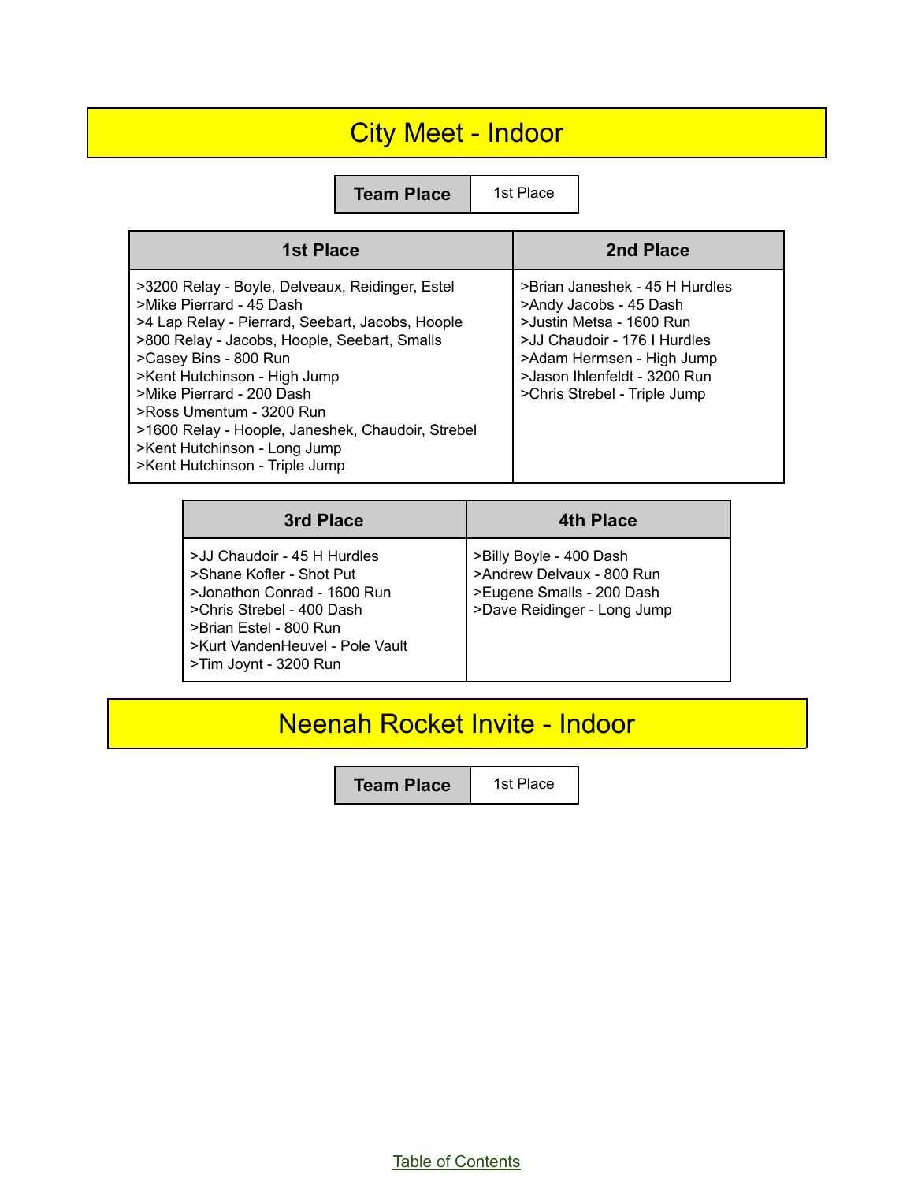# City Meet - Indoor

| Team Place | 1st Place |
| --- | --- |

| 1st Place | 2nd Place |
| --- | --- |
| >3200 Relay - Boyle, Delveaux, Reidinger, Estel<br>>Mike Pierrard - 45 Dash<br>>4 Lap Relay - Pierrard, Seebart, Jacobs, Hoople<br>>800 Relay - Jacobs, Hoople, Seebart, Smalls<br>>Casey Bins - 800 Run<br>>Kent Hutchinson - High Jump<br>>Mike Pierrard - 200 Dash<br>>Ross Umentum - 3200 Run<br>>1600 Relay - Hoople, Janeshek, Chaudoir, Strebel<br>>Kent Hutchinson - Long Jump<br>>Kent Hutchinson - Triple Jump | >Brian Janeshek - 45 H Hurdles<br>>Andy Jacobs - 45 Dash<br>>Justin Metsa - 1600 Run<br>>JJ Chaudoir - 176 I Hurdles<br>>Adam Hermsen - High Jump<br>>Jason Ihlenfeldt - 3200 Run<br>>Chris Strebel - Triple Jump |

| 3rd Place | 4th Place |
| --- | --- |
| >JJ Chaudoir - 45 H Hurdles<br>>Shane Kofler - Shot Put<br>>Jonathon Conrad - 1600 Run<br>>Chris Strebel - 400 Dash<br>>Brian Estel - 800 Run<br>>Kurt VandenHeuvel - Pole Vault<br>>Tim Joynt - 3200 Run | >Billy Boyle - 400 Dash<br>>Andrew Delvaux - 800 Run<br>>Eugene Smalls - 200 Dash<br>>Dave Reidinger - Long Jump |

# Neenah Rocket Invite - Indoor

| Team Place | 1st Place |
| --- | --- |

Table of Contents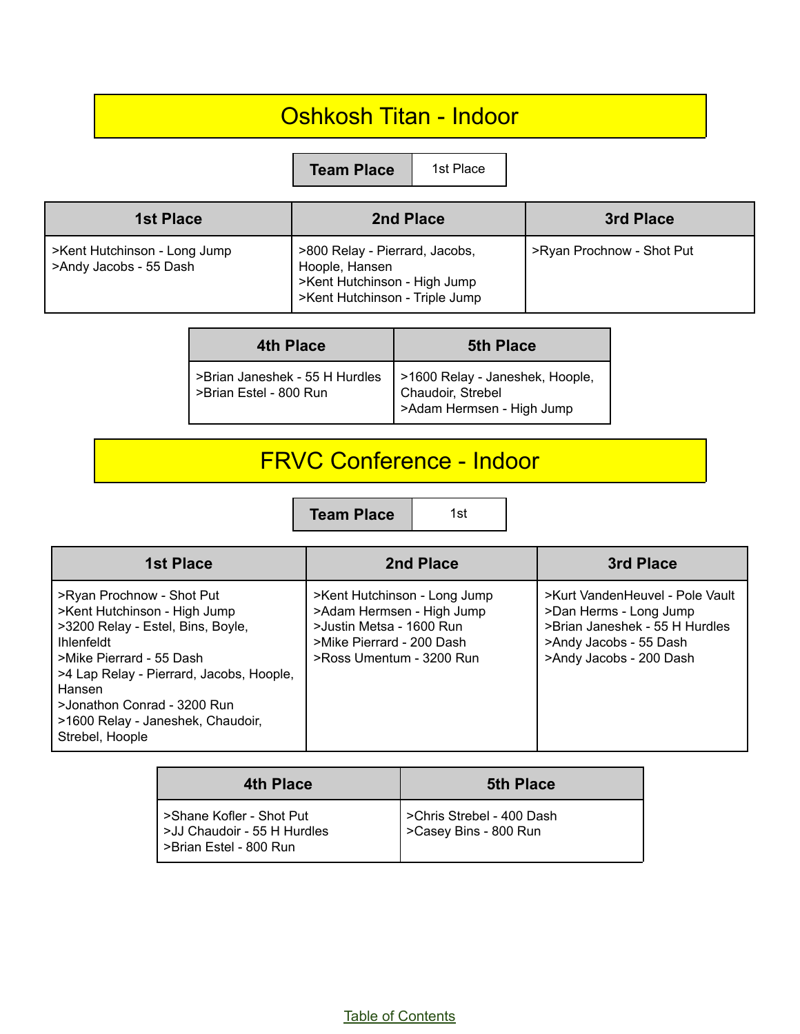# Oshkosh Titan - Indoor

| Team Place | 1st Place |
|---|---|

| 1st Place | 2nd Place | 3rd Place |
|---|---|---|
| >Kent Hutchinson - Long Jump<br>>Andy Jacobs - 55 Dash | >800 Relay - Pierrard, Jacobs, Hoople, Hansen<br>>Kent Hutchinson - High Jump<br>>Kent Hutchinson - Triple Jump | >Ryan Prochnow - Shot Put |

| 4th Place | 5th Place |
|---|---|
| >Brian Janeshek - 55 H Hurdles<br>>Brian Estel - 800 Run | >1600 Relay - Janeshek, Hoople, Chaudoir, Strebel<br>>Adam Hermsen - High Jump |

# FRVC Conference - Indoor

| Team Place | 1st |
|---|---|

| 1st Place | 2nd Place | 3rd Place |
|---|---|---|
| >Ryan Prochnow - Shot Put<br>>Kent Hutchinson - High Jump<br>>3200 Relay - Estel, Bins, Boyle, Ihlenfeldt<br>>Mike Pierrard - 55 Dash<br>>4 Lap Relay - Pierrard, Jacobs, Hoople, Hansen<br>>Jonathon Conrad - 3200 Run<br>>1600 Relay - Janeshek, Chaudoir, Strebel, Hoople | >Kent Hutchinson - Long Jump<br>>Adam Hermsen - High Jump<br>>Justin Metsa - 1600 Run<br>>Mike Pierrard - 200 Dash<br>>Ross Umentum - 3200 Run | >Kurt VandenHeuvel - Pole Vault<br>>Dan Herms - Long Jump<br>>Brian Janeshek - 55 H Hurdles<br>>Andy Jacobs - 55 Dash<br>>Andy Jacobs - 200 Dash |

| 4th Place | 5th Place |
|---|---|
| >Shane Kofler - Shot Put<br>>JJ Chaudoir - 55 H Hurdles<br>>Brian Estel - 800 Run | >Chris Strebel - 400 Dash<br>>Casey Bins - 800 Run |

Table of Contents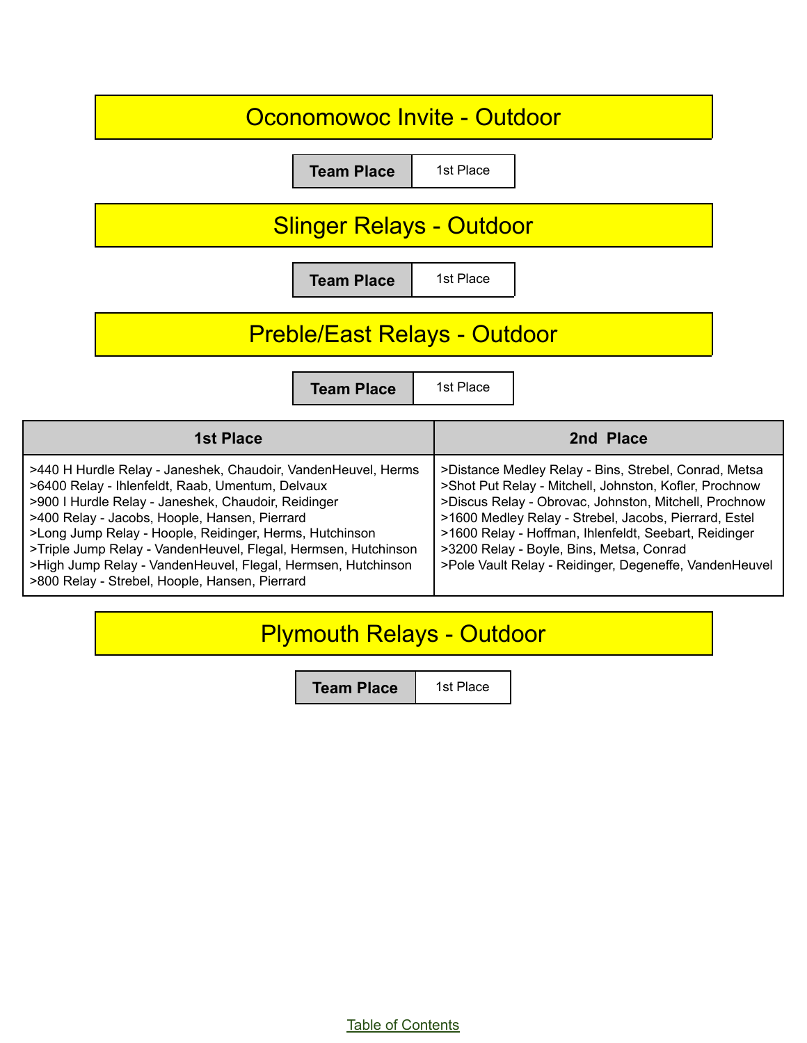## Oconomowoc Invite - Outdoor

| Team Place | 1st Place |
| --- | --- |

## Slinger Relays - Outdoor

| Team Place | 1st Place |
| --- | --- |

## Preble/East Relays - Outdoor

| Team Place | 1st Place |
| --- | --- |

| 1st Place | 2nd Place |
| --- | --- |
| >440 H Hurdle Relay - Janeshek, Chaudoir, VandenHeuvel, Herms<br>>6400 Relay - Ihlenfeldt, Raab, Umentum, Delvaux<br>>900 I Hurdle Relay - Janeshek, Chaudoir, Reidinger<br>>400 Relay - Jacobs, Hoople, Hansen, Pierrard<br>>Long Jump Relay - Hoople, Reidinger, Herms, Hutchinson<br>>Triple Jump Relay - VandenHeuvel, Flegal, Hermsen, Hutchinson<br>>High Jump Relay - VandenHeuvel, Flegal, Hermsen, Hutchinson<br>>800 Relay - Strebel, Hoople, Hansen, Pierrard | >Distance Medley Relay - Bins, Strebel, Conrad, Metsa<br>>Shot Put Relay - Mitchell, Johnston, Kofler, Prochnow<br>>Discus Relay - Obrovac, Johnston, Mitchell, Prochnow<br>>1600 Medley Relay - Strebel, Jacobs, Pierrard, Estel<br>>1600 Relay - Hoffman, Ihlenfeldt, Seebart, Reidinger<br>>3200 Relay - Boyle, Bins, Metsa, Conrad<br>>Pole Vault Relay - Reidinger, Degeneffe, VandenHeuvel |

## Plymouth Relays - Outdoor

| Team Place | 1st Place |
| --- | --- |

Table of Contents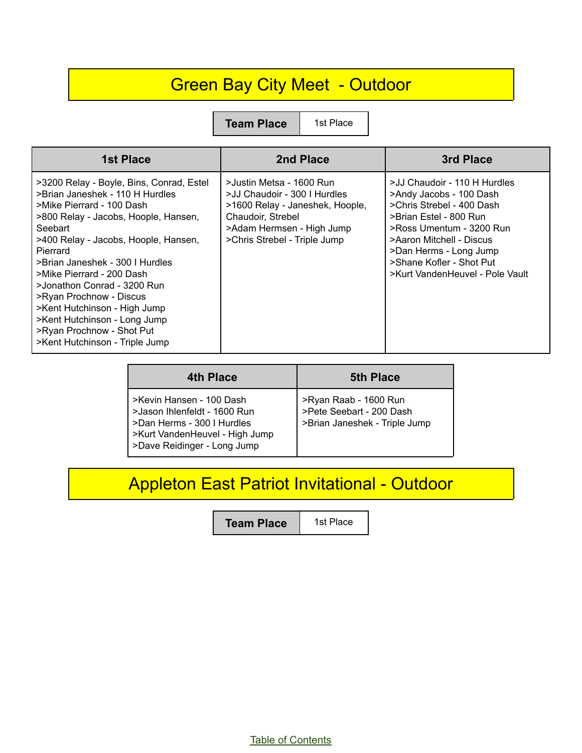# Green Bay City Meet - Outdoor

| Team Place | 1st Place |
|---|---|

| 1st Place | 2nd Place | 3rd Place |
|---|---|---|
| >3200 Relay - Boyle, Bins, Conrad, Estel<br>>Brian Janeshek - 110 H Hurdles<br>>Mike Pierrard - 100 Dash<br>>800 Relay - Jacobs, Hoople, Hansen, Seebart<br>>400 Relay - Jacobs, Hoople, Hansen, Pierrard<br>>Brian Janeshek - 300 I Hurdles<br>>Mike Pierrard - 200 Dash<br>>Jonathon Conrad - 3200 Run<br>>Ryan Prochnow - Discus<br>>Kent Hutchinson - High Jump<br>>Kent Hutchinson - Long Jump<br>>Ryan Prochnow - Shot Put<br>>Kent Hutchinson - Triple Jump | >Justin Metsa - 1600 Run<br>>JJ Chaudoir - 300 I Hurdles<br>>1600 Relay - Janeshek, Hoople, Chaudoir, Strebel<br>>Adam Hermsen - High Jump<br>>Chris Strebel - Triple Jump | >JJ Chaudoir - 110 H Hurdles<br>>Andy Jacobs - 100 Dash<br>>Chris Strebel - 400 Dash<br>>Brian Estel - 800 Run<br>>Ross Umentum - 3200 Run<br>>Aaron Mitchell - Discus<br>>Dan Herms - Long Jump<br>>Shane Kofler - Shot Put<br>>Kurt VandenHeuvel - Pole Vault |

| 4th Place | 5th Place |
|---|---|
| >Kevin Hansen - 100 Dash<br>>Jason Ihlenfeldt - 1600 Run<br>>Dan Herms - 300 I Hurdles<br>>Kurt VandenHeuvel - High Jump<br>>Dave Reidinger - Long Jump | >Ryan Raab - 1600 Run<br>>Pete Seebart - 200 Dash<br>>Brian Janeshek - Triple Jump |

# Appleton East Patriot Invitational - Outdoor

| Team Place | 1st Place |
|---|---|

Table of Contents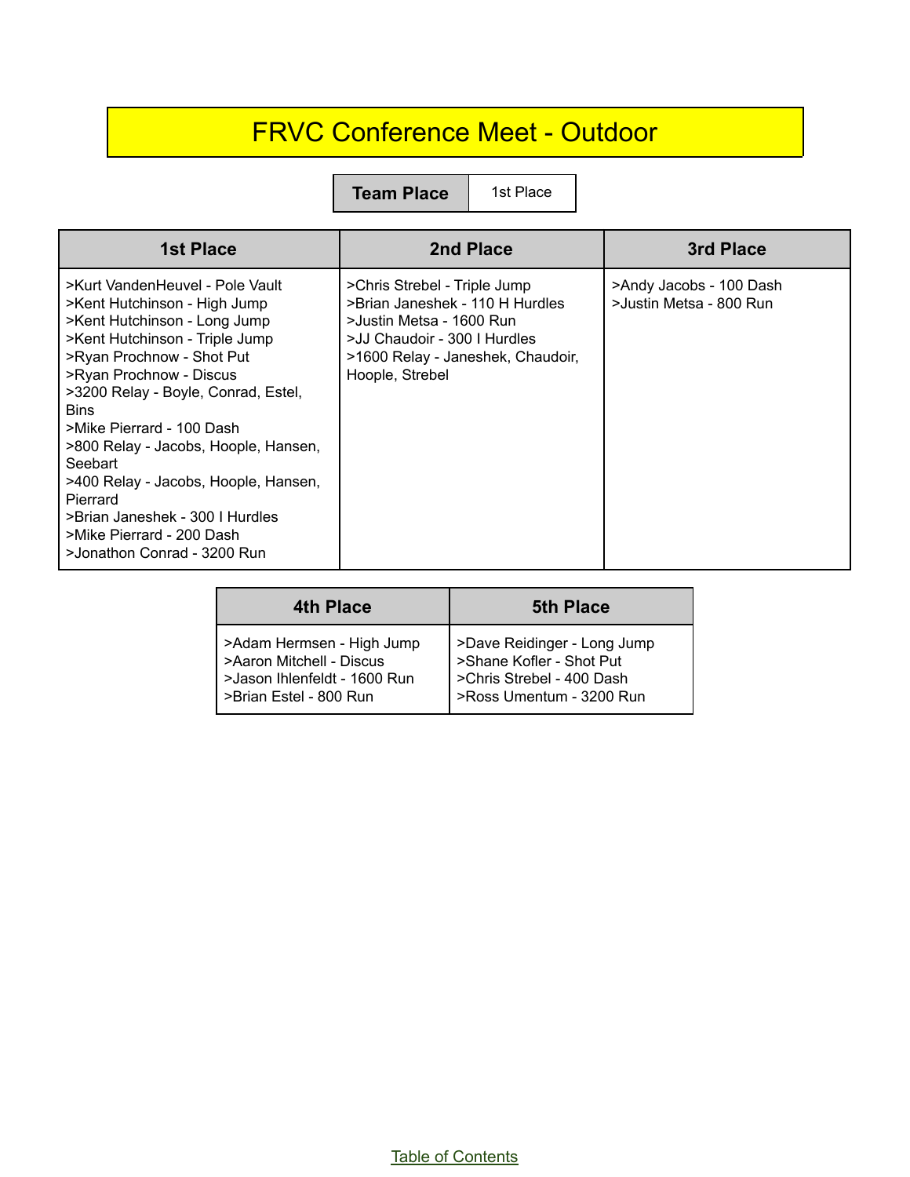# FRVC Conference Meet - Outdoor

| Team Place | 1st Place |
|---|---|

| 1st Place | 2nd Place | 3rd Place |
|---|---|---|
| >Kurt VandenHeuvel - Pole Vault<br>>Kent Hutchinson - High Jump<br>>Kent Hutchinson - Long Jump<br>>Kent Hutchinson - Triple Jump<br>>Ryan Prochnow - Shot Put<br>>Ryan Prochnow - Discus<br>>3200 Relay - Boyle, Conrad, Estel, Bins<br>>Mike Pierrard - 100 Dash<br>>800 Relay - Jacobs, Hoople, Hansen, Seebart<br>>400 Relay - Jacobs, Hoople, Hansen, Pierrard<br>>Brian Janeshek - 300 I Hurdles<br>>Mike Pierrard - 200 Dash<br>>Jonathon Conrad - 3200 Run | >Chris Strebel - Triple Jump<br>>Brian Janeshek - 110 H Hurdles<br>>Justin Metsa - 1600 Run<br>>JJ Chaudoir - 300 I Hurdles<br>>1600 Relay - Janeshek, Chaudoir, Hoople, Strebel | >Andy Jacobs - 100 Dash<br>>Justin Metsa - 800 Run |

| 4th Place | 5th Place |
|---|---|
| >Adam Hermsen - High Jump<br>>Aaron Mitchell - Discus<br>>Jason Ihlenfeldt - 1600 Run<br>>Brian Estel - 800 Run | >Dave Reidinger - Long Jump<br>>Shane Kofler - Shot Put<br>>Chris Strebel - 400 Dash<br>>Ross Umentum - 3200 Run |

Table of Contents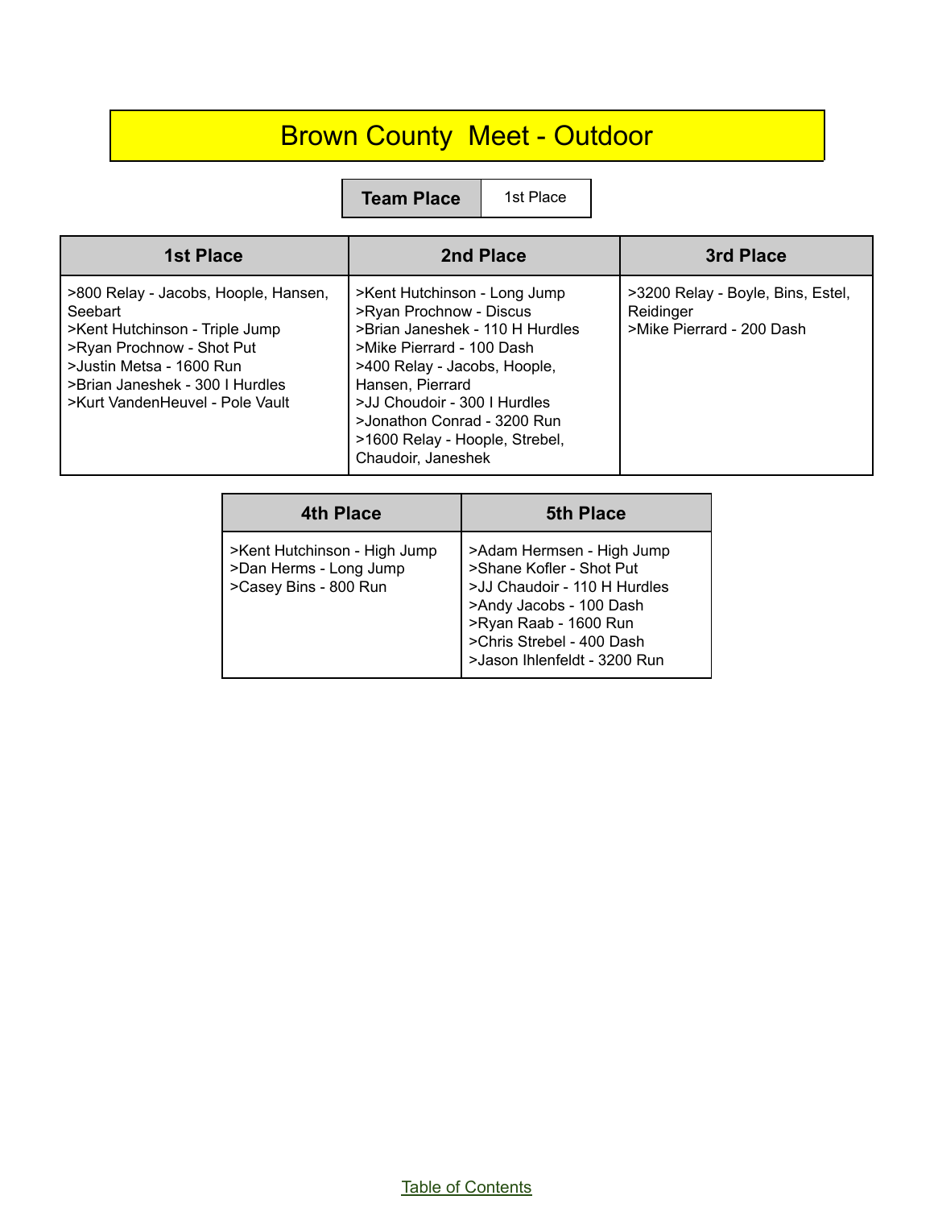# Brown County Meet - Outdoor

| Team Place | 1st Place |
|---|---|

| 1st Place | 2nd Place | 3rd Place |
|---|---|---|
| >800 Relay - Jacobs, Hoople, Hansen, Seebart<br>>Kent Hutchinson - Triple Jump<br>>Ryan Prochnow - Shot Put<br>>Justin Metsa - 1600 Run<br>>Brian Janeshek - 300 I Hurdles<br>>Kurt VandenHeuvel - Pole Vault | >Kent Hutchinson - Long Jump<br>>Ryan Prochnow - Discus<br>>Brian Janeshek - 110 H Hurdles<br>>Mike Pierrard - 100 Dash<br>>400 Relay - Jacobs, Hoople, Hansen, Pierrard<br>>JJ Choudoir - 300 I Hurdles<br>>Jonathon Conrad - 3200 Run<br>>1600 Relay - Hoople, Strebel, Chaudoir, Janeshek | >3200 Relay - Boyle, Bins, Estel, Reidinger<br>>Mike Pierrard - 200 Dash |

| 4th Place | 5th Place |
|---|---|
| >Kent Hutchinson - High Jump<br>>Dan Herms - Long Jump<br>>Casey Bins - 800 Run | >Adam Hermsen - High Jump<br>>Shane Kofler - Shot Put<br>>JJ Chaudoir - 110 H Hurdles<br>>Andy Jacobs - 100 Dash<br>>Ryan Raab - 1600 Run<br>>Chris Strebel - 400 Dash<br>>Jason Ihlenfeldt - 3200 Run |

Table of Contents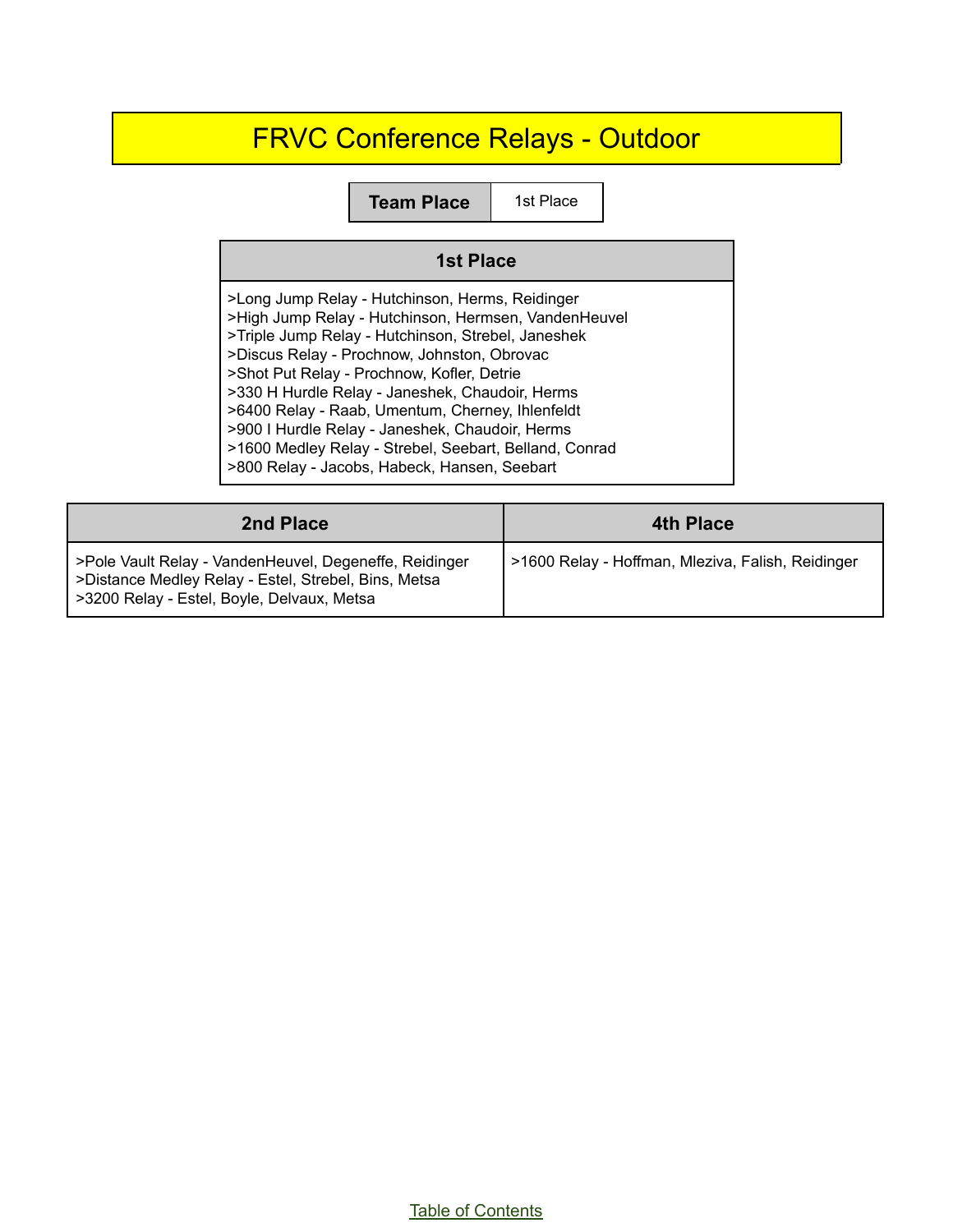# FRVC Conference Relays - Outdoor

| Team Place | 1st Place |
|---|---|

| 1st Place |
|---|
| >Long Jump Relay - Hutchinson, Herms, Reidinger<br>>High Jump Relay - Hutchinson, Hermsen, VandenHeuvel<br>>Triple Jump Relay - Hutchinson, Strebel, Janeshek<br>>Discus Relay - Prochnow, Johnston, Obrovac<br>>Shot Put Relay - Prochnow, Kofler, Detrie<br>>330 H Hurdle Relay - Janeshek, Chaudoir, Herms<br>>6400 Relay - Raab, Umentum, Cherney, Ihlenfeldt<br>>900 I Hurdle Relay - Janeshek, Chaudoir, Herms<br>>1600 Medley Relay - Strebel, Seebart, Belland, Conrad<br>>800 Relay - Jacobs, Habeck, Hansen, Seebart |

| 2nd Place | 4th Place |
|---|---|
| >Pole Vault Relay - VandenHeuvel, Degeneffe, Reidinger<br>>Distance Medley Relay - Estel, Strebel, Bins, Metsa<br>>3200 Relay - Estel, Boyle, Delvaux, Metsa | >1600 Relay - Hoffman, Mleziva, Falish, Reidinger |

Table of Contents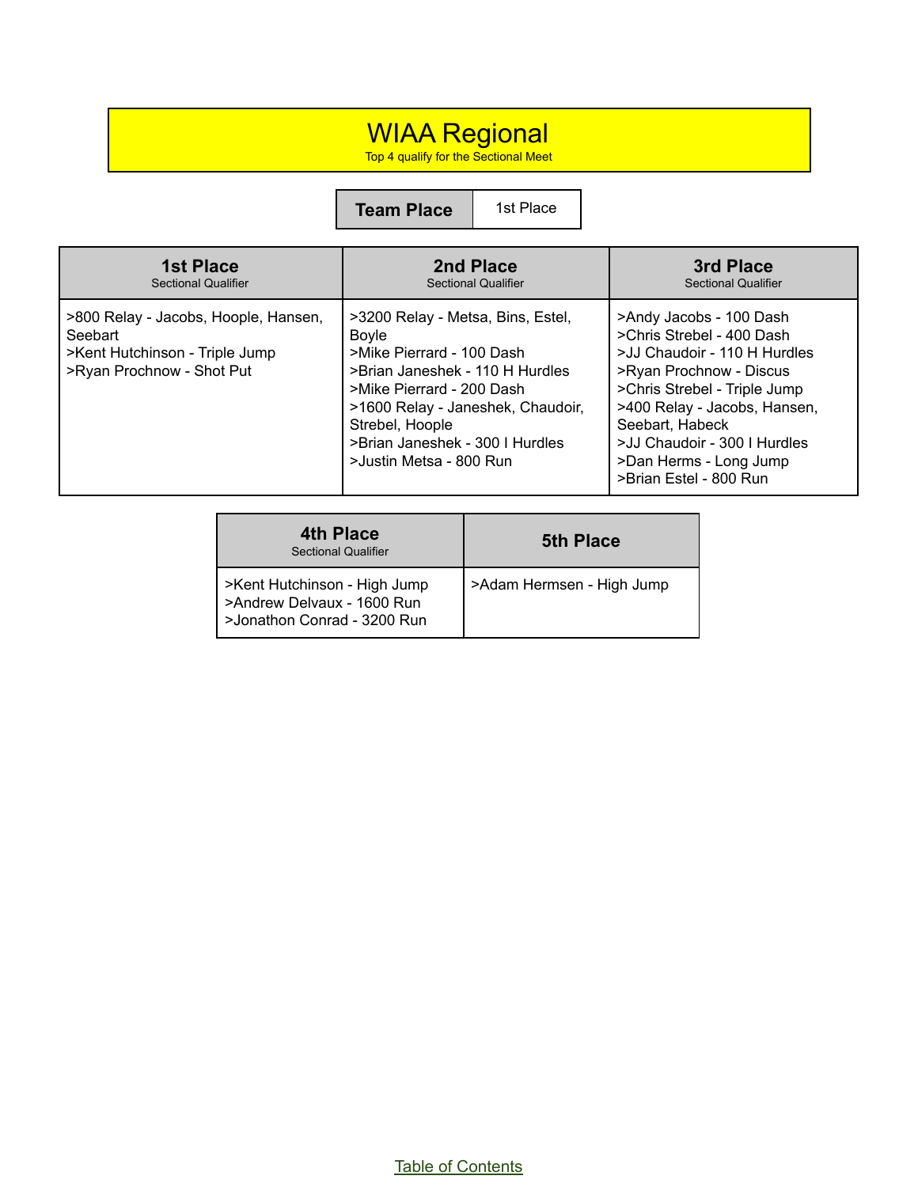# WIAA Regional

Top 4 qualify for the Sectional Meet

| Team Place | 1st Place |
|---|---|

| 1st Place<br>Sectional Qualifier | 2nd Place<br>Sectional Qualifier | 3rd Place<br>Sectional Qualifier |
|---|---|---|
| >800 Relay - Jacobs, Hoople, Hansen, Seebart<br>>Kent Hutchinson - Triple Jump<br>>Ryan Prochnow - Shot Put | >3200 Relay - Metsa, Bins, Estel, Boyle<br>>Mike Pierrard - 100 Dash<br>>Brian Janeshek - 110 H Hurdles<br>>Mike Pierrard - 200 Dash<br>>1600 Relay - Janeshek, Chaudoir, Strebel, Hoople<br>>Brian Janeshek - 300 I Hurdles<br>>Justin Metsa - 800 Run | >Andy Jacobs - 100 Dash<br>>Chris Strebel - 400 Dash<br>>JJ Chaudoir - 110 H Hurdles<br>>Ryan Prochnow - Discus<br>>Chris Strebel - Triple Jump<br>>400 Relay - Jacobs, Hansen, Seebart, Habeck<br>>JJ Chaudoir - 300 I Hurdles<br>>Dan Herms - Long Jump<br>>Brian Estel - 800 Run |

| 4th Place<br>Sectional Qualifier | 5th Place |
|---|---|
| >Kent Hutchinson - High Jump<br>>Andrew Delvaux - 1600 Run<br>>Jonathon Conrad - 3200 Run | >Adam Hermsen - High Jump |

Table of Contents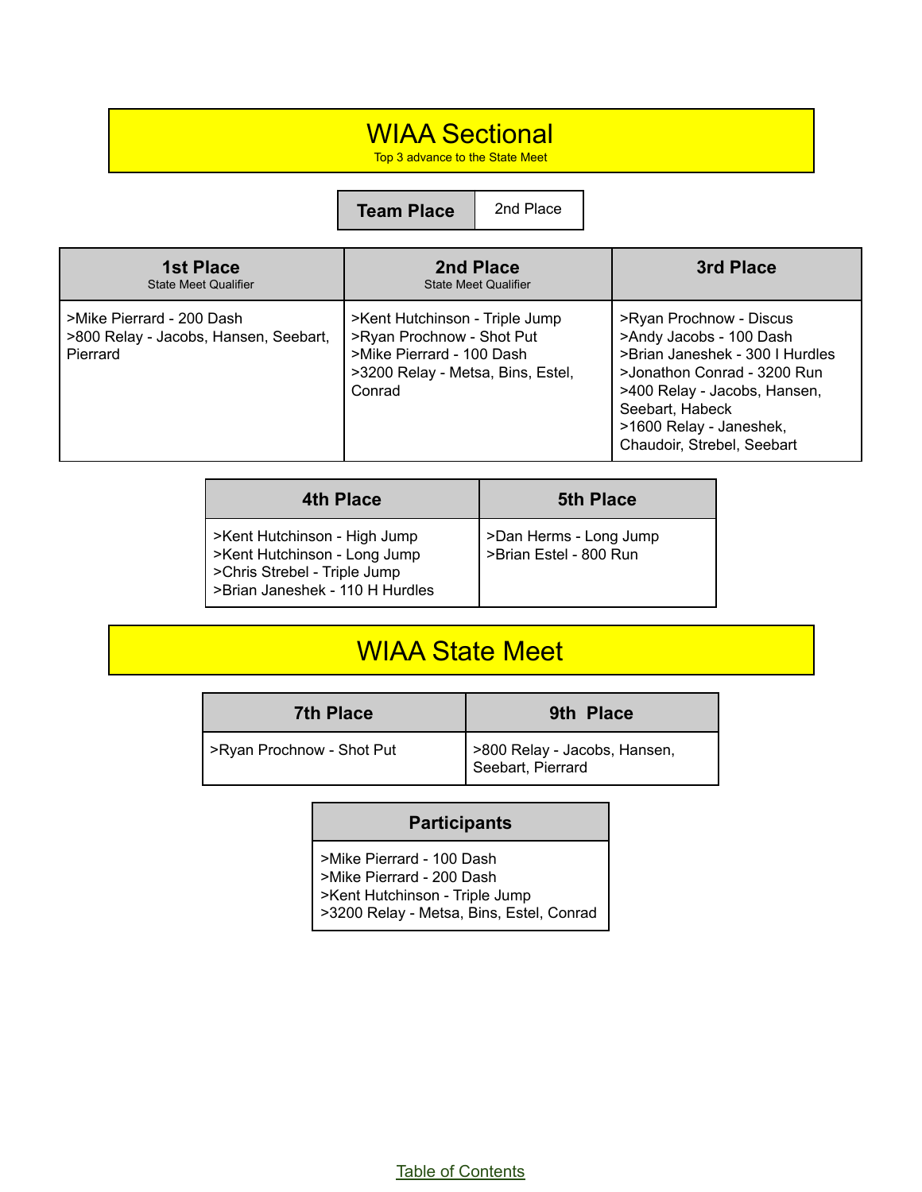# WIAA Sectional

Top 3 advance to the State Meet

| Team Place | 2nd Place |
| --- | --- |

| 1st Place<br>State Meet Qualifier | 2nd Place<br>State Meet Qualifier | 3rd Place |
| --- | --- | --- |
| >Mike Pierrard - 200 Dash<br>>800 Relay - Jacobs, Hansen, Seebart, Pierrard | >Kent Hutchinson - Triple Jump<br>>Ryan Prochnow - Shot Put<br>>Mike Pierrard - 100 Dash<br>>3200 Relay - Metsa, Bins, Estel, Conrad | >Ryan Prochnow - Discus<br>>Andy Jacobs - 100 Dash<br>>Brian Janeshek - 300 I Hurdles<br>>Jonathon Conrad - 3200 Run<br>>400 Relay - Jacobs, Hansen, Seebart, Habeck<br>>1600 Relay - Janeshek, Chaudoir, Strebel, Seebart |

| 4th Place | 5th Place |
| --- | --- |
| >Kent Hutchinson - High Jump<br>>Kent Hutchinson - Long Jump<br>>Chris Strebel - Triple Jump<br>>Brian Janeshek - 110 H Hurdles | >Dan Herms - Long Jump<br>>Brian Estel - 800 Run |

# WIAA State Meet

| 7th Place | 9th Place |
| --- | --- |
| >Ryan Prochnow - Shot Put | >800 Relay - Jacobs, Hansen, Seebart, Pierrard |

| Participants |
| --- |
| >Mike Pierrard - 100 Dash<br>>Mike Pierrard - 200 Dash<br>>Kent Hutchinson - Triple Jump<br>>3200 Relay - Metsa, Bins, Estel, Conrad |

Table of Contents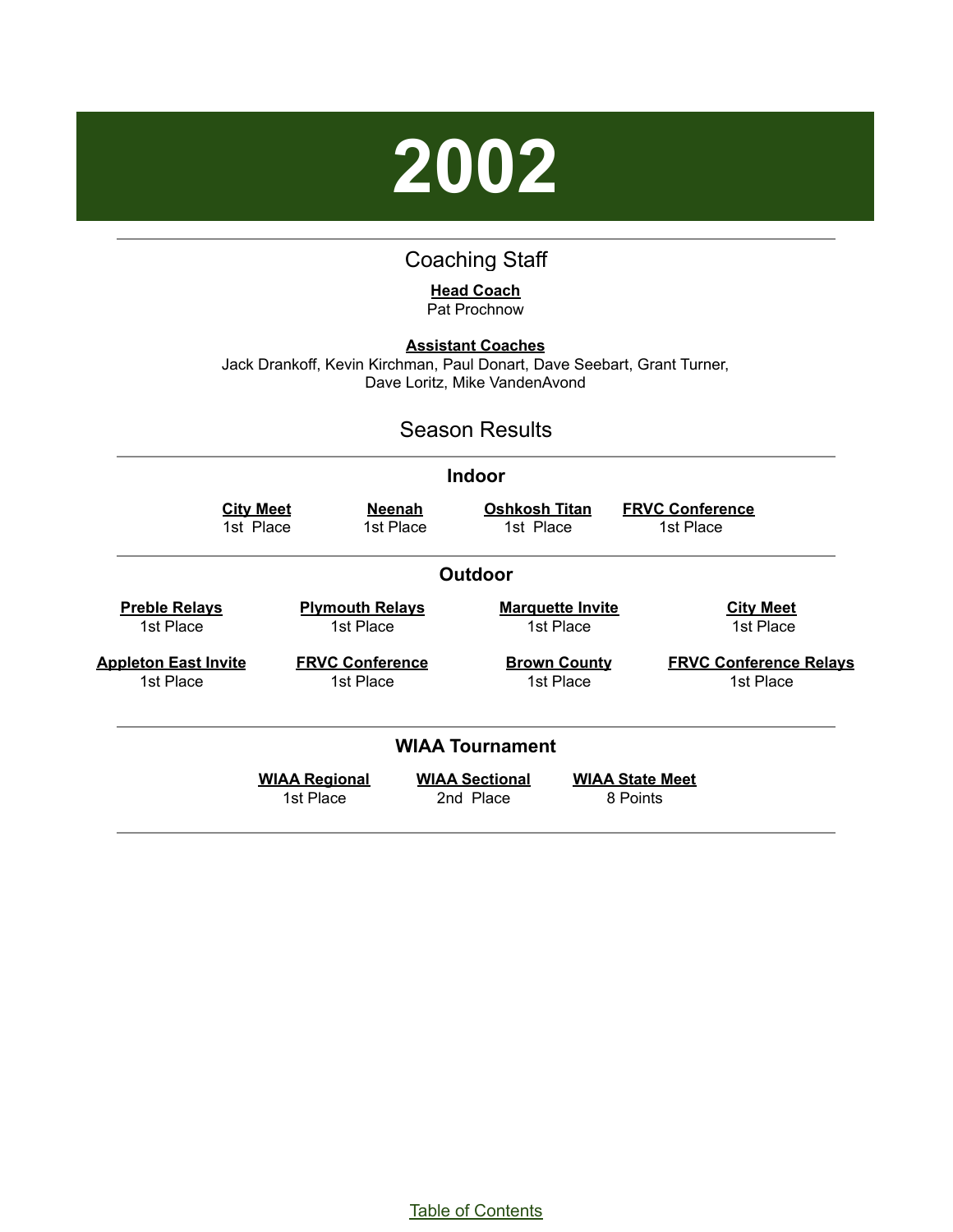# 2002

## Coaching Staff

**Head Coach**
Pat Prochnow

**Assistant Coaches**
Jack Drankoff, Kevin Kirchman, Paul Donart, Dave Seebart, Grant Turner, Dave Loritz, Mike VandenAvond

## Season Results

### Indoor

| City Meet | Neenah | Oshkosh Titan | FRVC Conference |
|---|---|---|---|
| 1st Place | 1st Place | 1st Place | 1st Place |

### Outdoor

| Preble Relays | Plymouth Relays | Marquette Invite | City Meet |
|---|---|---|---|
| 1st Place | 1st Place | 1st Place | 1st Place |
| **Appleton East Invite** | **FRVC Conference** | **Brown County** | **FRVC Conference Relays** |
| 1st Place | 1st Place | 1st Place | 1st Place |

### WIAA Tournament

| WIAA Regional | WIAA Sectional | WIAA State Meet |
|---|---|---|
| 1st Place | 2nd Place | 8 Points |

Table of Contents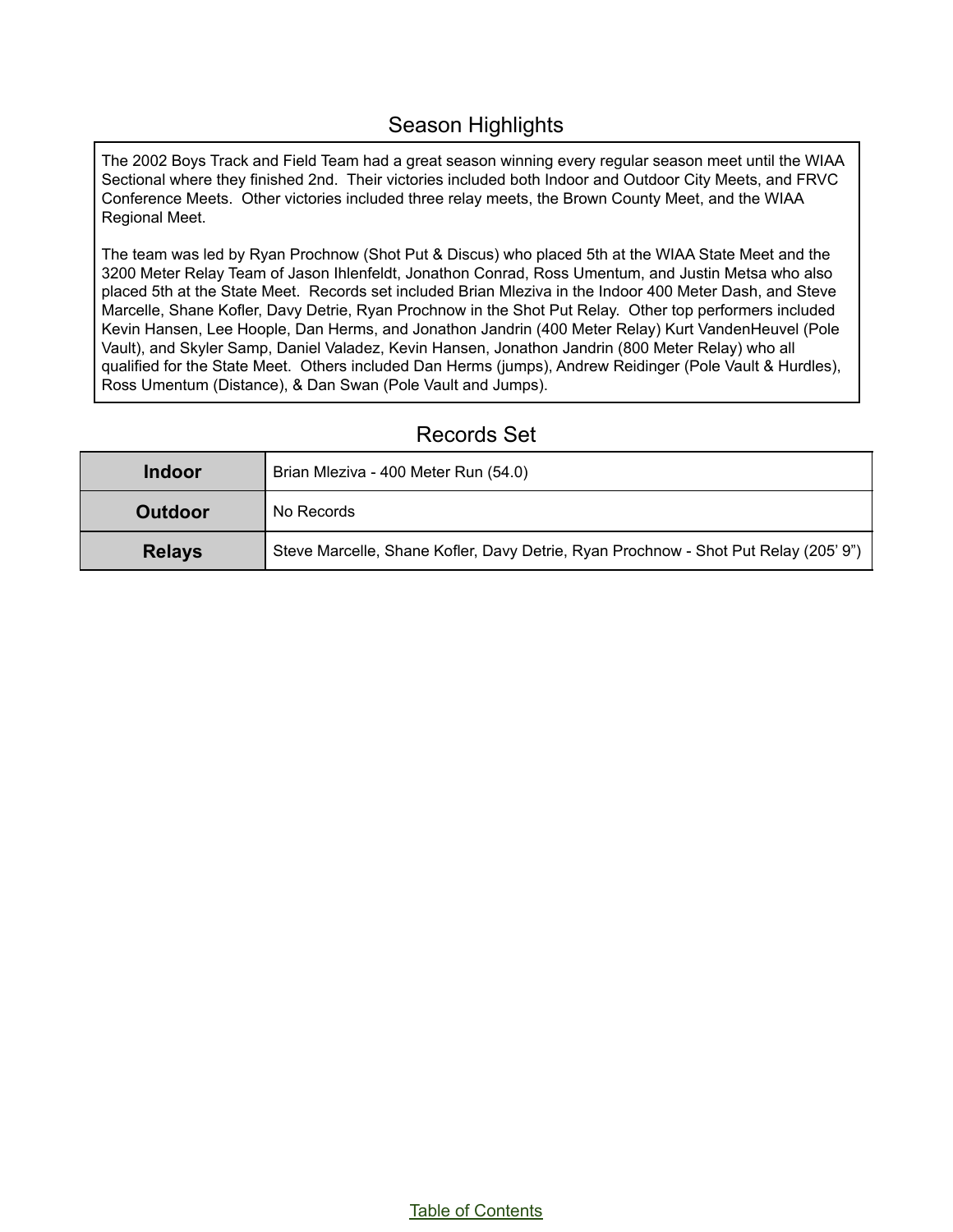## Season Highlights

The 2002 Boys Track and Field Team had a great season winning every regular season meet until the WIAA Sectional where they finished 2nd. Their victories included both Indoor and Outdoor City Meets, and FRVC Conference Meets. Other victories included three relay meets, the Brown County Meet, and the WIAA Regional Meet.

The team was led by Ryan Prochnow (Shot Put & Discus) who placed 5th at the WIAA State Meet and the 3200 Meter Relay Team of Jason Ihlenfeldt, Jonathon Conrad, Ross Umentum, and Justin Metsa who also placed 5th at the State Meet. Records set included Brian Mleziva in the Indoor 400 Meter Dash, and Steve Marcelle, Shane Kofler, Davy Detrie, Ryan Prochnow in the Shot Put Relay. Other top performers included Kevin Hansen, Lee Hoople, Dan Herms, and Jonathon Jandrin (400 Meter Relay) Kurt VandenHeuvel (Pole Vault), and Skyler Samp, Daniel Valadez, Kevin Hansen, Jonathon Jandrin (800 Meter Relay) who all qualified for the State Meet. Others included Dan Herms (jumps), Andrew Reidinger (Pole Vault & Hurdles), Ross Umentum (Distance), & Dan Swan (Pole Vault and Jumps).

## Records Set

| | |
|---|---|
| **Indoor** | Brian Mleziva - 400 Meter Run (54.0) |
| **Outdoor** | No Records |
| **Relays** | Steve Marcelle, Shane Kofler, Davy Detrie, Ryan Prochnow - Shot Put Relay (205' 9") |

Table of Contents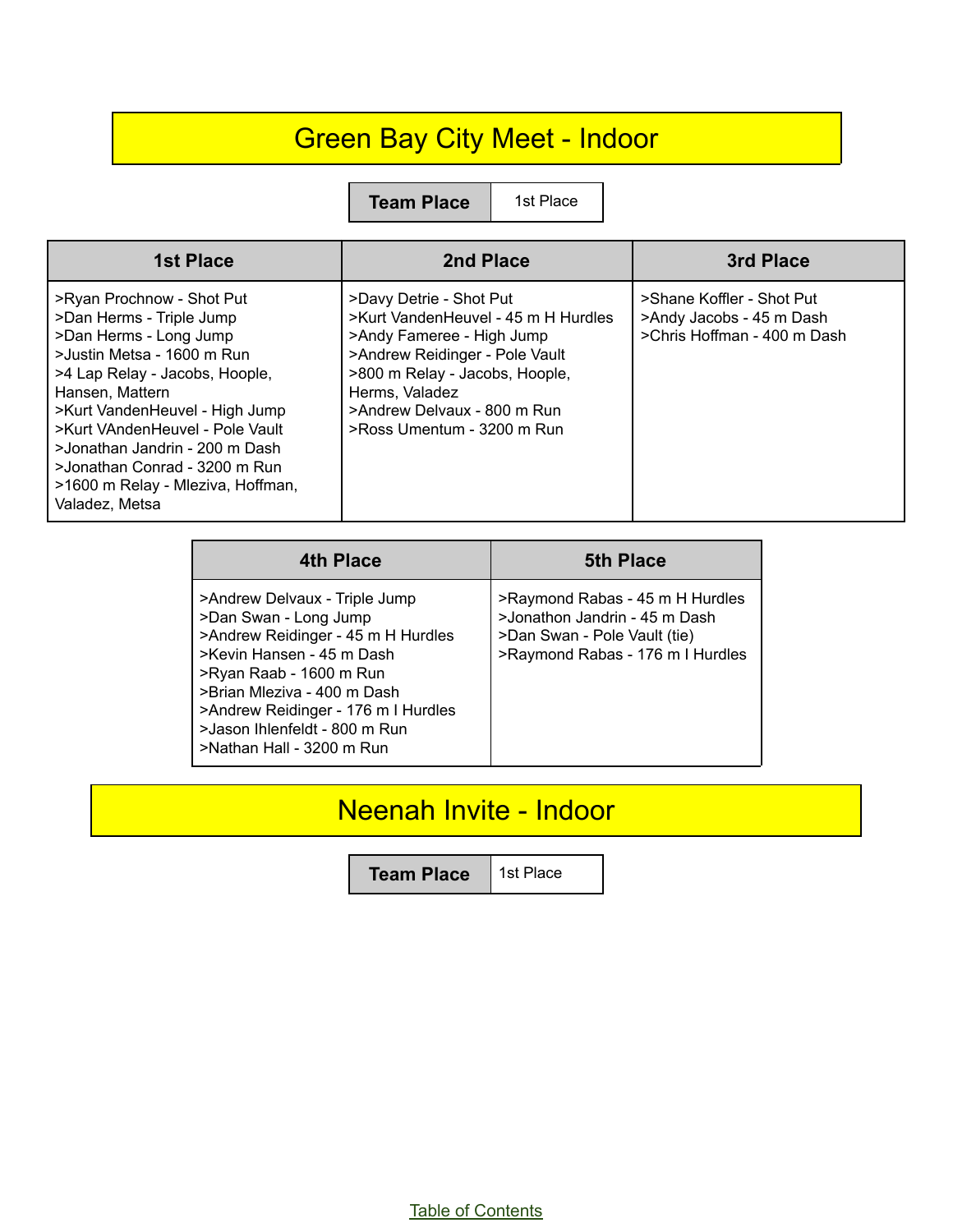# Green Bay City Meet - Indoor

| Team Place | 1st Place |
|---|---|

| 1st Place | 2nd Place | 3rd Place |
|---|---|---|
| >Ryan Prochnow - Shot Put<br>>Dan Herms - Triple Jump<br>>Dan Herms - Long Jump<br>>Justin Metsa - 1600 m Run<br>>4 Lap Relay - Jacobs, Hoople, Hansen, Mattern<br>>Kurt VandenHeuvel - High Jump<br>>Kurt VAndenHeuvel - Pole Vault<br>>Jonathan Jandrin - 200 m Dash<br>>Jonathan Conrad - 3200 m Run<br>>1600 m Relay - Mleziva, Hoffman, Valadez, Metsa | >Davy Detrie - Shot Put<br>>Kurt VandenHeuvel - 45 m H Hurdles<br>>Andy Fameree - High Jump<br>>Andrew Reidinger - Pole Vault<br>>800 m Relay - Jacobs, Hoople, Herms, Valadez<br>>Andrew Delvaux - 800 m Run<br>>Ross Umentum - 3200 m Run | >Shane Koffler - Shot Put<br>>Andy Jacobs - 45 m Dash<br>>Chris Hoffman - 400 m Dash |

| 4th Place | 5th Place |
|---|---|
| >Andrew Delvaux - Triple Jump<br>>Dan Swan - Long Jump<br>>Andrew Reidinger - 45 m H Hurdles<br>>Kevin Hansen - 45 m Dash<br>>Ryan Raab - 1600 m Run<br>>Brian Mleziva - 400 m Dash<br>>Andrew Reidinger - 176 m I Hurdles<br>>Jason Ihlenfeldt - 800 m Run<br>>Nathan Hall - 3200 m Run | >Raymond Rabas - 45 m H Hurdles<br>>Jonathon Jandrin - 45 m Dash<br>>Dan Swan - Pole Vault (tie)<br>>Raymond Rabas - 176 m I Hurdles |

# Neenah Invite - Indoor

| Team Place | 1st Place |
|---|---|

Table of Contents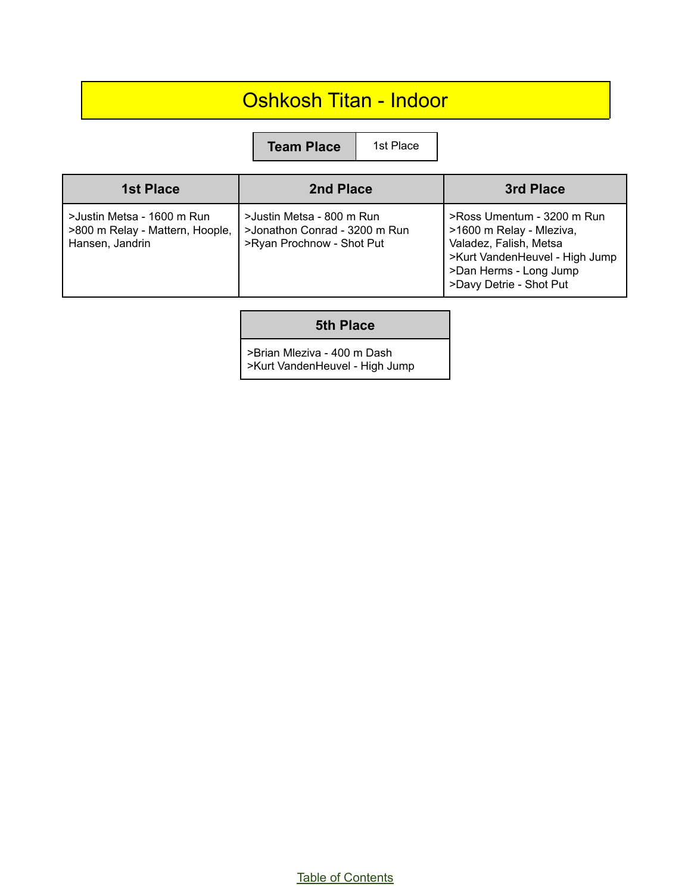# Oshkosh Titan - Indoor

| Team Place | 1st Place |
|---|---|

| 1st Place | 2nd Place | 3rd Place |
|---|---|---|
| >Justin Metsa - 1600 m Run<br>>800 m Relay - Mattern, Hoople, Hansen, Jandrin | >Justin Metsa - 800 m Run<br>>Jonathon Conrad - 3200 m Run<br>>Ryan Prochnow - Shot Put | >Ross Umentum - 3200 m Run<br>>1600 m Relay - Mleziva, Valadez, Falish, Metsa<br>>Kurt VandenHeuvel - High Jump<br>>Dan Herms - Long Jump<br>>Davy Detrie - Shot Put |

| 5th Place |
|---|
| >Brian Mleziva - 400 m Dash<br>>Kurt VandenHeuvel - High Jump |

Table of Contents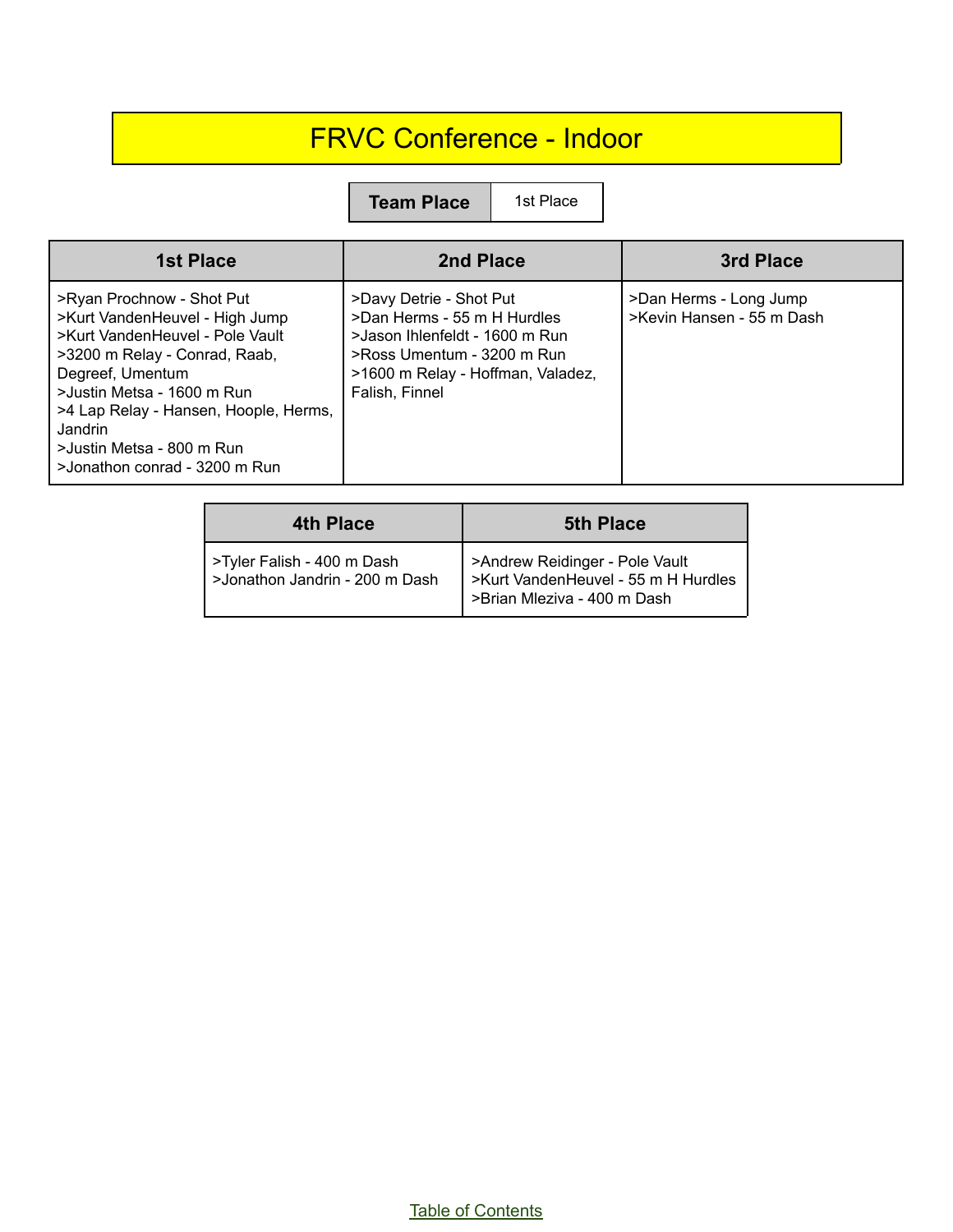# FRVC Conference - Indoor

| **Team Place** | 1st Place |
|---|---|

| 1st Place | 2nd Place | 3rd Place |
|---|---|---|
| >Ryan Prochnow - Shot Put<br>>Kurt VandenHeuvel - High Jump<br>>Kurt VandenHeuvel - Pole Vault<br>>3200 m Relay - Conrad, Raab, Degreef, Umentum<br>>Justin Metsa - 1600 m Run<br>>4 Lap Relay - Hansen, Hoople, Herms, Jandrin<br>>Justin Metsa - 800 m Run<br>>Jonathon conrad - 3200 m Run | >Davy Detrie - Shot Put<br>>Dan Herms - 55 m H Hurdles<br>>Jason Ihlenfeldt - 1600 m Run<br>>Ross Umentum - 3200 m Run<br>>1600 m Relay - Hoffman, Valadez, Falish, Finnel | >Dan Herms - Long Jump<br>>Kevin Hansen - 55 m Dash |

| 4th Place | 5th Place |
|---|---|
| >Tyler Falish - 400 m Dash<br>>Jonathon Jandrin - 200 m Dash | >Andrew Reidinger - Pole Vault<br>>Kurt VandenHeuvel - 55 m H Hurdles<br>>Brian Mleziva - 400 m Dash |

Table of Contents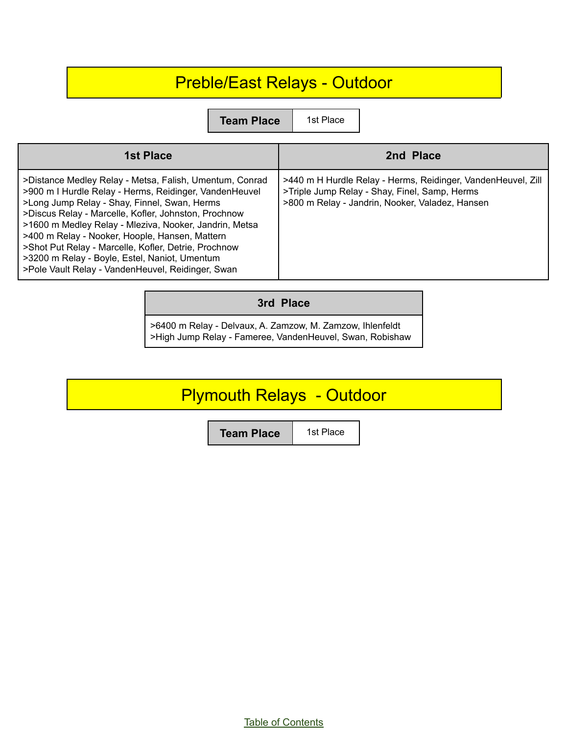# Preble/East Relays - Outdoor

| Team Place | 1st Place |
| --- | --- |

| 1st Place | 2nd Place |
| --- | --- |
| >Distance Medley Relay - Metsa, Falish, Umentum, Conrad<br>>900 m I Hurdle Relay - Herms, Reidinger, VandenHeuvel<br>>Long Jump Relay - Shay, Finnel, Swan, Herms<br>>Discus Relay - Marcelle, Kofler, Johnston, Prochnow<br>>1600 m Medley Relay - Mleziva, Nooker, Jandrin, Metsa<br>>400 m Relay - Nooker, Hoople, Hansen, Mattern<br>>Shot Put Relay - Marcelle, Kofler, Detrie, Prochnow<br>>3200 m Relay - Boyle, Estel, Naniot, Umentum<br>>Pole Vault Relay - VandenHeuvel, Reidinger, Swan | >440 m H Hurdle Relay - Herms, Reidinger, VandenHeuvel, Zill<br>>Triple Jump Relay - Shay, Finel, Samp, Herms<br>>800 m Relay - Jandrin, Nooker, Valadez, Hansen |

| 3rd Place |
| --- |
| >6400 m Relay - Delvaux, A. Zamzow, M. Zamzow, Ihlenfeldt<br>>High Jump Relay - Fameree, VandenHeuvel, Swan, Robishaw |

# Plymouth Relays - Outdoor

| Team Place | 1st Place |
| --- | --- |

Table of Contents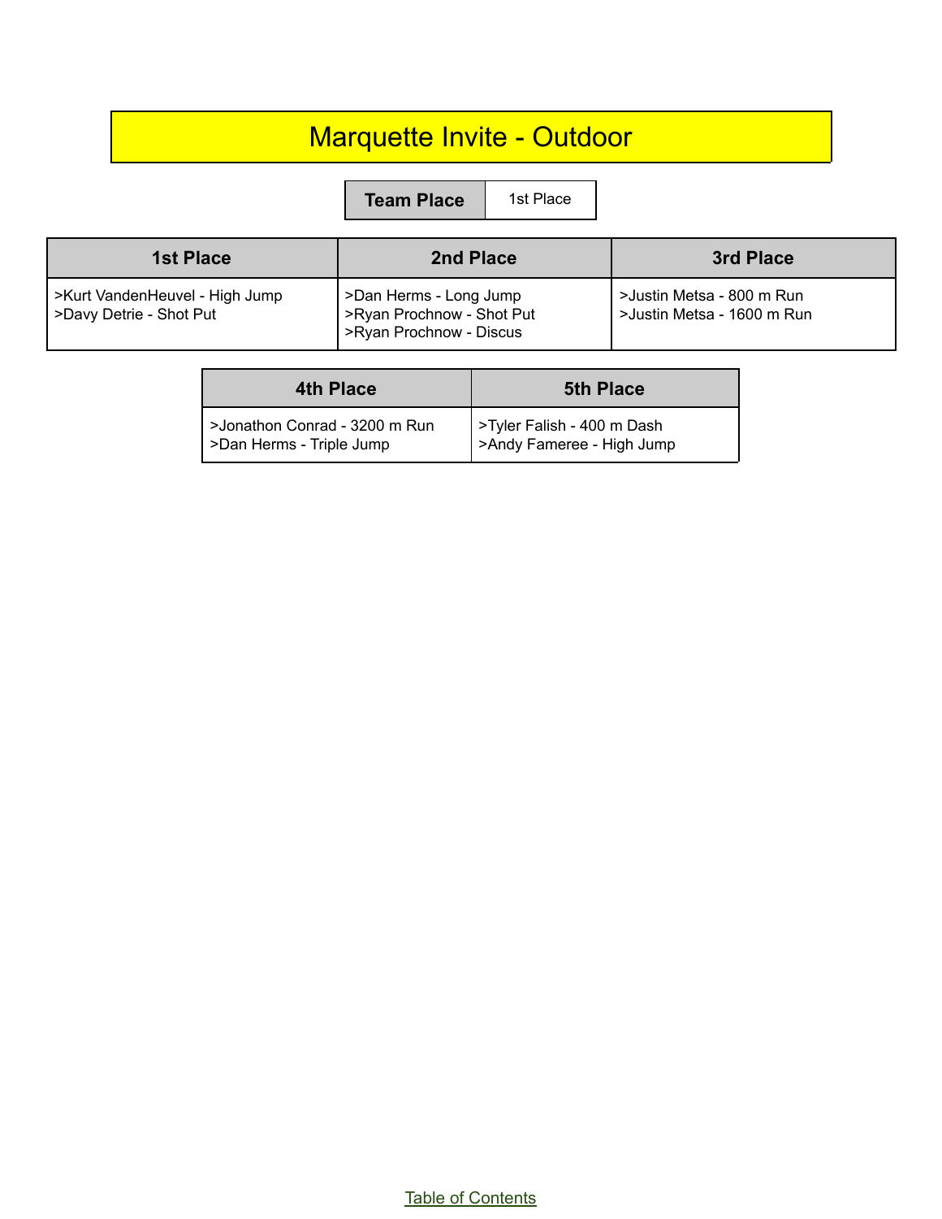# Marquette Invite - Outdoor

| Team Place | 1st Place |
| --- | --- |

| 1st Place | 2nd Place | 3rd Place |
| --- | --- | --- |
| >Kurt VandenHeuvel - High Jump<br>>Davy Detrie - Shot Put | >Dan Herms - Long Jump<br>>Ryan Prochnow - Shot Put<br>>Ryan Prochnow - Discus | >Justin Metsa - 800 m Run<br>>Justin Metsa - 1600 m Run |

| 4th Place | 5th Place |
| --- | --- |
| >Jonathon Conrad - 3200 m Run<br>>Dan Herms - Triple Jump | >Tyler Falish - 400 m Dash<br>>Andy Fameree - High Jump |

Table of Contents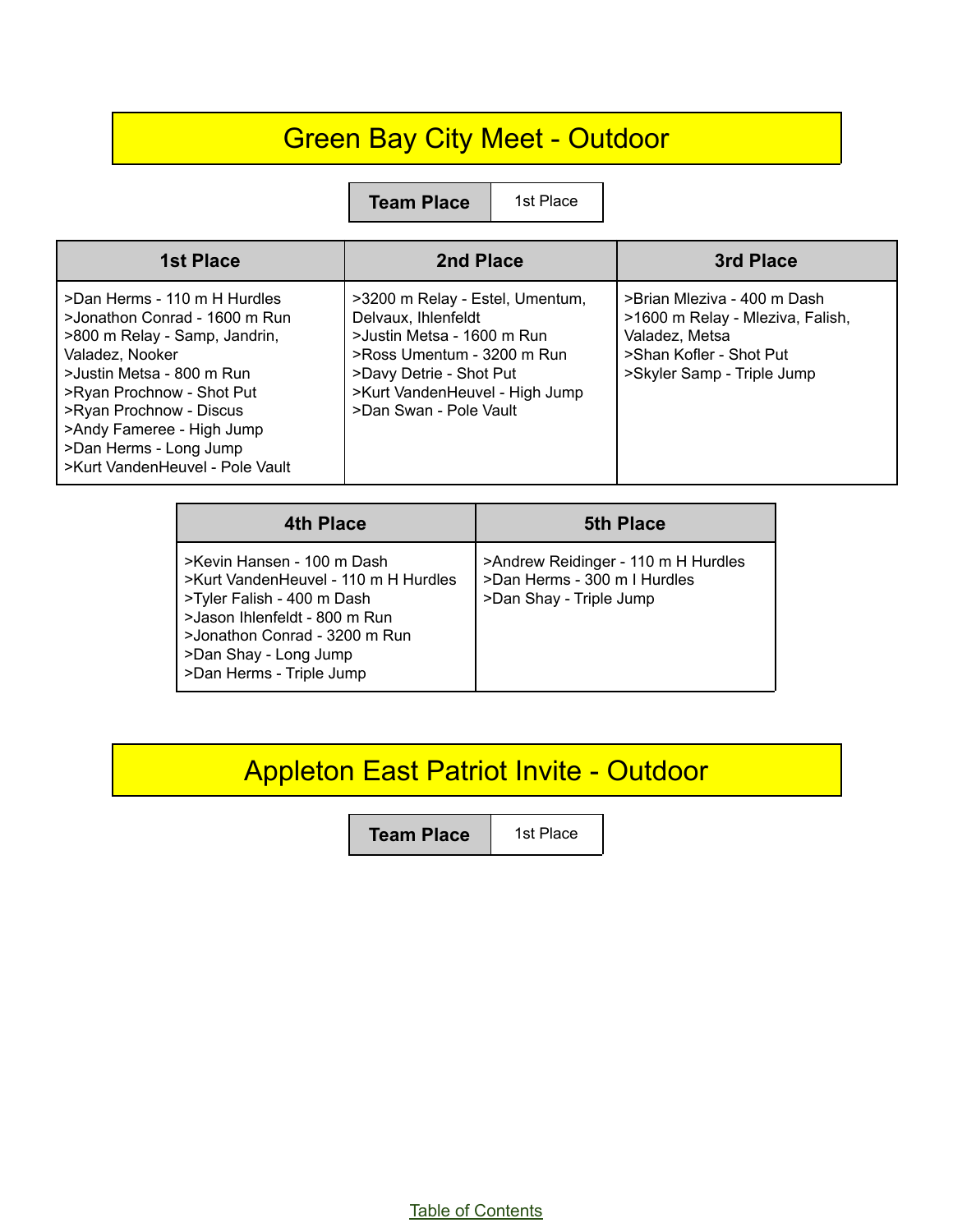# Green Bay City Meet - Outdoor

| Team Place | 1st Place |
| --- | --- |

| 1st Place | 2nd Place | 3rd Place |
| --- | --- | --- |
| >Dan Herms - 110 m H Hurdles<br>>Jonathon Conrad - 1600 m Run<br>>800 m Relay - Samp, Jandrin, Valadez, Nooker<br>>Justin Metsa - 800 m Run<br>>Ryan Prochnow - Shot Put<br>>Ryan Prochnow - Discus<br>>Andy Fameree - High Jump<br>>Dan Herms - Long Jump<br>>Kurt VandenHeuvel - Pole Vault | >3200 m Relay - Estel, Umentum, Delvaux, Ihlenfeldt<br>>Justin Metsa - 1600 m Run<br>>Ross Umentum - 3200 m Run<br>>Davy Detrie - Shot Put<br>>Kurt VandenHeuvel - High Jump<br>>Dan Swan - Pole Vault | >Brian Mleziva - 400 m Dash<br>>1600 m Relay - Mleziva, Falish, Valadez, Metsa<br>>Shan Kofler - Shot Put<br>>Skyler Samp - Triple Jump |

| 4th Place | 5th Place |
| --- | --- |
| >Kevin Hansen - 100 m Dash<br>>Kurt VandenHeuvel - 110 m H Hurdles<br>>Tyler Falish - 400 m Dash<br>>Jason Ihlenfeldt - 800 m Run<br>>Jonathon Conrad - 3200 m Run<br>>Dan Shay - Long Jump<br>>Dan Herms - Triple Jump | >Andrew Reidinger - 110 m H Hurdles<br>>Dan Herms - 300 m I Hurdles<br>>Dan Shay - Triple Jump |

# Appleton East Patriot Invite - Outdoor

| Team Place | 1st Place |
| --- | --- |

Table of Contents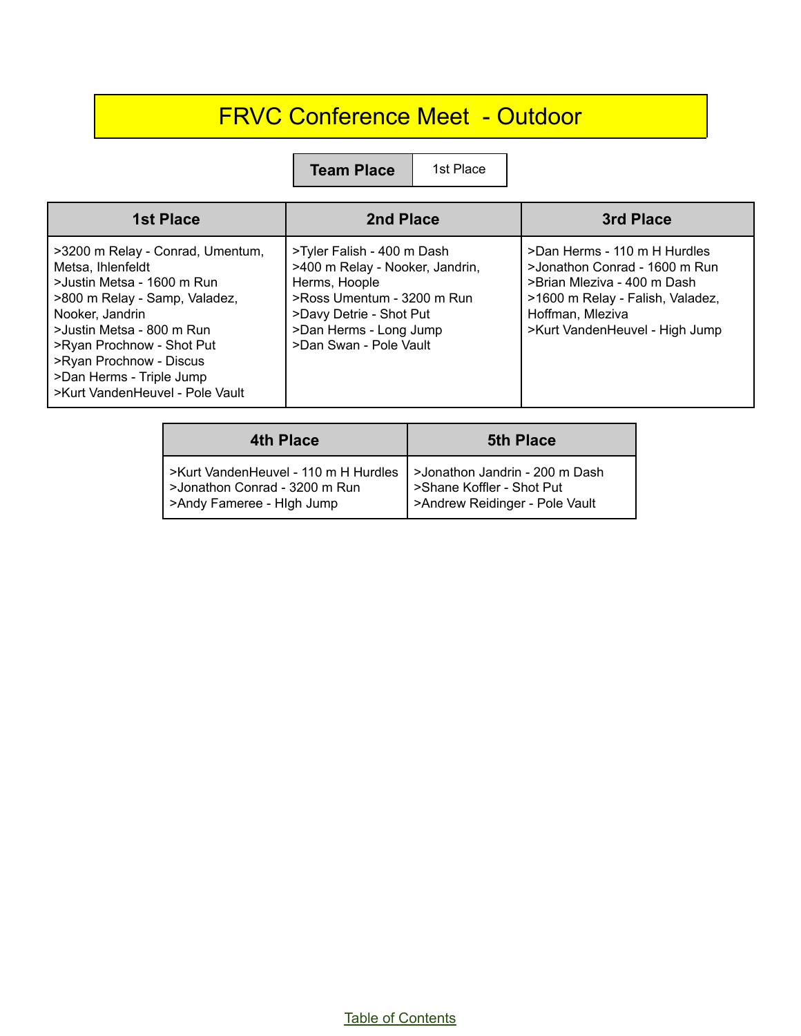# FRVC Conference Meet - Outdoor

| Team Place | 1st Place |
|---|---|

| 1st Place | 2nd Place | 3rd Place |
|---|---|---|
| >3200 m Relay - Conrad, Umentum, Metsa, Ihlenfeldt<br>>Justin Metsa - 1600 m Run<br>>800 m Relay - Samp, Valadez, Nooker, Jandrin<br>>Justin Metsa - 800 m Run<br>>Ryan Prochnow - Shot Put<br>>Ryan Prochnow - Discus<br>>Dan Herms - Triple Jump<br>>Kurt VandenHeuvel - Pole Vault | >Tyler Falish - 400 m Dash<br>>400 m Relay - Nooker, Jandrin, Herms, Hoople<br>>Ross Umentum - 3200 m Run<br>>Davy Detrie - Shot Put<br>>Dan Herms - Long Jump<br>>Dan Swan - Pole Vault | >Dan Herms - 110 m H Hurdles<br>>Jonathon Conrad - 1600 m Run<br>>Brian Mleziva - 400 m Dash<br>>1600 m Relay - Falish, Valadez, Hoffman, Mleziva<br>>Kurt VandenHeuvel - High Jump |

| 4th Place | 5th Place |
|---|---|
| >Kurt VandenHeuvel - 110 m H Hurdles<br>>Jonathon Conrad - 3200 m Run<br>>Andy Fameree - HIgh Jump | >Jonathon Jandrin - 200 m Dash<br>>Shane Koffler - Shot Put<br>>Andrew Reidinger - Pole Vault |

Table of Contents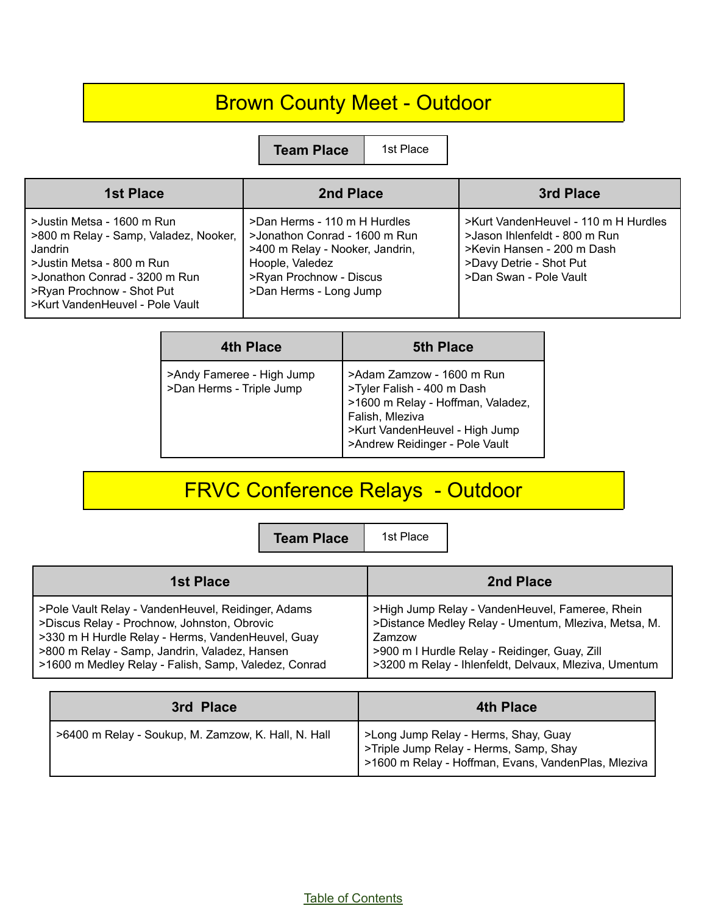# Brown County Meet - Outdoor

| Team Place | 1st Place |
|---|---|

| 1st Place | 2nd Place | 3rd Place |
|---|---|---|
| >Justin Metsa - 1600 m Run<br>>800 m Relay - Samp, Valadez, Nooker, Jandrin<br>>Justin Metsa - 800 m Run<br>>Jonathon Conrad - 3200 m Run<br>>Ryan Prochnow - Shot Put<br>>Kurt VandenHeuvel - Pole Vault | >Dan Herms - 110 m H Hurdles<br>>Jonathon Conrad - 1600 m Run<br>>400 m Relay - Nooker, Jandrin, Hoople, Valedez<br>>Ryan Prochnow - Discus<br>>Dan Herms - Long Jump | >Kurt VandenHeuvel - 110 m H Hurdles<br>>Jason Ihlenfeldt - 800 m Run<br>>Kevin Hansen - 200 m Dash<br>>Davy Detrie - Shot Put<br>>Dan Swan - Pole Vault |

| 4th Place | 5th Place |
|---|---|
| >Andy Fameree - High Jump<br>>Dan Herms - Triple Jump | >Adam Zamzow - 1600 m Run<br>>Tyler Falish - 400 m Dash<br>>1600 m Relay - Hoffman, Valadez, Falish, Mleziva<br>>Kurt VandenHeuvel - High Jump<br>>Andrew Reidinger - Pole Vault |

# FRVC Conference Relays - Outdoor

| Team Place | 1st Place |
|---|---|

| 1st Place | 2nd Place |
|---|---|
| >Pole Vault Relay - VandenHeuvel, Reidinger, Adams<br>>Discus Relay - Prochnow, Johnston, Obrovic<br>>330 m H Hurdle Relay - Herms, VandenHeuvel, Guay<br>>800 m Relay - Samp, Jandrin, Valadez, Hansen<br>>1600 m Medley Relay - Falish, Samp, Valedez, Conrad | >High Jump Relay - VandenHeuvel, Fameree, Rhein<br>>Distance Medley Relay - Umentum, Mleziva, Metsa, M. Zamzow<br>>900 m I Hurdle Relay - Reidinger, Guay, Zill<br>>3200 m Relay - Ihlenfeldt, Delvaux, Mleziva, Umentum |

| 3rd Place | 4th Place |
|---|---|
| >6400 m Relay - Soukup, M. Zamzow, K. Hall, N. Hall | >Long Jump Relay - Herms, Shay, Guay<br>>Triple Jump Relay - Herms, Samp, Shay<br>>1600 m Relay - Hoffman, Evans, VandenPlas, Mleziva |

Table of Contents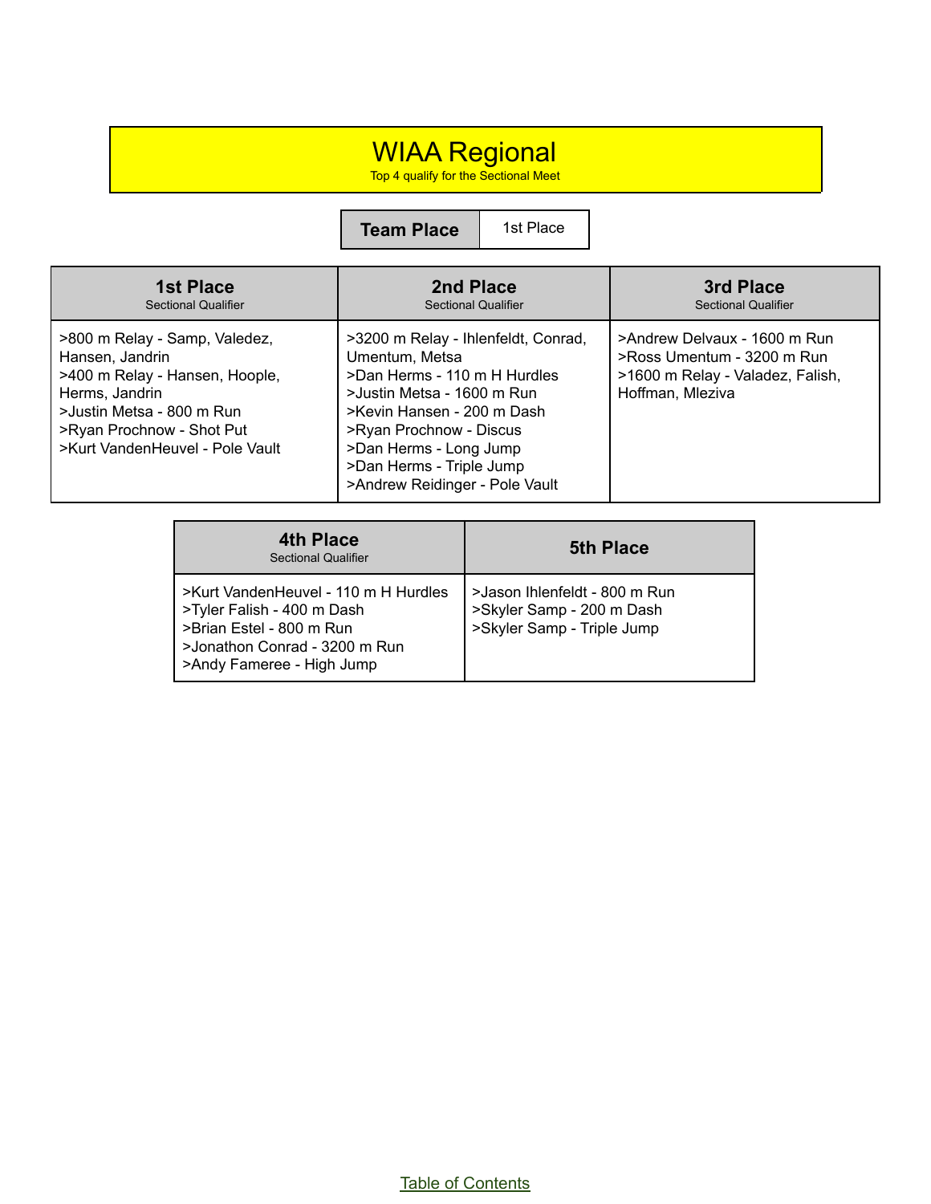# WIAA Regional

Top 4 qualify for the Sectional Meet

| Team Place | 1st Place |
|---|---|

| 1st Place<br>Sectional Qualifier | 2nd Place<br>Sectional Qualifier | 3rd Place<br>Sectional Qualifier |
|---|---|---|
| >800 m Relay - Samp, Valedez, Hansen, Jandrin<br>>400 m Relay - Hansen, Hoople, Herms, Jandrin<br>>Justin Metsa - 800 m Run<br>>Ryan Prochnow - Shot Put<br>>Kurt VandenHeuvel - Pole Vault | >3200 m Relay - Ihlenfeldt, Conrad, Umentum, Metsa<br>>Dan Herms - 110 m H Hurdles<br>>Justin Metsa - 1600 m Run<br>>Kevin Hansen - 200 m Dash<br>>Ryan Prochnow - Discus<br>>Dan Herms - Long Jump<br>>Dan Herms - Triple Jump<br>>Andrew Reidinger - Pole Vault | >Andrew Delvaux - 1600 m Run<br>>Ross Umentum - 3200 m Run<br>>1600 m Relay - Valadez, Falish, Hoffman, Mleziva |

| 4th Place<br>Sectional Qualifier | 5th Place |
|---|---|
| >Kurt VandenHeuvel - 110 m H Hurdles<br>>Tyler Falish - 400 m Dash<br>>Brian Estel - 800 m Run<br>>Jonathon Conrad - 3200 m Run<br>>Andy Fameree - High Jump | >Jason Ihlenfeldt - 800 m Run<br>>Skyler Samp - 200 m Dash<br>>Skyler Samp - Triple Jump |

Table of Contents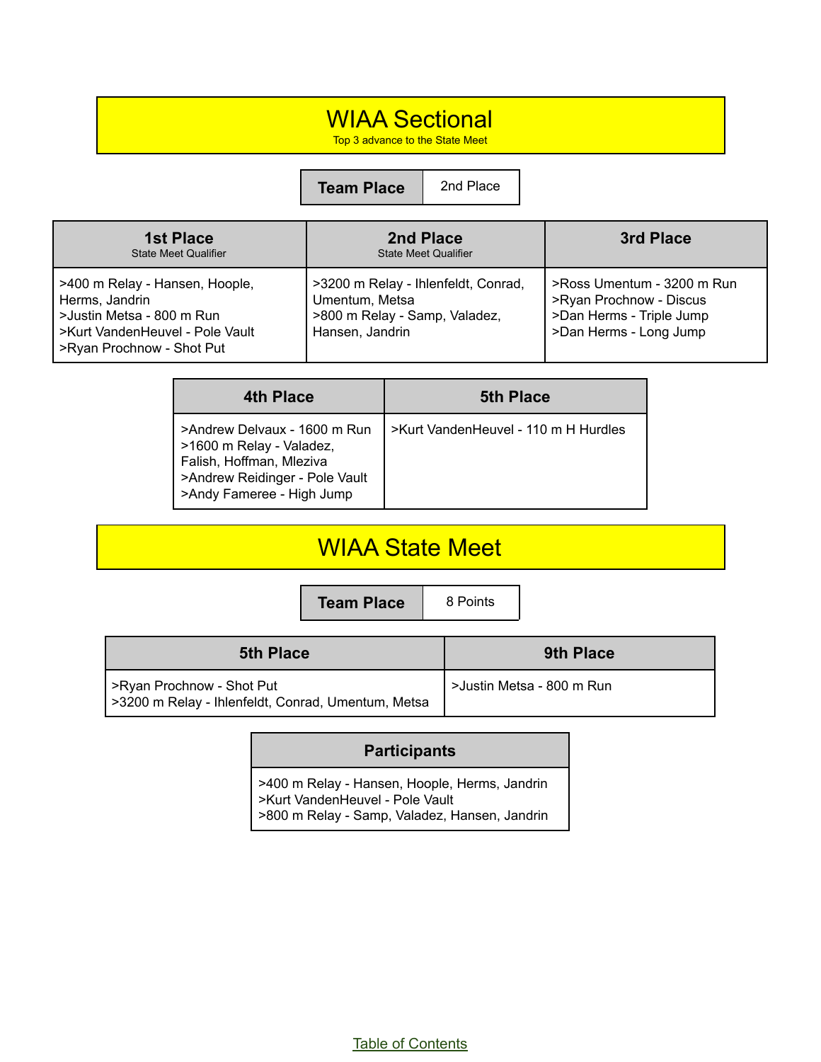# WIAA Sectional

Top 3 advance to the State Meet

| Team Place | 2nd Place |
| --- | --- |

| 1st Place<br>State Meet Qualifier | 2nd Place<br>State Meet Qualifier | 3rd Place |
| --- | --- | --- |
| >400 m Relay - Hansen, Hoople, Herms, Jandrin<br>>Justin Metsa - 800 m Run<br>>Kurt VandenHeuvel - Pole Vault<br>>Ryan Prochnow - Shot Put | >3200 m Relay - Ihlenfeldt, Conrad, Umentum, Metsa<br>>800 m Relay - Samp, Valadez, Hansen, Jandrin | >Ross Umentum - 3200 m Run<br>>Ryan Prochnow - Discus<br>>Dan Herms - Triple Jump<br>>Dan Herms - Long Jump |

| 4th Place | 5th Place |
| --- | --- |
| >Andrew Delvaux - 1600 m Run<br>>1600 m Relay - Valadez, Falish, Hoffman, Mleziva<br>>Andrew Reidinger - Pole Vault<br>>Andy Fameree - High Jump | >Kurt VandenHeuvel - 110 m H Hurdles |

# WIAA State Meet

| Team Place | 8 Points |
| --- | --- |

| 5th Place | 9th Place |
| --- | --- |
| >Ryan Prochnow - Shot Put<br>>3200 m Relay - Ihlenfeldt, Conrad, Umentum, Metsa | >Justin Metsa - 800 m Run |

| Participants |
| --- |
| >400 m Relay - Hansen, Hoople, Herms, Jandrin<br>>Kurt VandenHeuvel - Pole Vault<br>>800 m Relay - Samp, Valadez, Hansen, Jandrin |

Table of Contents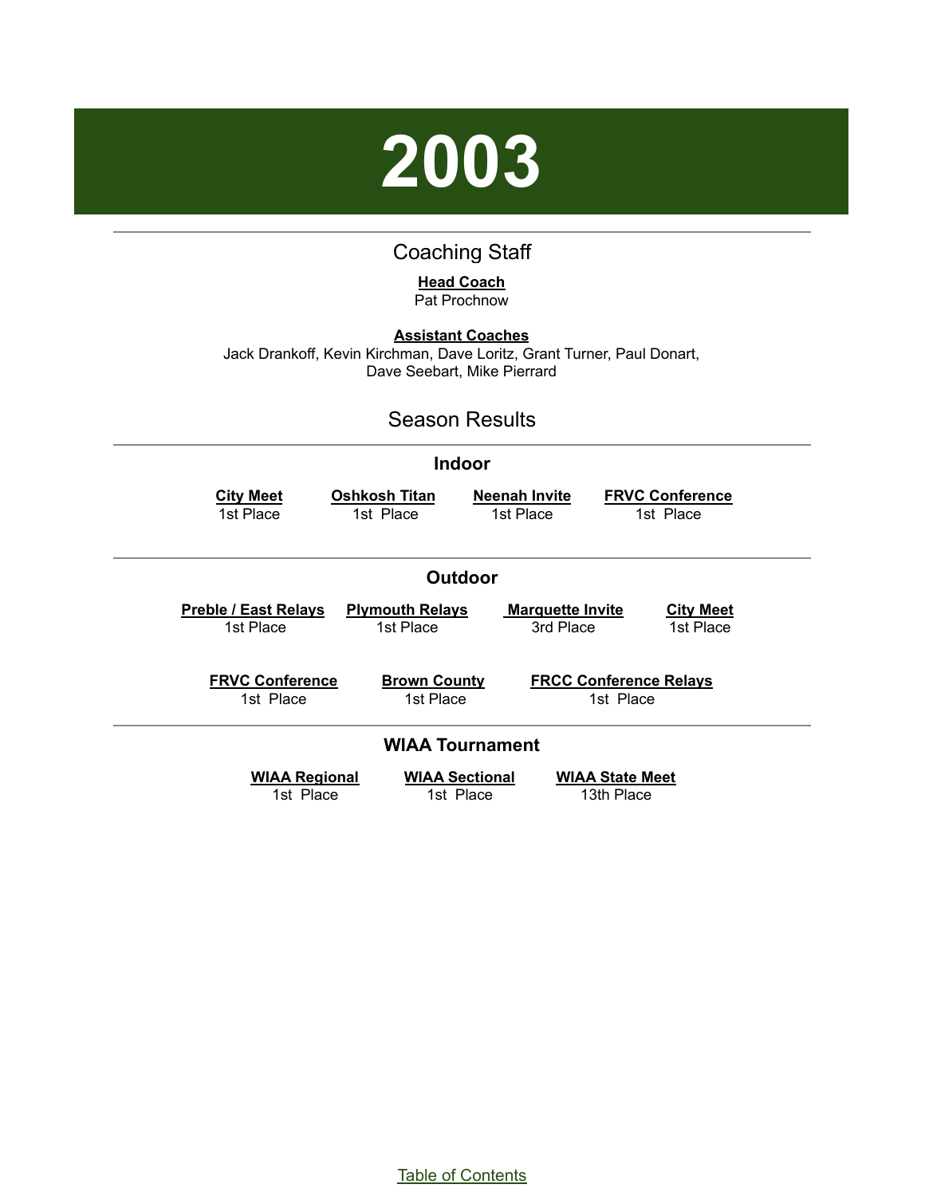# 2003

## Coaching Staff

**Head Coach**
Pat Prochnow

**Assistant Coaches**
Jack Drankoff, Kevin Kirchman, Dave Loritz, Grant Turner, Paul Donart, Dave Seebart, Mike Pierrard

## Season Results

### Indoor

| City Meet | Oshkosh Titan | Neenah Invite | FRVC Conference |
| --- | --- | --- | --- |
| 1st Place | 1st Place | 1st Place | 1st Place |

### Outdoor

| Preble / East Relays | Plymouth Relays | Marquette Invite | City Meet |
| --- | --- | --- | --- |
| 1st Place | 1st Place | 3rd Place | 1st Place |

| FRVC Conference | Brown County | FRCC Conference Relays |
| --- | --- | --- |
| 1st Place | 1st Place | 1st Place |

### WIAA Tournament

| WIAA Regional | WIAA Sectional | WIAA State Meet |
| --- | --- | --- |
| 1st Place | 1st Place | 13th Place |

Table of Contents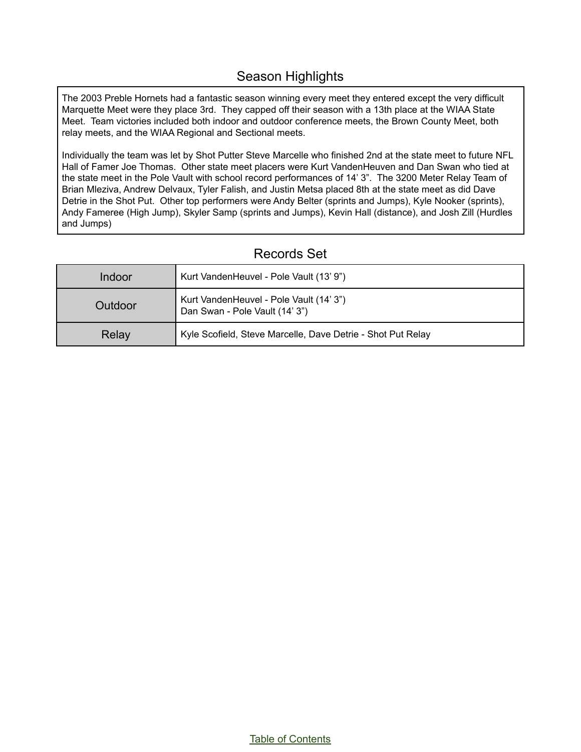## Season Highlights

The 2003 Preble Hornets had a fantastic season winning every meet they entered except the very difficult Marquette Meet were they place 3rd. They capped off their season with a 13th place at the WIAA State Meet. Team victories included both indoor and outdoor conference meets, the Brown County Meet, both relay meets, and the WIAA Regional and Sectional meets.

Individually the team was let by Shot Putter Steve Marcelle who finished 2nd at the state meet to future NFL Hall of Famer Joe Thomas. Other state meet placers were Kurt VandenHeuven and Dan Swan who tied at the state meet in the Pole Vault with school record performances of 14' 3". The 3200 Meter Relay Team of Brian Mleziva, Andrew Delvaux, Tyler Falish, and Justin Metsa placed 8th at the state meet as did Dave Detrie in the Shot Put. Other top performers were Andy Belter (sprints and Jumps), Kyle Nooker (sprints), Andy Fameree (High Jump), Skyler Samp (sprints and Jumps), Kevin Hall (distance), and Josh Zill (Hurdles and Jumps)

## Records Set

| | |
|---|---|
| Indoor | Kurt VandenHeuvel - Pole Vault (13' 9") |
| Outdoor | Kurt VandenHeuvel - Pole Vault (14' 3")<br>Dan Swan - Pole Vault (14' 3") |
| Relay | Kyle Scofield, Steve Marcelle, Dave Detrie - Shot Put Relay |

Table of Contents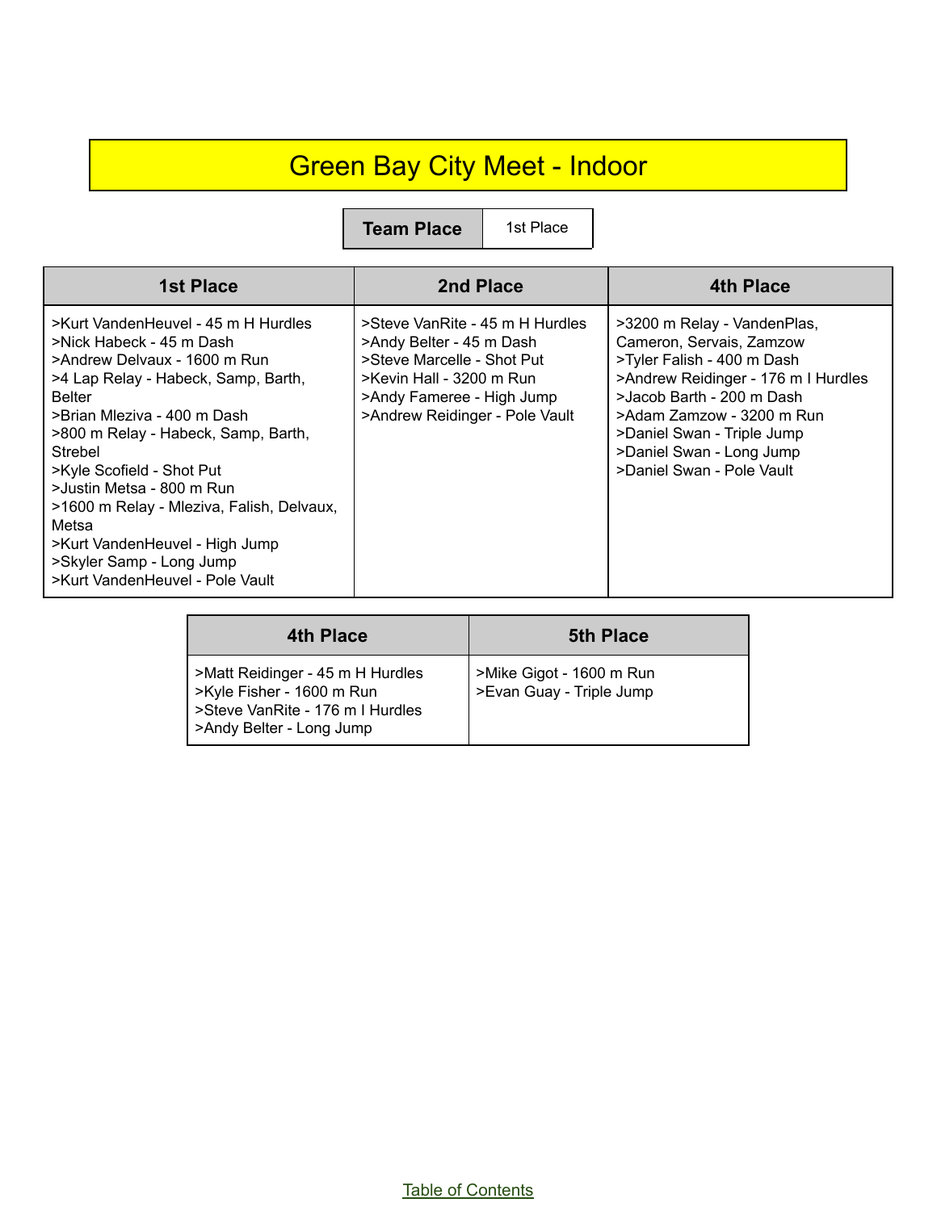# Green Bay City Meet - Indoor

| Team Place | 1st Place |
|---|---|

| 1st Place | 2nd Place | 4th Place |
|---|---|---|
| >Kurt VandenHeuvel - 45 m H Hurdles<br>>Nick Habeck - 45 m Dash<br>>Andrew Delvaux - 1600 m Run<br>>4 Lap Relay - Habeck, Samp, Barth, Belter<br>>Brian Mleziva - 400 m Dash<br>>800 m Relay - Habeck, Samp, Barth, Strebel<br>>Kyle Scofield - Shot Put<br>>Justin Metsa - 800 m Run<br>>1600 m Relay - Mleziva, Falish, Delvaux, Metsa<br>>Kurt VandenHeuvel - High Jump<br>>Skyler Samp - Long Jump<br>>Kurt VandenHeuvel - Pole Vault | >Steve VanRite - 45 m H Hurdles<br>>Andy Belter - 45 m Dash<br>>Steve Marcelle - Shot Put<br>>Kevin Hall - 3200 m Run<br>>Andy Fameree - High Jump<br>>Andrew Reidinger - Pole Vault | >3200 m Relay - VandenPlas, Cameron, Servais, Zamzow<br>>Tyler Falish - 400 m Dash<br>>Andrew Reidinger - 176 m I Hurdles<br>>Jacob Barth - 200 m Dash<br>>Adam Zamzow - 3200 m Run<br>>Daniel Swan - Triple Jump<br>>Daniel Swan - Long Jump<br>>Daniel Swan - Pole Vault |

| 4th Place | 5th Place |
|---|---|
| >Matt Reidinger - 45 m H Hurdles<br>>Kyle Fisher - 1600 m Run<br>>Steve VanRite - 176 m I Hurdles<br>>Andy Belter - Long Jump | >Mike Gigot - 1600 m Run<br>>Evan Guay - Triple Jump |

Table of Contents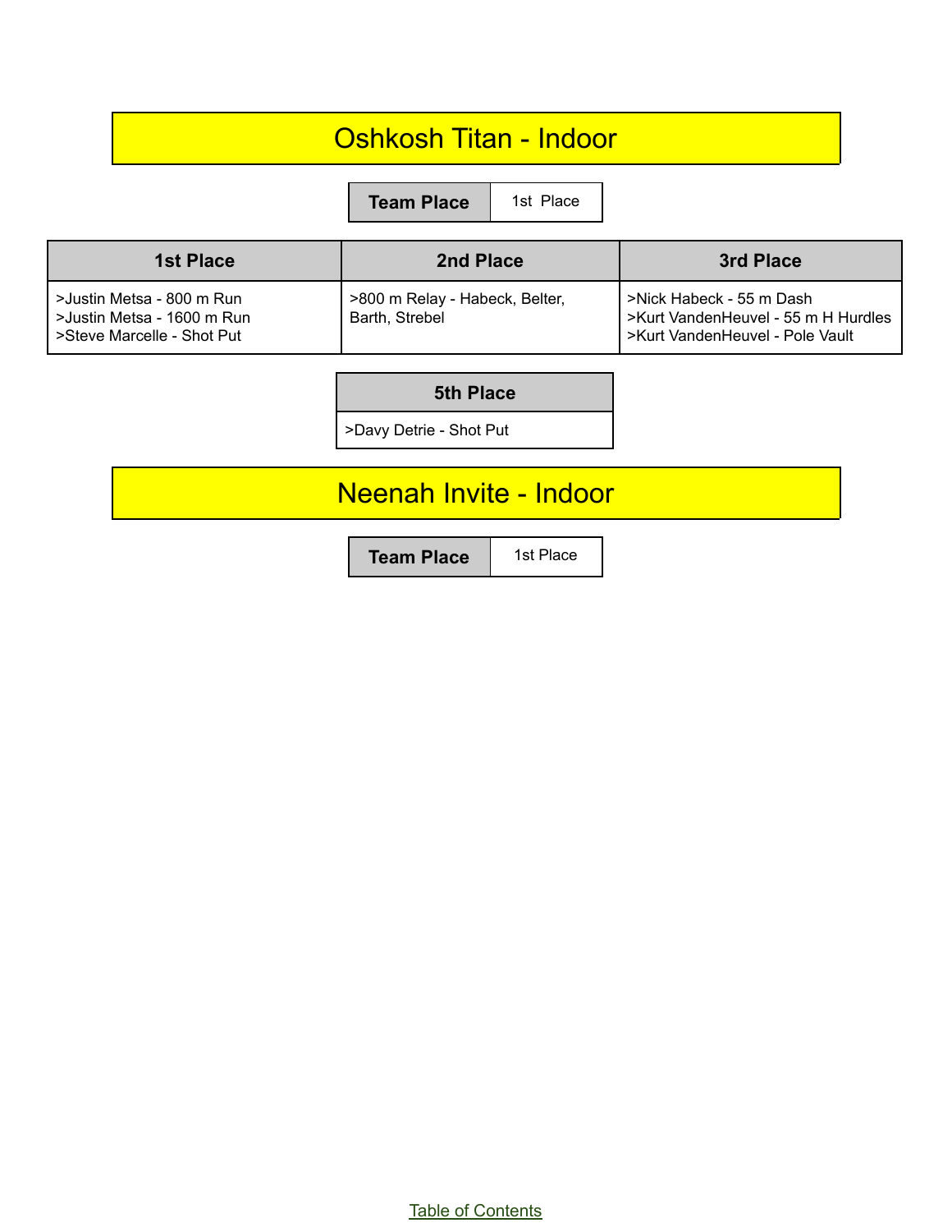## Oshkosh Titan - Indoor

| Team Place | 1st Place |
|---|---|

| 1st Place | 2nd Place | 3rd Place |
|---|---|---|
| >Justin Metsa - 800 m Run<br>>Justin Metsa - 1600 m Run<br>>Steve Marcelle - Shot Put | >800 m Relay - Habeck, Belter, Barth, Strebel | >Nick Habeck - 55 m Dash<br>>Kurt VandenHeuvel - 55 m H Hurdles<br>>Kurt VandenHeuvel - Pole Vault |

| 5th Place |
|---|
| >Davy Detrie - Shot Put |

## Neenah Invite - Indoor

| Team Place | 1st Place |
|---|---|

Table of Contents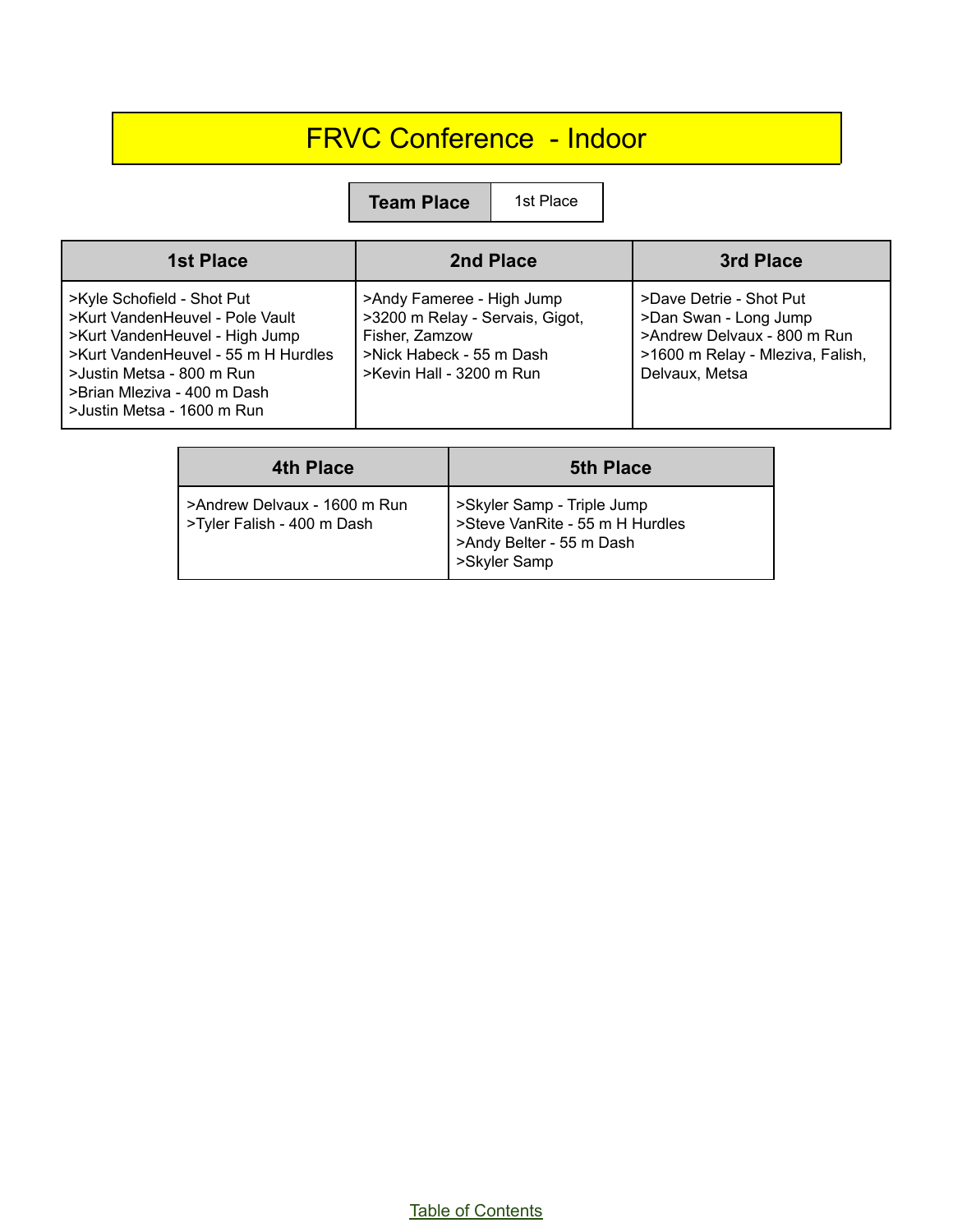# FRVC Conference - Indoor

| Team Place | 1st Place |
|---|---|

| 1st Place | 2nd Place | 3rd Place |
|---|---|---|
| >Kyle Schofield - Shot Put<br>>Kurt VandenHeuvel - Pole Vault<br>>Kurt VandenHeuvel - High Jump<br>>Kurt VandenHeuvel - 55 m H Hurdles<br>>Justin Metsa - 800 m Run<br>>Brian Mleziva - 400 m Dash<br>>Justin Metsa - 1600 m Run | >Andy Fameree - High Jump<br>>3200 m Relay - Servais, Gigot, Fisher, Zamzow<br>>Nick Habeck - 55 m Dash<br>>Kevin Hall - 3200 m Run | >Dave Detrie - Shot Put<br>>Dan Swan - Long Jump<br>>Andrew Delvaux - 800 m Run<br>>1600 m Relay - Mleziva, Falish, Delvaux, Metsa |

| 4th Place | 5th Place |
|---|---|
| >Andrew Delvaux - 1600 m Run<br>>Tyler Falish - 400 m Dash | >Skyler Samp - Triple Jump<br>>Steve VanRite - 55 m H Hurdles<br>>Andy Belter - 55 m Dash<br>>Skyler Samp |

Table of Contents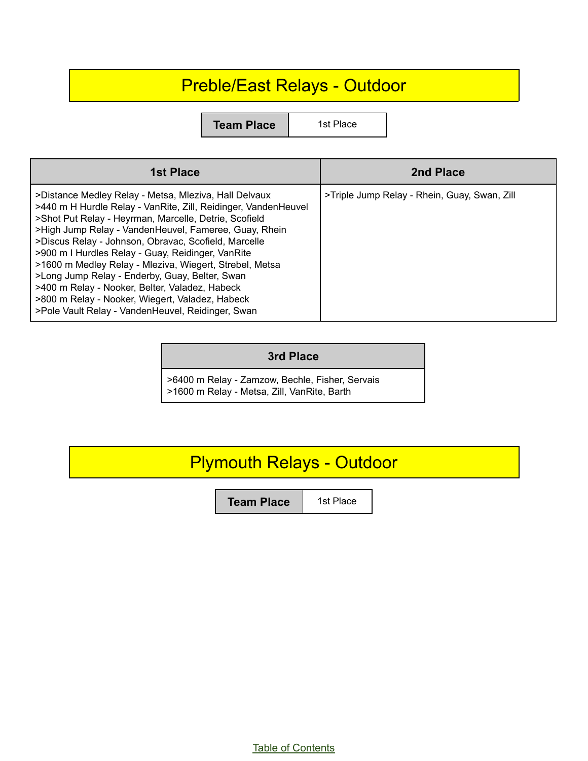# Preble/East Relays - Outdoor

| Team Place | 1st Place |
| --- | --- |

| 1st Place | 2nd Place |
| --- | --- |
| >Distance Medley Relay - Metsa, Mleziva, Hall Delvaux<br>>440 m H Hurdle Relay - VanRite, Zill, Reidinger, VandenHeuvel<br>>Shot Put Relay - Heyrman, Marcelle, Detrie, Scofield<br>>High Jump Relay - VandenHeuvel, Fameree, Guay, Rhein<br>>Discus Relay - Johnson, Obravac, Scofield, Marcelle<br>>900 m I Hurdles Relay - Guay, Reidinger, VanRite<br>>1600 m Medley Relay - Mleziva, Wiegert, Strebel, Metsa<br>>Long Jump Relay - Enderby, Guay, Belter, Swan<br>>400 m Relay - Nooker, Belter, Valadez, Habeck<br>>800 m Relay - Nooker, Wiegert, Valadez, Habeck<br>>Pole Vault Relay - VandenHeuvel, Reidinger, Swan | >Triple Jump Relay - Rhein, Guay, Swan, Zill |

| 3rd Place |
| --- |
| >6400 m Relay - Zamzow, Bechle, Fisher, Servais<br>>1600 m Relay - Metsa, Zill, VanRite, Barth |

# Plymouth Relays - Outdoor

| Team Place | 1st Place |
| --- | --- |

Table of Contents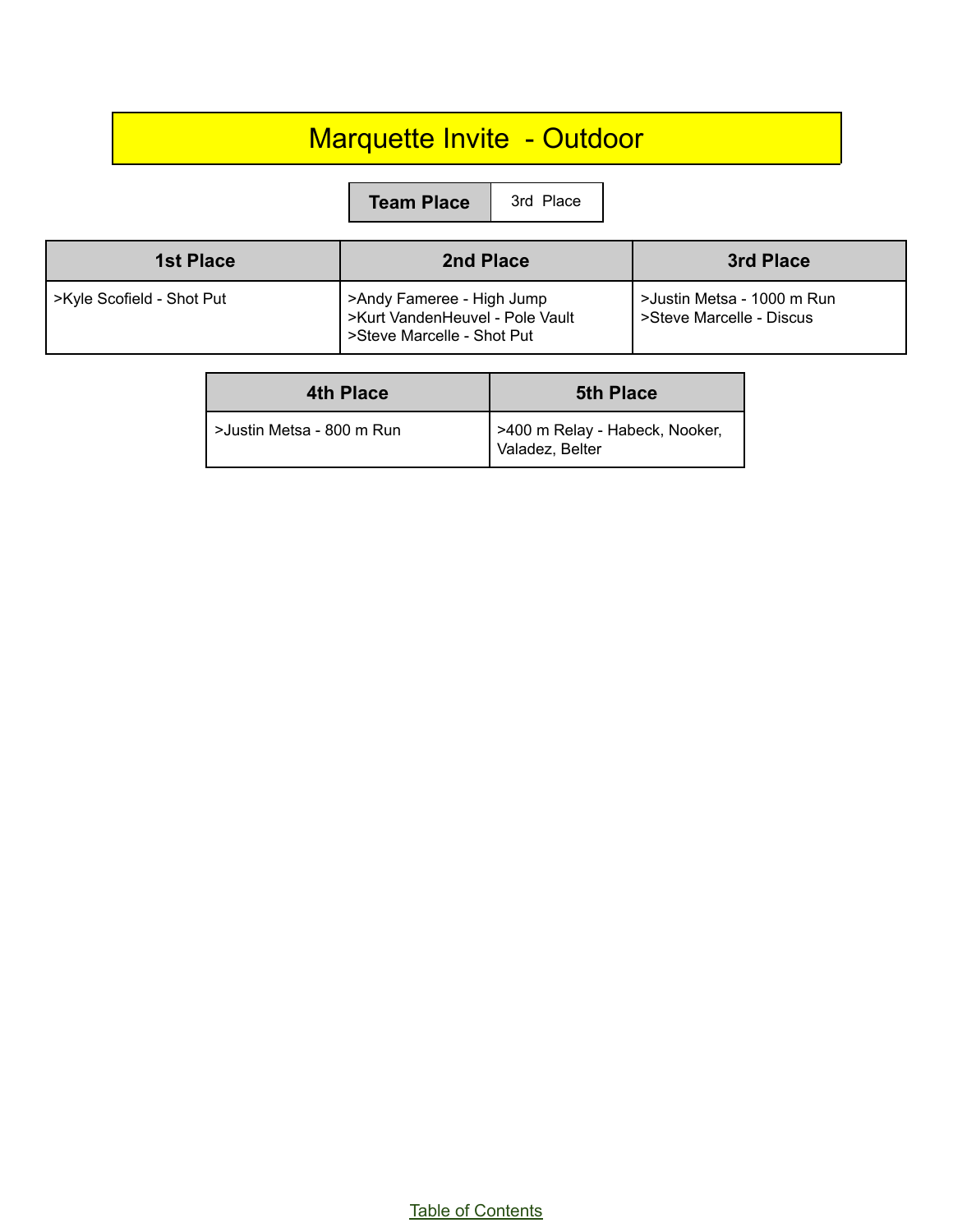# Marquette Invite - Outdoor

| Team Place | 3rd Place |
| --- | --- |

| 1st Place | 2nd Place | 3rd Place |
| --- | --- | --- |
| >Kyle Scofield - Shot Put | >Andy Fameree - High Jump<br>>Kurt VandenHeuvel - Pole Vault<br>>Steve Marcelle - Shot Put | >Justin Metsa - 1000 m Run<br>>Steve Marcelle - Discus |

| 4th Place | 5th Place |
| --- | --- |
| >Justin Metsa - 800 m Run | >400 m Relay - Habeck, Nooker, Valadez, Belter |

Table of Contents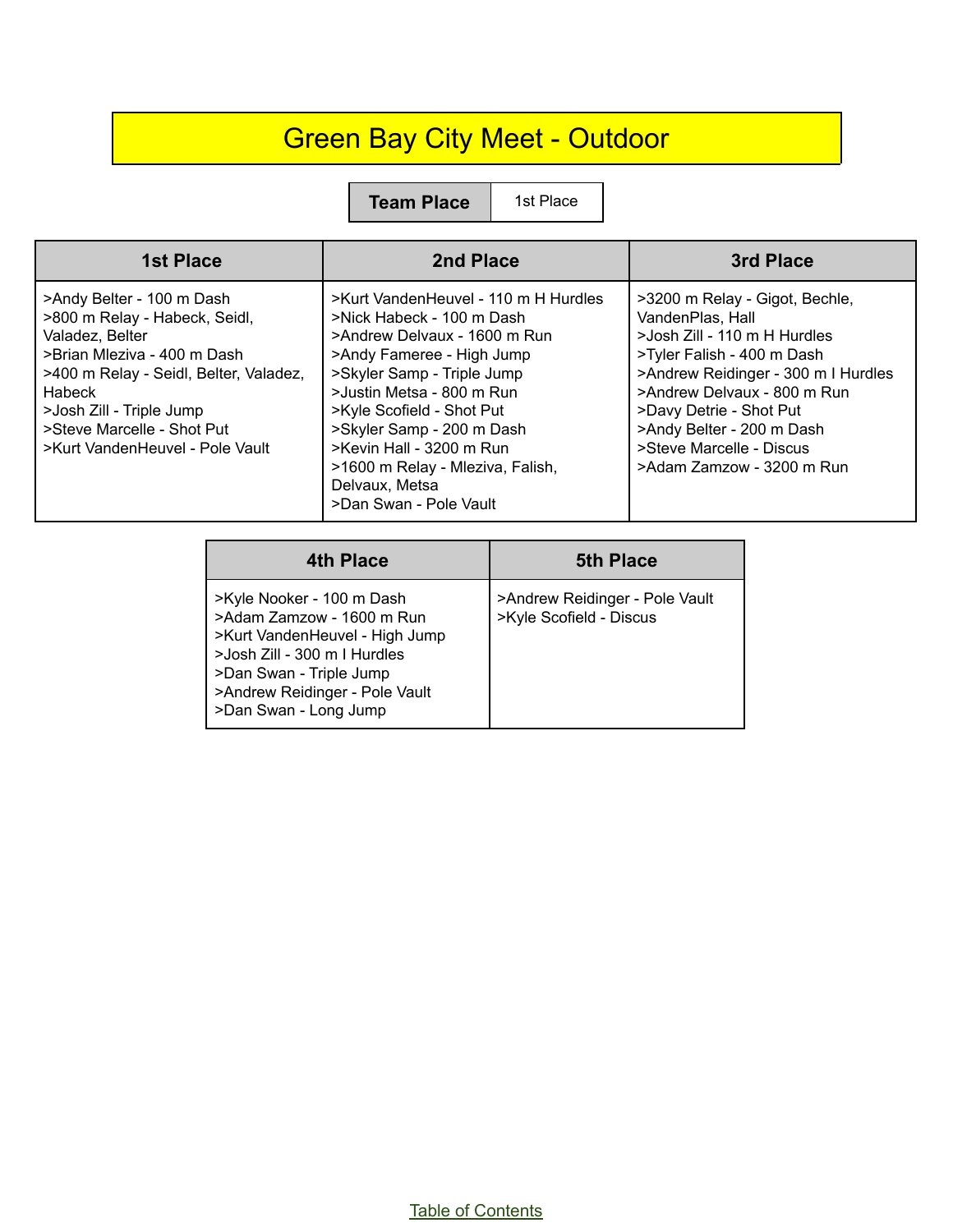# Green Bay City Meet - Outdoor

| Team Place | 1st Place |
| --- | --- |

| 1st Place | 2nd Place | 3rd Place |
| --- | --- | --- |
| >Andy Belter - 100 m Dash<br>>800 m Relay - Habeck, Seidl, Valadez, Belter<br>>Brian Mleziva - 400 m Dash<br>>400 m Relay - Seidl, Belter, Valadez, Habeck<br>>Josh Zill - Triple Jump<br>>Steve Marcelle - Shot Put<br>>Kurt VandenHeuvel - Pole Vault | >Kurt VandenHeuvel - 110 m H Hurdles<br>>Nick Habeck - 100 m Dash<br>>Andrew Delvaux - 1600 m Run<br>>Andy Fameree - High Jump<br>>Skyler Samp - Triple Jump<br>>Justin Metsa - 800 m Run<br>>Kyle Scofield - Shot Put<br>>Skyler Samp - 200 m Dash<br>>Kevin Hall - 3200 m Run<br>>1600 m Relay - Mleziva, Falish, Delvaux, Metsa<br>>Dan Swan - Pole Vault | >3200 m Relay - Gigot, Bechle, VandenPlas, Hall<br>>Josh Zill - 110 m H Hurdles<br>>Tyler Falish - 400 m Dash<br>>Andrew Reidinger - 300 m I Hurdles<br>>Andrew Delvaux - 800 m Run<br>>Davy Detrie - Shot Put<br>>Andy Belter - 200 m Dash<br>>Steve Marcelle - Discus<br>>Adam Zamzow - 3200 m Run |

| 4th Place | 5th Place |
| --- | --- |
| >Kyle Nooker - 100 m Dash<br>>Adam Zamzow - 1600 m Run<br>>Kurt VandenHeuvel - High Jump<br>>Josh Zill - 300 m I Hurdles<br>>Dan Swan - Triple Jump<br>>Andrew Reidinger - Pole Vault<br>>Dan Swan - Long Jump | >Andrew Reidinger - Pole Vault<br>>Kyle Scofield - Discus |

Table of Contents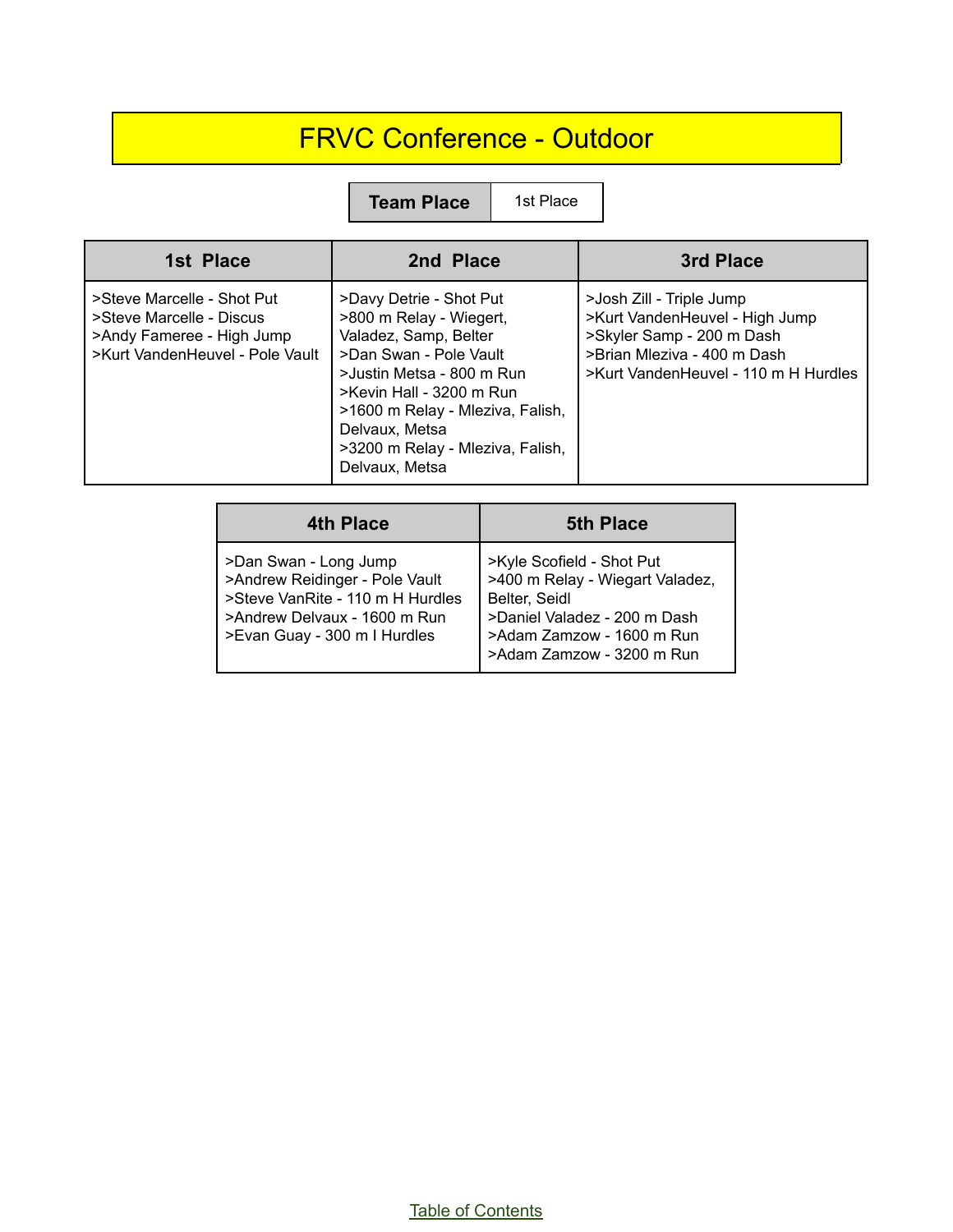# FRVC Conference - Outdoor

| Team Place | 1st Place |
|---|---|

| 1st Place | 2nd Place | 3rd Place |
|---|---|---|
| >Steve Marcelle - Shot Put<br>>Steve Marcelle - Discus<br>>Andy Fameree - High Jump<br>>Kurt VandenHeuvel - Pole Vault | >Davy Detrie - Shot Put<br>>800 m Relay - Wiegert, Valadez, Samp, Belter<br>>Dan Swan - Pole Vault<br>>Justin Metsa - 800 m Run<br>>Kevin Hall - 3200 m Run<br>>1600 m Relay - Mleziva, Falish, Delvaux, Metsa<br>>3200 m Relay - Mleziva, Falish, Delvaux, Metsa | >Josh Zill - Triple Jump<br>>Kurt VandenHeuvel - High Jump<br>>Skyler Samp - 200 m Dash<br>>Brian Mleziva - 400 m Dash<br>>Kurt VandenHeuvel - 110 m H Hurdles |

| 4th Place | 5th Place |
|---|---|
| >Dan Swan - Long Jump<br>>Andrew Reidinger - Pole Vault<br>>Steve VanRite - 110 m H Hurdles<br>>Andrew Delvaux - 1600 m Run<br>>Evan Guay - 300 m I Hurdles | >Kyle Scofield - Shot Put<br>>400 m Relay - Wiegart Valadez, Belter, Seidl<br>>Daniel Valadez - 200 m Dash<br>>Adam Zamzow - 1600 m Run<br>>Adam Zamzow - 3200 m Run |

Table of Contents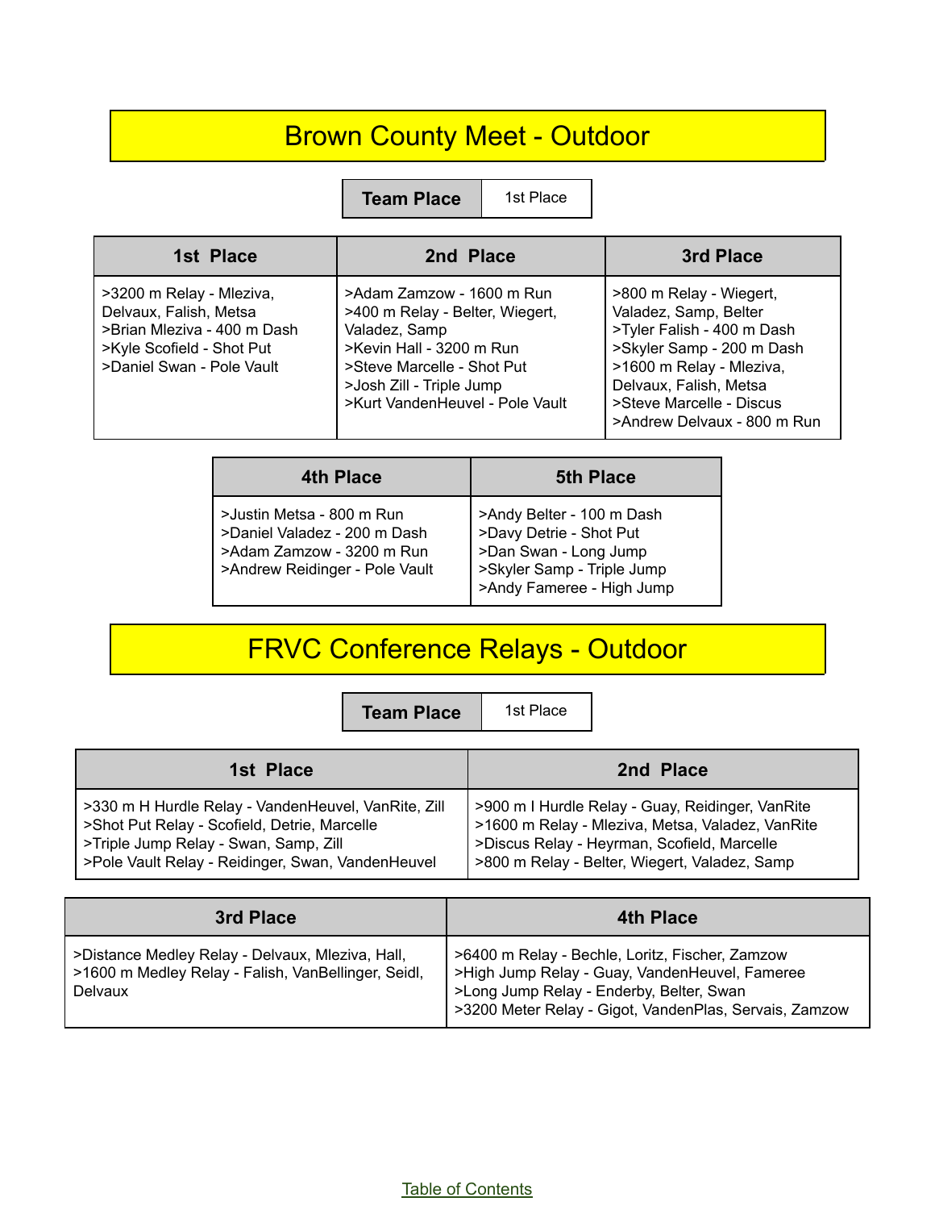# Brown County Meet - Outdoor

| Team Place | 1st Place |
|---|---|

| 1st Place | 2nd Place | 3rd Place |
|---|---|---|
| >3200 m Relay - Mleziva, Delvaux, Falish, Metsa<br>>Brian Mleziva - 400 m Dash<br>>Kyle Scofield - Shot Put<br>>Daniel Swan - Pole Vault | >Adam Zamzow - 1600 m Run<br>>400 m Relay - Belter, Wiegert, Valadez, Samp<br>>Kevin Hall - 3200 m Run<br>>Steve Marcelle - Shot Put<br>>Josh Zill - Triple Jump<br>>Kurt VandenHeuvel - Pole Vault | >800 m Relay - Wiegert, Valadez, Samp, Belter<br>>Tyler Falish - 400 m Dash<br>>Skyler Samp - 200 m Dash<br>>1600 m Relay - Mleziva, Delvaux, Falish, Metsa<br>>Steve Marcelle - Discus<br>>Andrew Delvaux - 800 m Run |

| 4th Place | 5th Place |
|---|---|
| >Justin Metsa - 800 m Run<br>>Daniel Valadez - 200 m Dash<br>>Adam Zamzow - 3200 m Run<br>>Andrew Reidinger - Pole Vault | >Andy Belter - 100 m Dash<br>>Davy Detrie - Shot Put<br>>Dan Swan - Long Jump<br>>Skyler Samp - Triple Jump<br>>Andy Fameree - High Jump |

# FRVC Conference Relays - Outdoor

| Team Place | 1st Place |
|---|---|

| 1st Place | 2nd Place |
|---|---|
| >330 m H Hurdle Relay - VandenHeuvel, VanRite, Zill<br>>Shot Put Relay - Scofield, Detrie, Marcelle<br>>Triple Jump Relay - Swan, Samp, Zill<br>>Pole Vault Relay - Reidinger, Swan, VandenHeuvel | >900 m I Hurdle Relay - Guay, Reidinger, VanRite<br>>1600 m Relay - Mleziva, Metsa, Valadez, VanRite<br>>Discus Relay - Heyrman, Scofield, Marcelle<br>>800 m Relay - Belter, Wiegert, Valadez, Samp |

| 3rd Place | 4th Place |
|---|---|
| >Distance Medley Relay - Delvaux, Mleziva, Hall,<br>>1600 m Medley Relay - Falish, VanBellinger, Seidl, Delvaux | >6400 m Relay - Bechle, Loritz, Fischer, Zamzow<br>>High Jump Relay - Guay, VandenHeuvel, Fameree<br>>Long Jump Relay - Enderby, Belter, Swan<br>>3200 Meter Relay - Gigot, VandenPlas, Servais, Zamzow |

Table of Contents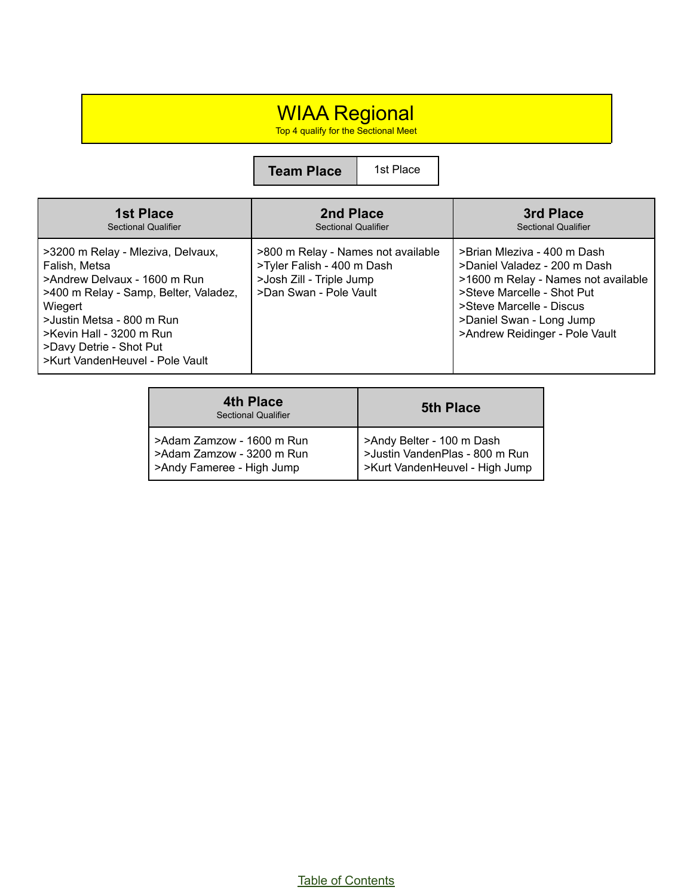# WIAA Regional

Top 4 qualify for the Sectional Meet

| Team Place | 1st Place |
| --- | --- |

| 1st Place<br>Sectional Qualifier | 2nd Place<br>Sectional Qualifier | 3rd Place<br>Sectional Qualifier |
| --- | --- | --- |
| >3200 m Relay - Mleziva, Delvaux, Falish, Metsa<br>>Andrew Delvaux - 1600 m Run<br>>400 m Relay - Samp, Belter, Valadez, Wiegert<br>>Justin Metsa - 800 m Run<br>>Kevin Hall - 3200 m Run<br>>Davy Detrie - Shot Put<br>>Kurt VandenHeuvel - Pole Vault | >800 m Relay - Names not available<br>>Tyler Falish - 400 m Dash<br>>Josh Zill - Triple Jump<br>>Dan Swan - Pole Vault | >Brian Mleziva - 400 m Dash<br>>Daniel Valadez - 200 m Dash<br>>1600 m Relay - Names not available<br>>Steve Marcelle - Shot Put<br>>Steve Marcelle - Discus<br>>Daniel Swan - Long Jump<br>>Andrew Reidinger - Pole Vault |

| 4th Place<br>Sectional Qualifier | 5th Place |
| --- | --- |
| >Adam Zamzow - 1600 m Run<br>>Adam Zamzow - 3200 m Run<br>>Andy Fameree - High Jump | >Andy Belter - 100 m Dash<br>>Justin VandenPlas - 800 m Run<br>>Kurt VandenHeuvel - High Jump |

Table of Contents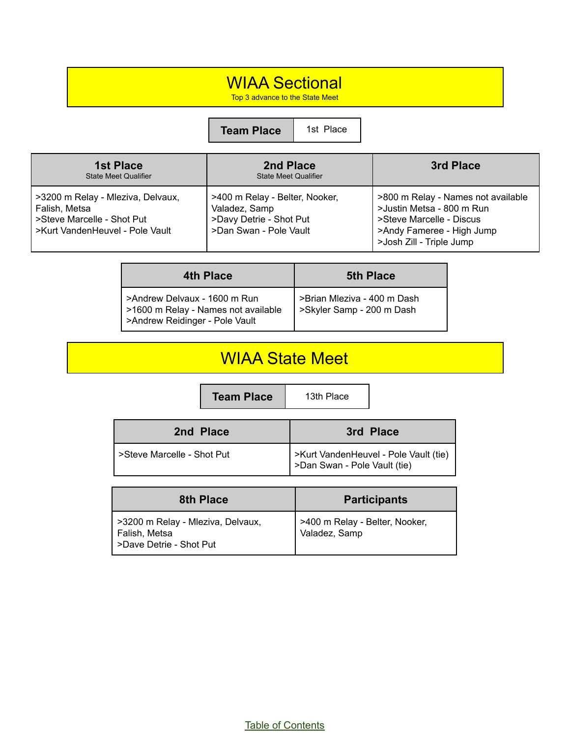# WIAA Sectional

Top 3 advance to the State Meet

| Team Place | 1st Place |
|---|---|

| 1st Place<br>State Meet Qualifier | 2nd Place<br>State Meet Qualifier | 3rd Place |
|---|---|---|
| >3200 m Relay - Mleziva, Delvaux, Falish, Metsa<br>>Steve Marcelle - Shot Put<br>>Kurt VandenHeuvel - Pole Vault | >400 m Relay - Belter, Nooker, Valadez, Samp<br>>Davy Detrie - Shot Put<br>>Dan Swan - Pole Vault | >800 m Relay - Names not available<br>>Justin Metsa - 800 m Run<br>>Steve Marcelle - Discus<br>>Andy Fameree - High Jump<br>>Josh Zill - Triple Jump |

| 4th Place | 5th Place |
|---|---|
| >Andrew Delvaux - 1600 m Run<br>>1600 m Relay - Names not available<br>>Andrew Reidinger - Pole Vault | >Brian Mleziva - 400 m Dash<br>>Skyler Samp - 200 m Dash |

# WIAA State Meet

| Team Place | 13th Place |
|---|---|

| 2nd Place | 3rd Place |
|---|---|
| >Steve Marcelle - Shot Put | >Kurt VandenHeuvel - Pole Vault (tie)<br>>Dan Swan - Pole Vault (tie) |

| 8th Place | Participants |
|---|---|
| >3200 m Relay - Mleziva, Delvaux, Falish, Metsa<br>>Dave Detrie - Shot Put | >400 m Relay - Belter, Nooker, Valadez, Samp |

Table of Contents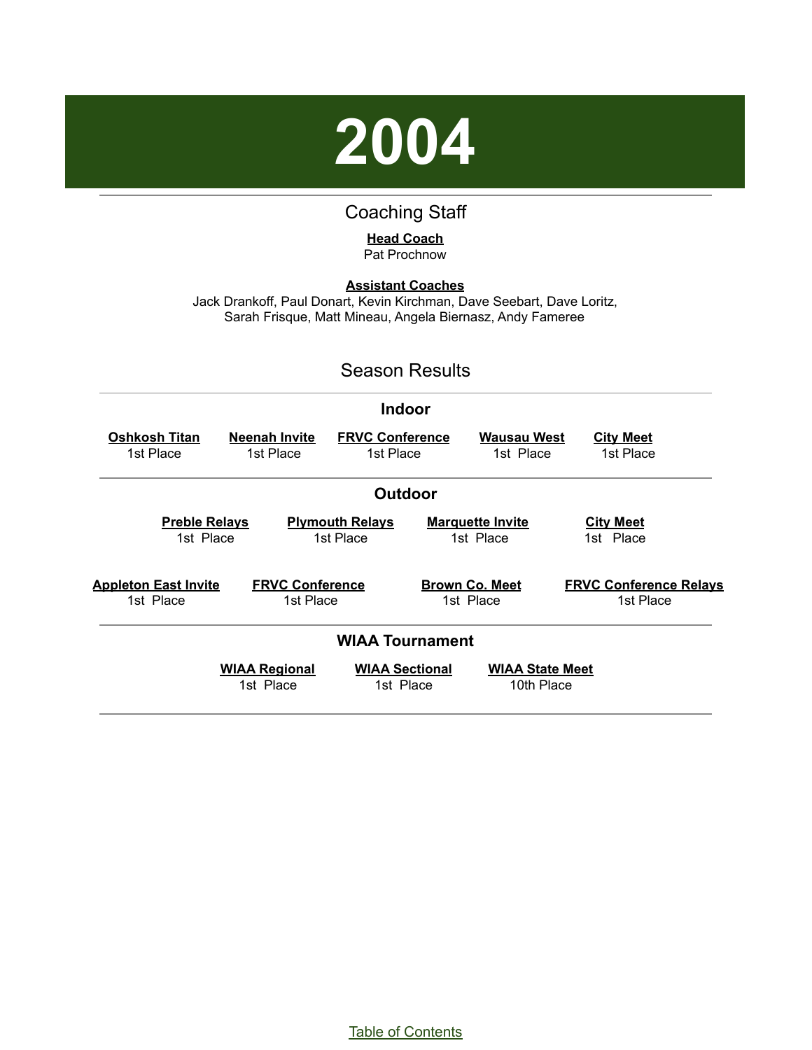# 2004

## Coaching Staff

**Head Coach**
Pat Prochnow

**Assistant Coaches**
Jack Drankoff, Paul Donart, Kevin Kirchman, Dave Seebart, Dave Loritz, Sarah Frisque, Matt Mineau, Angela Biernasz, Andy Fameree

## Season Results

### Indoor

| Oshkosh Titan | Neenah Invite | FRVC Conference | Wausau West | City Meet |
|---|---|---|---|---|
| 1st Place | 1st Place | 1st Place | 1st Place | 1st Place |

### Outdoor

| Preble Relays | Plymouth Relays | Marquette Invite | City Meet |
|---|---|---|---|
| 1st Place | 1st Place | 1st Place | 1st Place |

| Appleton East Invite | FRVC Conference | Brown Co. Meet | FRVC Conference Relays |
|---|---|---|---|
| 1st Place | 1st Place | 1st Place | 1st Place |

### WIAA Tournament

| WIAA Regional | WIAA Sectional | WIAA State Meet |
|---|---|---|
| 1st Place | 1st Place | 10th Place |

Table of Contents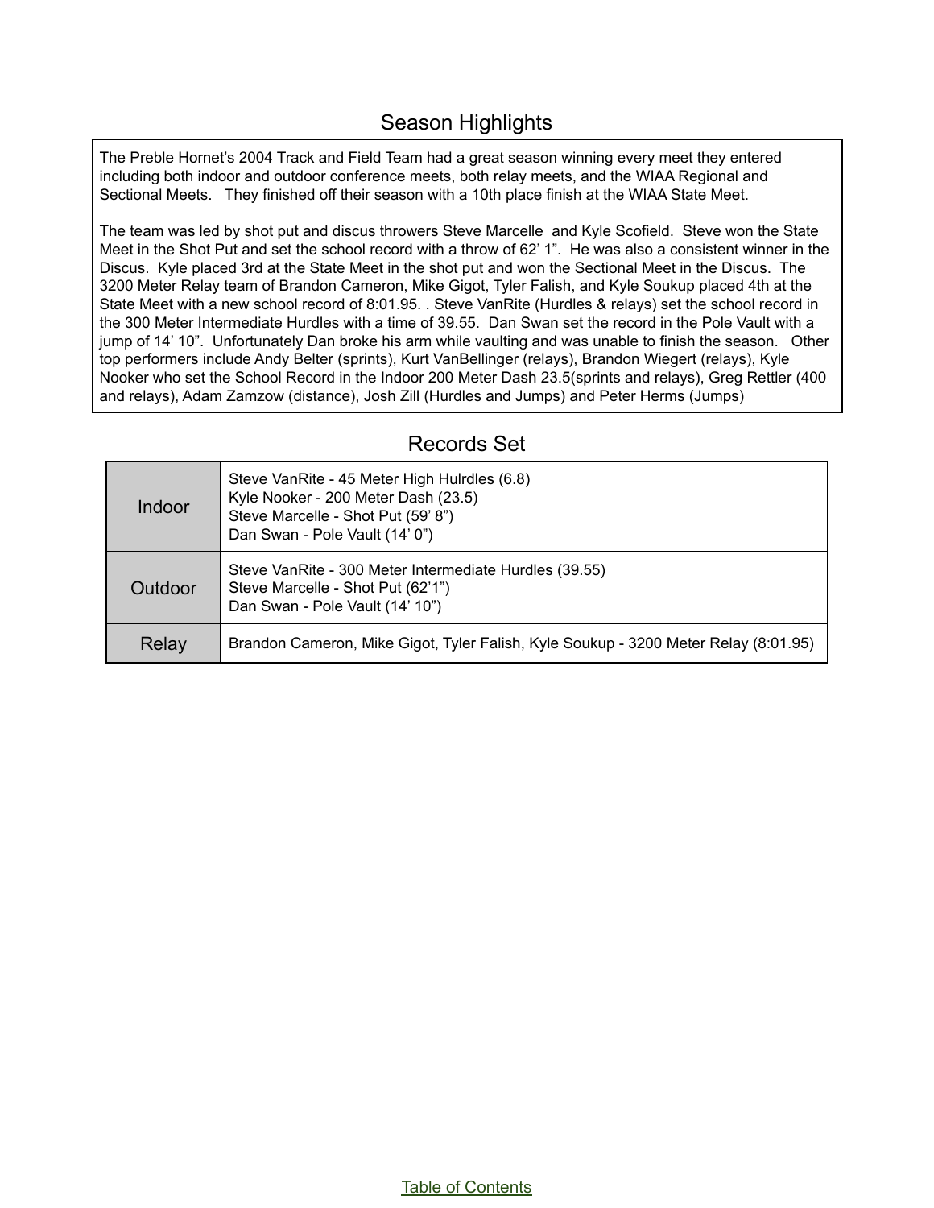## Season Highlights

The Preble Hornet's 2004 Track and Field Team had a great season winning every meet they entered including both indoor and outdoor conference meets, both relay meets, and the WIAA Regional and Sectional Meets. They finished off their season with a 10th place finish at the WIAA State Meet.

The team was led by shot put and discus throwers Steve Marcelle and Kyle Scofield. Steve won the State Meet in the Shot Put and set the school record with a throw of 62' 1". He was also a consistent winner in the Discus. Kyle placed 3rd at the State Meet in the shot put and won the Sectional Meet in the Discus. The 3200 Meter Relay team of Brandon Cameron, Mike Gigot, Tyler Falish, and Kyle Soukup placed 4th at the State Meet with a new school record of 8:01.95. . Steve VanRite (Hurdles & relays) set the school record in the 300 Meter Intermediate Hurdles with a time of 39.55. Dan Swan set the record in the Pole Vault with a jump of 14' 10". Unfortunately Dan broke his arm while vaulting and was unable to finish the season. Other top performers include Andy Belter (sprints), Kurt VanBellinger (relays), Brandon Wiegert (relays), Kyle Nooker who set the School Record in the Indoor 200 Meter Dash 23.5(sprints and relays), Greg Rettler (400 and relays), Adam Zamzow (distance), Josh Zill (Hurdles and Jumps) and Peter Herms (Jumps)

## Records Set

| | |
|---|---|
| Indoor | Steve VanRite - 45 Meter High Hulrdles (6.8)<br>Kyle Nooker - 200 Meter Dash (23.5)<br>Steve Marcelle - Shot Put (59' 8")<br>Dan Swan - Pole Vault (14' 0") |
| Outdoor | Steve VanRite - 300 Meter Intermediate Hurdles (39.55)<br>Steve Marcelle - Shot Put (62'1")<br>Dan Swan - Pole Vault (14' 10") |
| Relay | Brandon Cameron, Mike Gigot, Tyler Falish, Kyle Soukup - 3200 Meter Relay (8:01.95) |

Table of Contents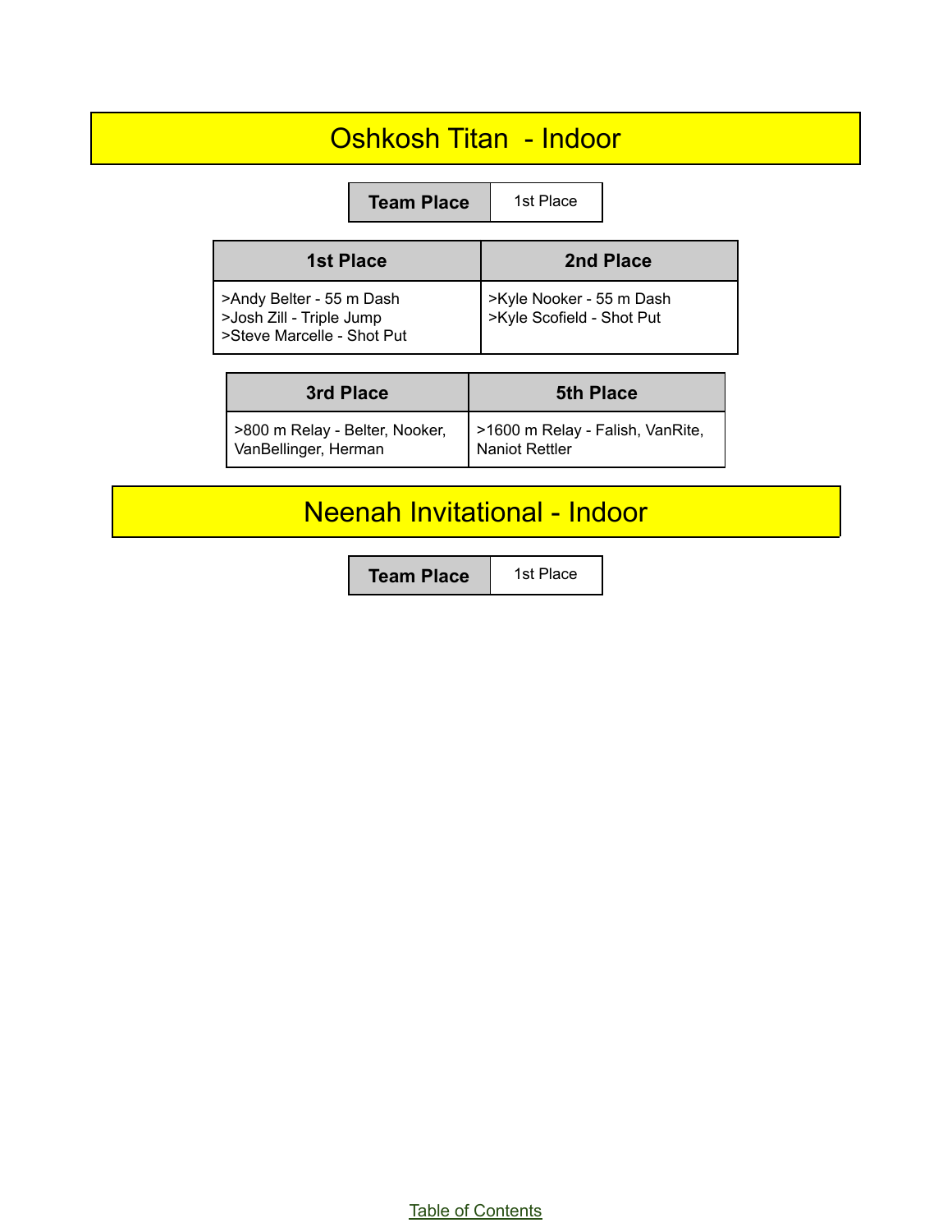# Oshkosh Titan - Indoor

| Team Place | 1st Place |
|---|---|

| 1st Place | 2nd Place |
|---|---|
| >Andy Belter - 55 m Dash<br>>Josh Zill - Triple Jump<br>>Steve Marcelle - Shot Put | >Kyle Nooker - 55 m Dash<br>>Kyle Scofield - Shot Put |

| 3rd Place | 5th Place |
|---|---|
| >800 m Relay - Belter, Nooker, VanBellinger, Herman | >1600 m Relay - Falish, VanRite, Naniot Rettler |

# Neenah Invitational - Indoor

| Team Place | 1st Place |
|---|---|

Table of Contents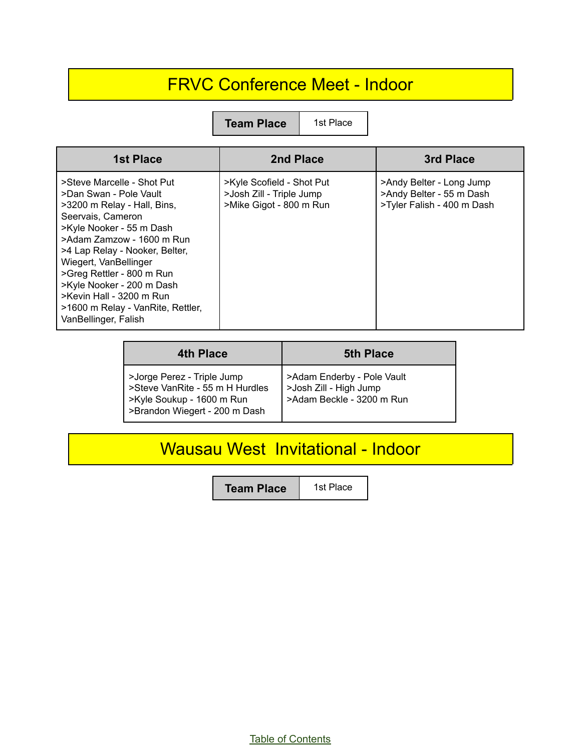# FRVC Conference Meet - Indoor

| Team Place | 1st Place |
| --- | --- |

| 1st Place | 2nd Place | 3rd Place |
| --- | --- | --- |
| >Steve Marcelle - Shot Put<br>>Dan Swan - Pole Vault<br>>3200 m Relay - Hall, Bins, Seervais, Cameron<br>>Kyle Nooker - 55 m Dash<br>>Adam Zamzow - 1600 m Run<br>>4 Lap Relay - Nooker, Belter, Wiegert, VanBellinger<br>>Greg Rettler - 800 m Run<br>>Kyle Nooker - 200 m Dash<br>>Kevin Hall - 3200 m Run<br>>1600 m Relay - VanRite, Rettler, VanBellinger, Falish | >Kyle Scofield - Shot Put<br>>Josh Zill - Triple Jump<br>>Mike Gigot - 800 m Run | >Andy Belter - Long Jump<br>>Andy Belter - 55 m Dash<br>>Tyler Falish - 400 m Dash |

| 4th Place | 5th Place |
| --- | --- |
| >Jorge Perez - Triple Jump<br>>Steve VanRite - 55 m H Hurdles<br>>Kyle Soukup - 1600 m Run<br>>Brandon Wiegert - 200 m Dash | >Adam Enderby - Pole Vault<br>>Josh Zill - High Jump<br>>Adam Beckle - 3200 m Run |

# Wausau West Invitational - Indoor

| Team Place | 1st Place |
| --- | --- |

Table of Contents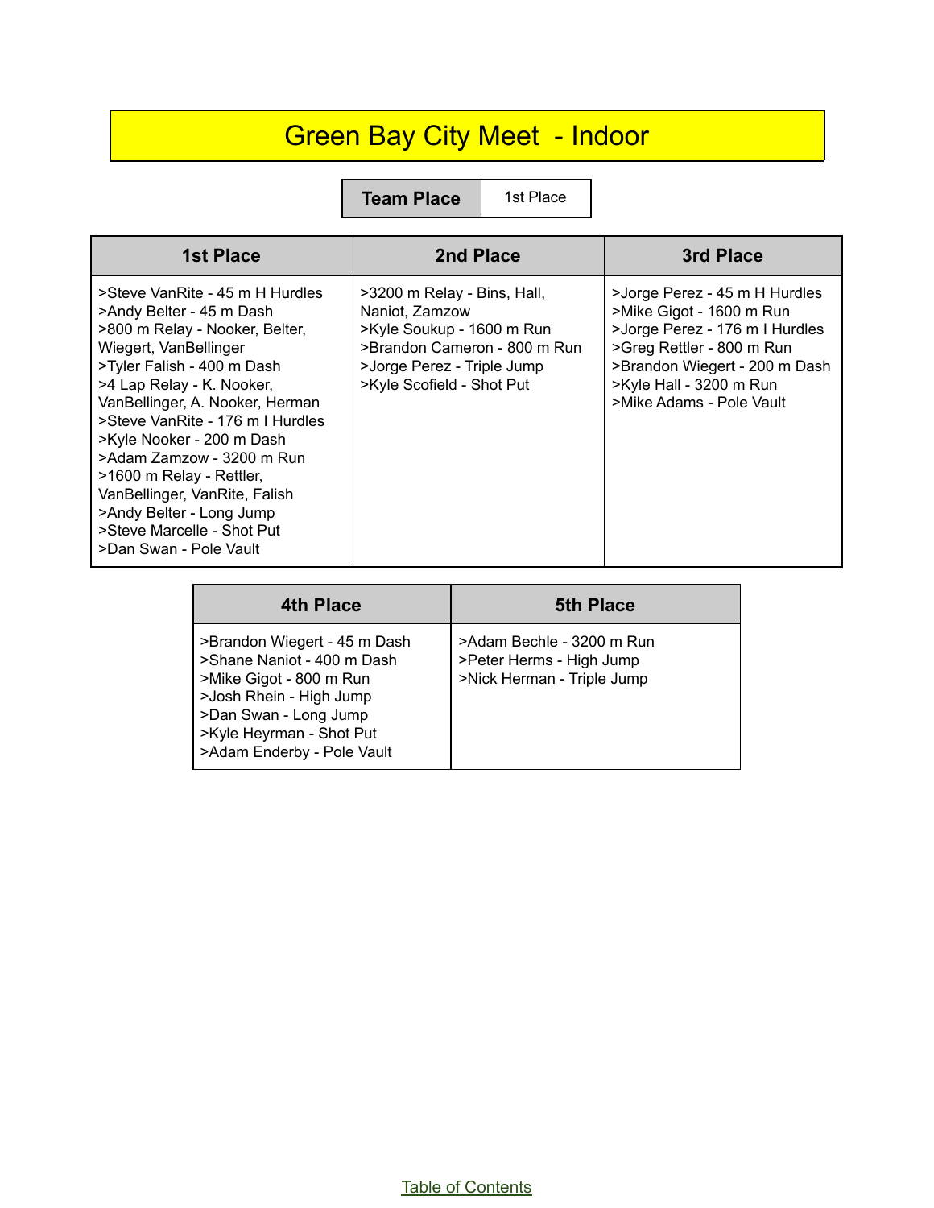# Green Bay City Meet - Indoor

| Team Place | 1st Place |
|---|---|

| 1st Place | 2nd Place | 3rd Place |
|---|---|---|
| >Steve VanRite - 45 m H Hurdles<br>>Andy Belter - 45 m Dash<br>>800 m Relay - Nooker, Belter, Wiegert, VanBellinger<br>>Tyler Falish - 400 m Dash<br>>4 Lap Relay - K. Nooker, VanBellinger, A. Nooker, Herman<br>>Steve VanRite - 176 m I Hurdles<br>>Kyle Nooker - 200 m Dash<br>>Adam Zamzow - 3200 m Run<br>>1600 m Relay - Rettler, VanBellinger, VanRite, Falish<br>>Andy Belter - Long Jump<br>>Steve Marcelle - Shot Put<br>>Dan Swan - Pole Vault | >3200 m Relay - Bins, Hall, Naniot, Zamzow<br>>Kyle Soukup - 1600 m Run<br>>Brandon Cameron - 800 m Run<br>>Jorge Perez - Triple Jump<br>>Kyle Scofield - Shot Put | >Jorge Perez - 45 m H Hurdles<br>>Mike Gigot - 1600 m Run<br>>Jorge Perez - 176 m I Hurdles<br>>Greg Rettler - 800 m Run<br>>Brandon Wiegert - 200 m Dash<br>>Kyle Hall - 3200 m Run<br>>Mike Adams - Pole Vault |

| 4th Place | 5th Place |
|---|---|
| >Brandon Wiegert - 45 m Dash<br>>Shane Naniot - 400 m Dash<br>>Mike Gigot - 800 m Run<br>>Josh Rhein - High Jump<br>>Dan Swan - Long Jump<br>>Kyle Heyrman - Shot Put<br>>Adam Enderby - Pole Vault | >Adam Bechle - 3200 m Run<br>>Peter Herms - High Jump<br>>Nick Herman - Triple Jump |

Table of Contents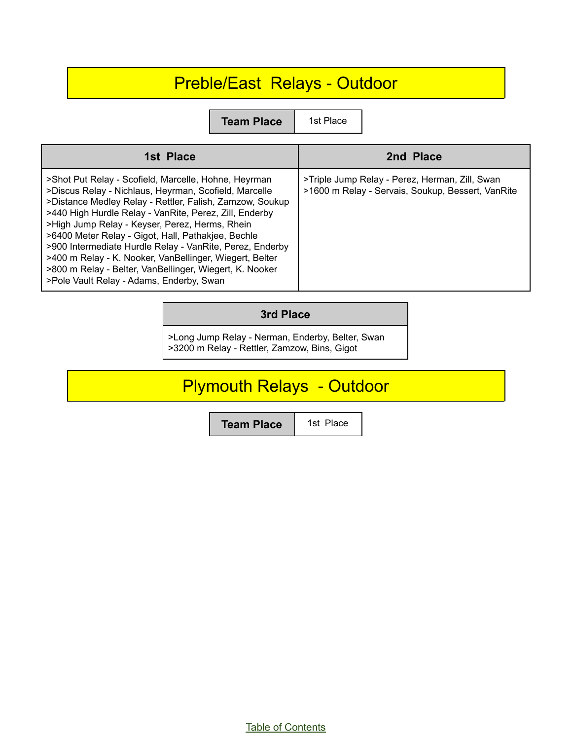# Preble/East Relays - Outdoor

| Team Place | 1st Place |
| --- | --- |

| 1st Place | 2nd Place |
| --- | --- |
| >Shot Put Relay - Scofield, Marcelle, Hohne, Heyrman<br>>Discus Relay - Nichlaus, Heyrman, Scofield, Marcelle<br>>Distance Medley Relay - Rettler, Falish, Zamzow, Soukup<br>>440 High Hurdle Relay - VanRite, Perez, Zill, Enderby<br>>High Jump Relay - Keyser, Perez, Herms, Rhein<br>>6400 Meter Relay - Gigot, Hall, Pathakjee, Bechle<br>>900 Intermediate Hurdle Relay - VanRite, Perez, Enderby<br>>400 m Relay - K. Nooker, VanBellinger, Wiegert, Belter<br>>800 m Relay - Belter, VanBellinger, Wiegert, K. Nooker<br>>Pole Vault Relay - Adams, Enderby, Swan | >Triple Jump Relay - Perez, Herman, Zill, Swan<br>>1600 m Relay - Servais, Soukup, Bessert, VanRite |

| 3rd Place |
| --- |
| >Long Jump Relay - Nerman, Enderby, Belter, Swan<br>>3200 m Relay - Rettler, Zamzow, Bins, Gigot |

# Plymouth Relays - Outdoor

| Team Place | 1st Place |
| --- | --- |

Table of Contents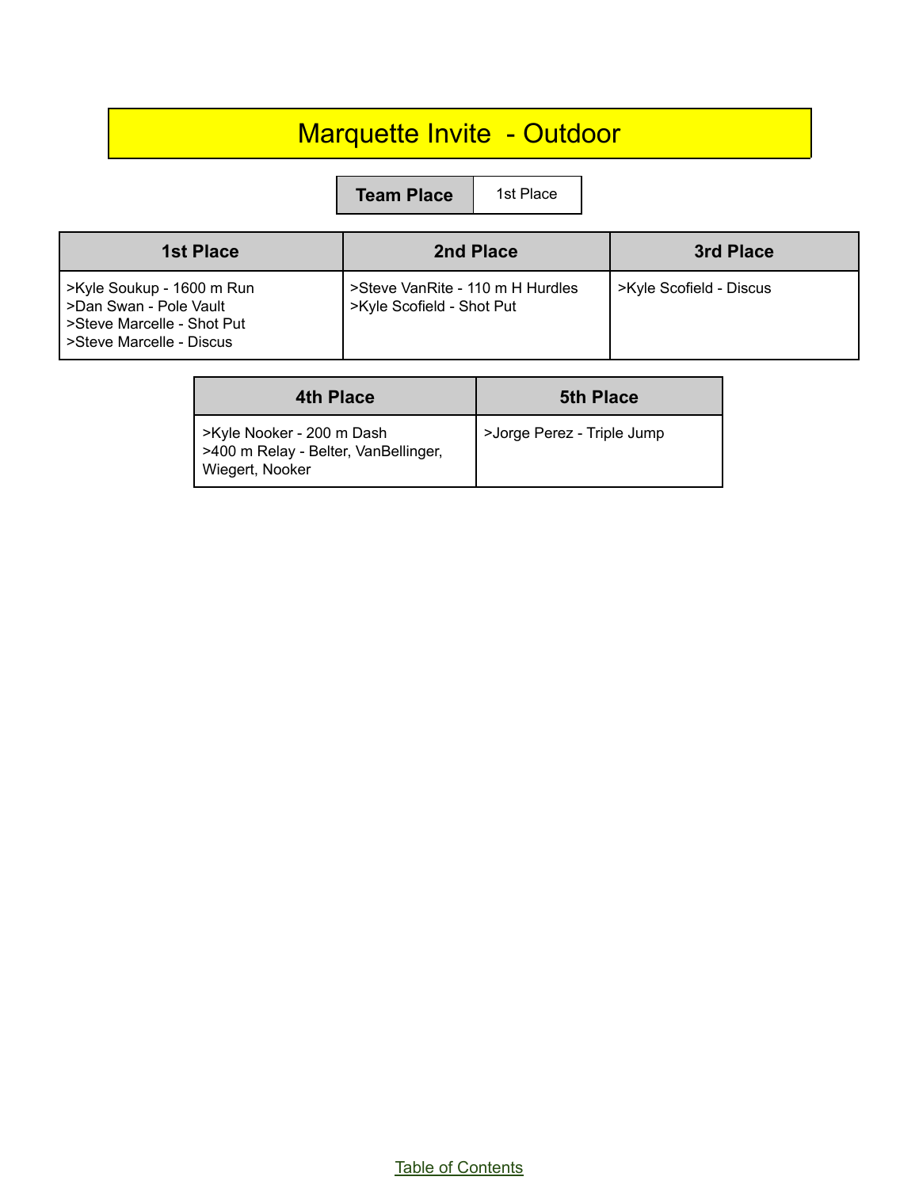# Marquette Invite - Outdoor

| Team Place | 1st Place |
|---|---|

| 1st Place | 2nd Place | 3rd Place |
|---|---|---|
| >Kyle Soukup - 1600 m Run<br>>Dan Swan - Pole Vault<br>>Steve Marcelle - Shot Put<br>>Steve Marcelle - Discus | >Steve VanRite - 110 m H Hurdles<br>>Kyle Scofield - Shot Put | >Kyle Scofield - Discus |

| 4th Place | 5th Place |
|---|---|
| >Kyle Nooker - 200 m Dash<br>>400 m Relay - Belter, VanBellinger, Wiegert, Nooker | >Jorge Perez - Triple Jump |

Table of Contents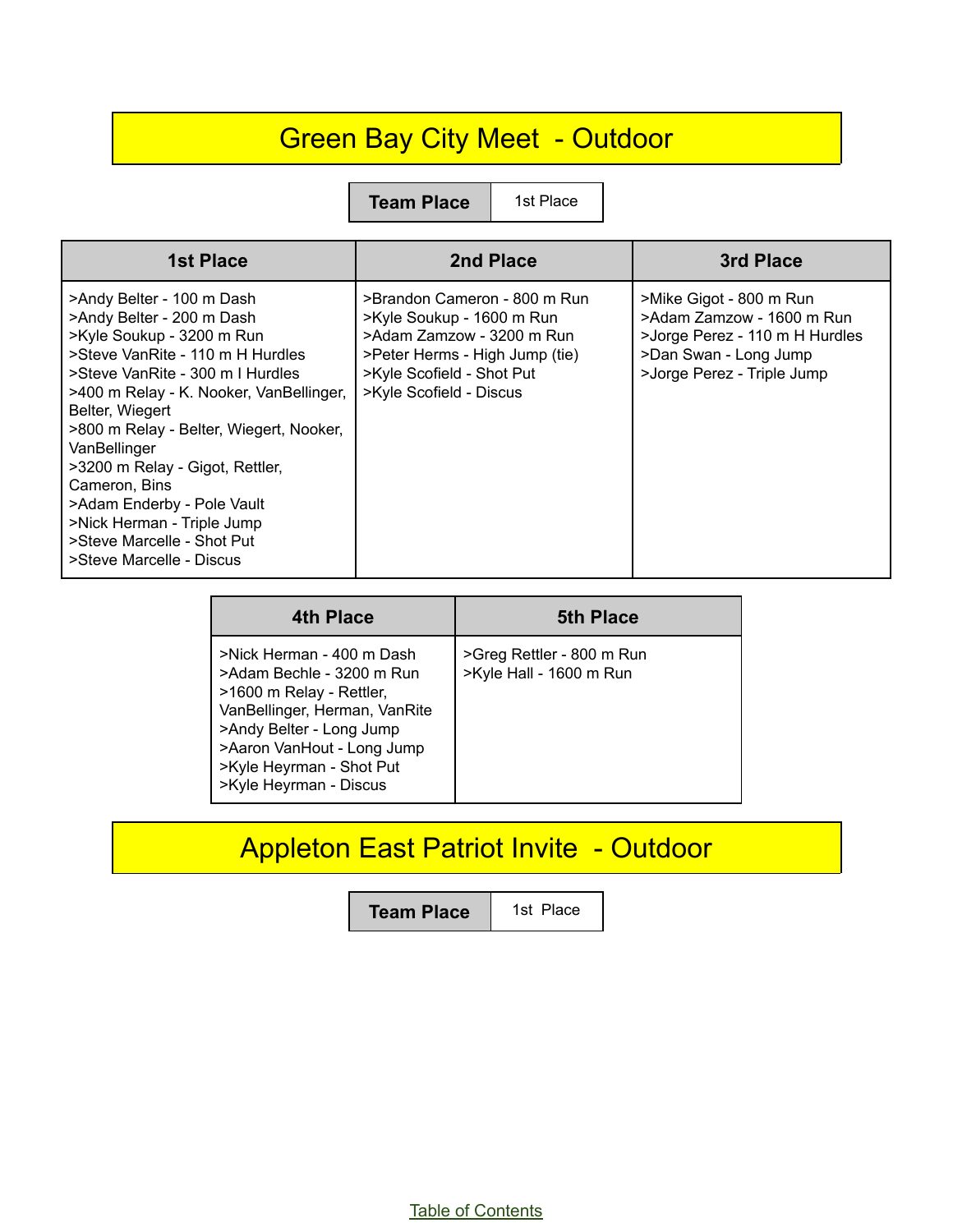# Green Bay City Meet - Outdoor

| Team Place | 1st Place |
|---|---|

| 1st Place | 2nd Place | 3rd Place |
|---|---|---|
| >Andy Belter - 100 m Dash<br>>Andy Belter - 200 m Dash<br>>Kyle Soukup - 3200 m Run<br>>Steve VanRite - 110 m H Hurdles<br>>Steve VanRite - 300 m I Hurdles<br>>400 m Relay - K. Nooker, VanBellinger, Belter, Wiegert<br>>800 m Relay - Belter, Wiegert, Nooker, VanBellinger<br>>3200 m Relay - Gigot, Rettler, Cameron, Bins<br>>Adam Enderby - Pole Vault<br>>Nick Herman - Triple Jump<br>>Steve Marcelle - Shot Put<br>>Steve Marcelle - Discus | >Brandon Cameron - 800 m Run<br>>Kyle Soukup - 1600 m Run<br>>Adam Zamzow - 3200 m Run<br>>Peter Herms - High Jump (tie)<br>>Kyle Scofield - Shot Put<br>>Kyle Scofield - Discus | >Mike Gigot - 800 m Run<br>>Adam Zamzow - 1600 m Run<br>>Jorge Perez - 110 m H Hurdles<br>>Dan Swan - Long Jump<br>>Jorge Perez - Triple Jump |

| 4th Place | 5th Place |
|---|---|
| >Nick Herman - 400 m Dash<br>>Adam Bechle - 3200 m Run<br>>1600 m Relay - Rettler, VanBellinger, Herman, VanRite<br>>Andy Belter - Long Jump<br>>Aaron VanHout - Long Jump<br>>Kyle Heyrman - Shot Put<br>>Kyle Heyrman - Discus | >Greg Rettler - 800 m Run<br>>Kyle Hall - 1600 m Run |

# Appleton East Patriot Invite - Outdoor

| Team Place | 1st Place |
|---|---|

Table of Contents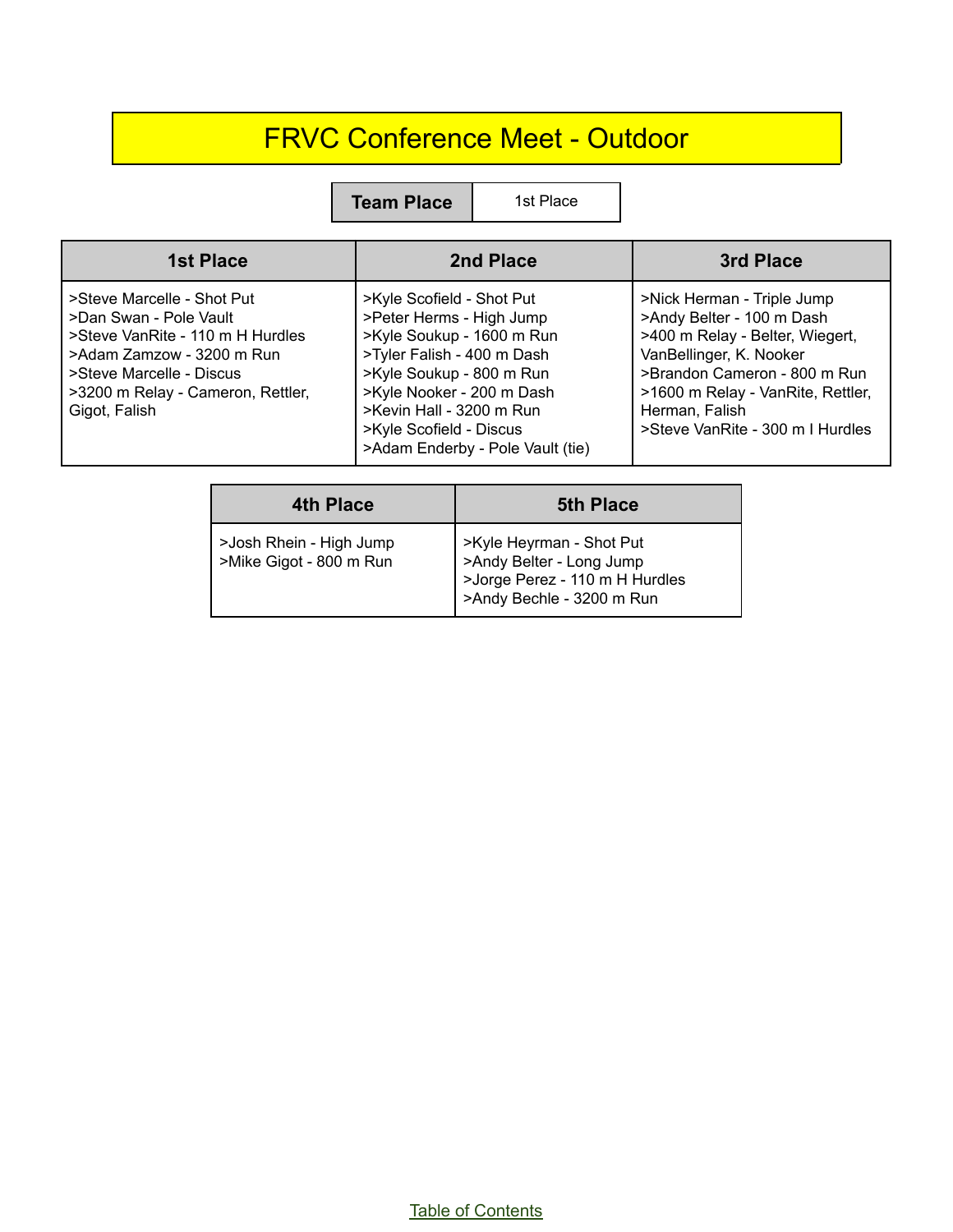# FRVC Conference Meet - Outdoor

| Team Place | 1st Place |
| --- | --- |

| 1st Place | 2nd Place | 3rd Place |
| --- | --- | --- |
| >Steve Marcelle - Shot Put<br>>Dan Swan - Pole Vault<br>>Steve VanRite - 110 m H Hurdles<br>>Adam Zamzow - 3200 m Run<br>>Steve Marcelle - Discus<br>>3200 m Relay - Cameron, Rettler, Gigot, Falish | >Kyle Scofield - Shot Put<br>>Peter Herms - High Jump<br>>Kyle Soukup - 1600 m Run<br>>Tyler Falish - 400 m Dash<br>>Kyle Soukup - 800 m Run<br>>Kyle Nooker - 200 m Dash<br>>Kevin Hall - 3200 m Run<br>>Kyle Scofield - Discus<br>>Adam Enderby - Pole Vault (tie) | >Nick Herman - Triple Jump<br>>Andy Belter - 100 m Dash<br>>400 m Relay - Belter, Wiegert, VanBellinger, K. Nooker<br>>Brandon Cameron - 800 m Run<br>>1600 m Relay - VanRite, Rettler, Herman, Falish<br>>Steve VanRite - 300 m I Hurdles |

| 4th Place | 5th Place |
| --- | --- |
| >Josh Rhein - High Jump<br>>Mike Gigot - 800 m Run | >Kyle Heyrman - Shot Put<br>>Andy Belter - Long Jump<br>>Jorge Perez - 110 m H Hurdles<br>>Andy Bechle - 3200 m Run |

Table of Contents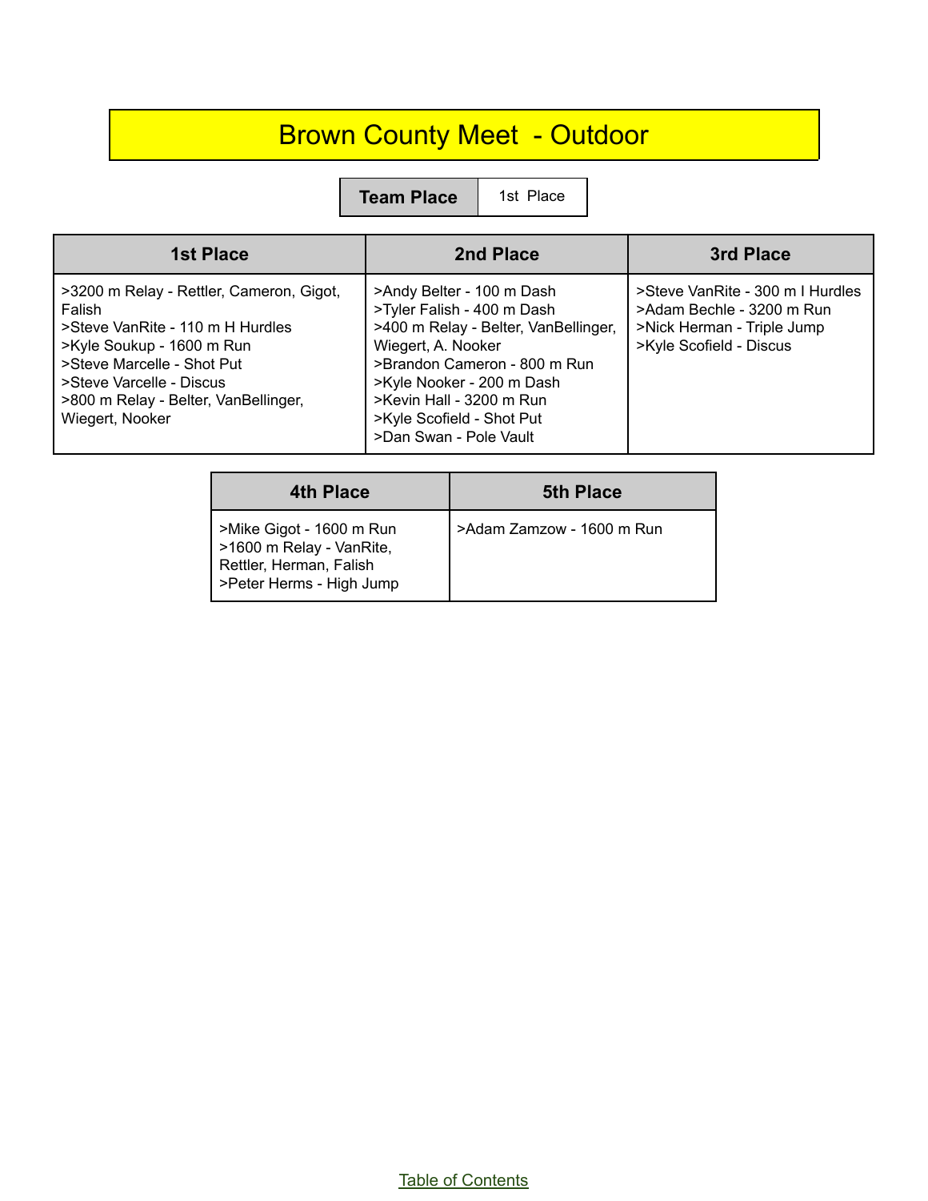# Brown County Meet - Outdoor

| Team Place | 1st Place |
| --- | --- |

| 1st Place | 2nd Place | 3rd Place |
| --- | --- | --- |
| >3200 m Relay - Rettler, Cameron, Gigot, Falish<br>>Steve VanRite - 110 m H Hurdles<br>>Kyle Soukup - 1600 m Run<br>>Steve Marcelle - Shot Put<br>>Steve Varcelle - Discus<br>>800 m Relay - Belter, VanBellinger, Wiegert, Nooker | >Andy Belter - 100 m Dash<br>>Tyler Falish - 400 m Dash<br>>400 m Relay - Belter, VanBellinger, Wiegert, A. Nooker<br>>Brandon Cameron - 800 m Run<br>>Kyle Nooker - 200 m Dash<br>>Kevin Hall - 3200 m Run<br>>Kyle Scofield - Shot Put<br>>Dan Swan - Pole Vault | >Steve VanRite - 300 m I Hurdles<br>>Adam Bechle - 3200 m Run<br>>Nick Herman - Triple Jump<br>>Kyle Scofield - Discus |

| 4th Place | 5th Place |
| --- | --- |
| >Mike Gigot - 1600 m Run<br>>1600 m Relay - VanRite, Rettler, Herman, Falish<br>>Peter Herms - High Jump | >Adam Zamzow - 1600 m Run |

Table of Contents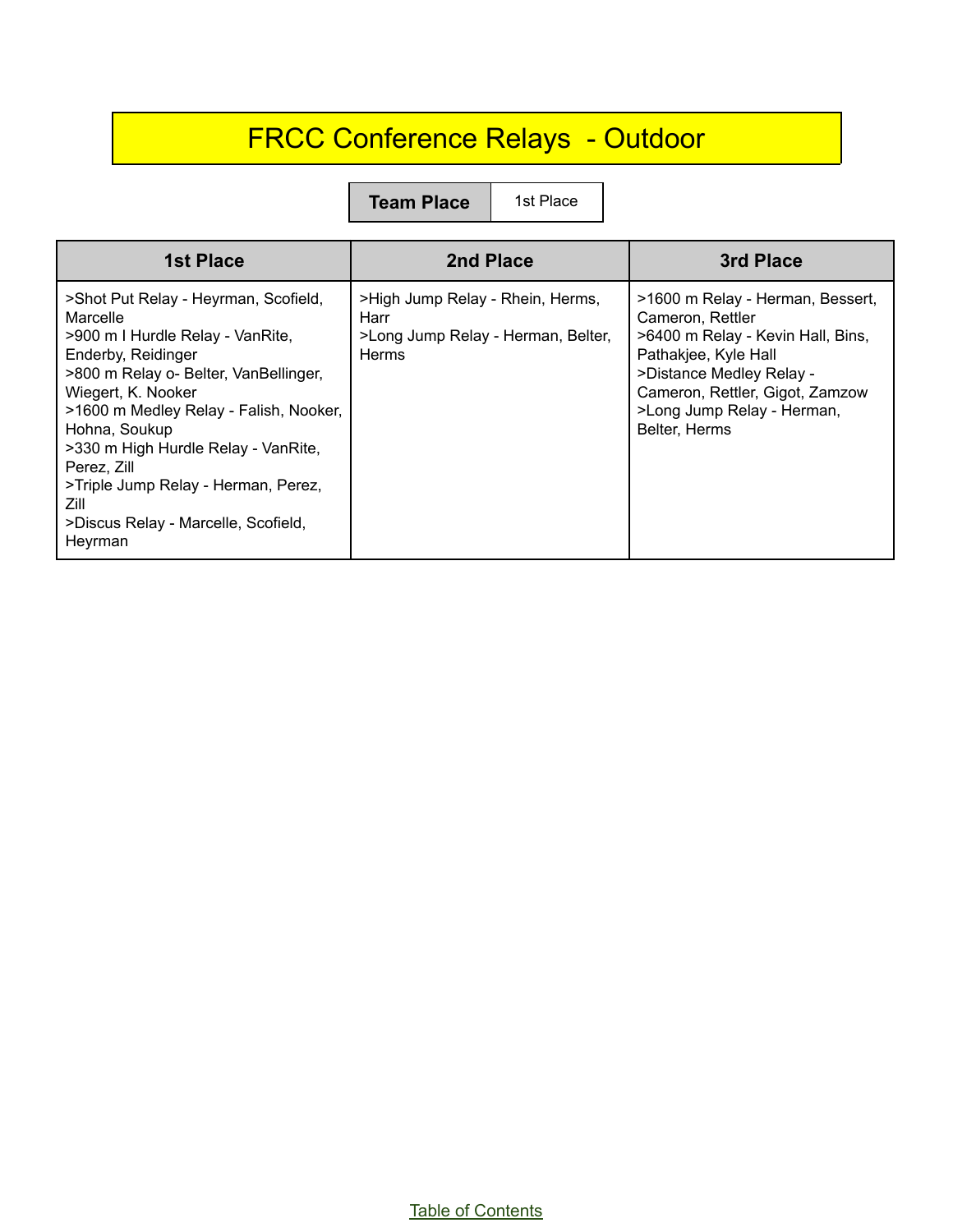# FRCC Conference Relays - Outdoor

| Team Place | 1st Place |
|---|---|

| 1st Place | 2nd Place | 3rd Place |
|---|---|---|
| >Shot Put Relay - Heyrman, Scofield, Marcelle<br>>900 m I Hurdle Relay - VanRite, Enderby, Reidinger<br>>800 m Relay o- Belter, VanBellinger, Wiegert, K. Nooker<br>>1600 m Medley Relay - Falish, Nooker, Hohna, Soukup<br>>330 m High Hurdle Relay - VanRite, Perez, Zill<br>>Triple Jump Relay - Herman, Perez, Zill<br>>Discus Relay - Marcelle, Scofield, Heyrman | >High Jump Relay - Rhein, Herms, Harr<br>>Long Jump Relay - Herman, Belter, Herms | >1600 m Relay - Herman, Bessert, Cameron, Rettler<br>>6400 m Relay - Kevin Hall, Bins, Pathakjee, Kyle Hall<br>>Distance Medley Relay - Cameron, Rettler, Gigot, Zamzow<br>>Long Jump Relay - Herman, Belter, Herms |

Table of Contents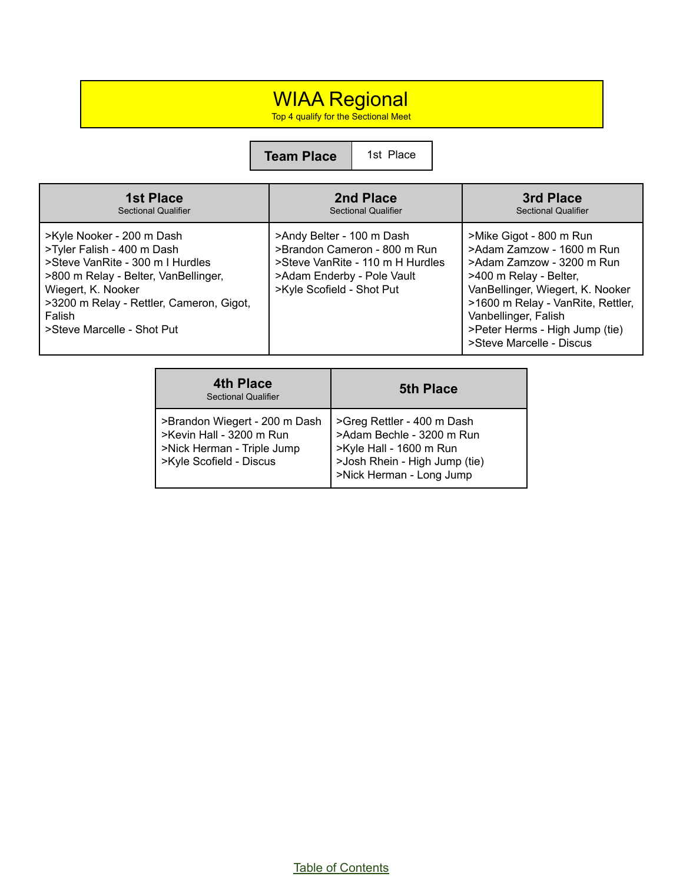# WIAA Regional

Top 4 qualify for the Sectional Meet

| Team Place | 1st Place |
|---|---|

| 1st Place<br>Sectional Qualifier | 2nd Place<br>Sectional Qualifier | 3rd Place<br>Sectional Qualifier |
|---|---|---|
| >Kyle Nooker - 200 m Dash<br>>Tyler Falish - 400 m Dash<br>>Steve VanRite - 300 m I Hurdles<br>>800 m Relay - Belter, VanBellinger, Wiegert, K. Nooker<br>>3200 m Relay - Rettler, Cameron, Gigot, Falish<br>>Steve Marcelle - Shot Put | >Andy Belter - 100 m Dash<br>>Brandon Cameron - 800 m Run<br>>Steve VanRite - 110 m H Hurdles<br>>Adam Enderby - Pole Vault<br>>Kyle Scofield - Shot Put | >Mike Gigot - 800 m Run<br>>Adam Zamzow - 1600 m Run<br>>Adam Zamzow - 3200 m Run<br>>400 m Relay - Belter, VanBellinger, Wiegert, K. Nooker<br>>1600 m Relay - VanRite, Rettler, Vanbellinger, Falish<br>>Peter Herms - High Jump (tie)<br>>Steve Marcelle - Discus |

| 4th Place<br>Sectional Qualifier | 5th Place |
|---|---|
| >Brandon Wiegert - 200 m Dash<br>>Kevin Hall - 3200 m Run<br>>Nick Herman - Triple Jump<br>>Kyle Scofield - Discus | >Greg Rettler - 400 m Dash<br>>Adam Bechle - 3200 m Run<br>>Kyle Hall - 1600 m Run<br>>Josh Rhein - High Jump (tie)<br>>Nick Herman - Long Jump |

Table of Contents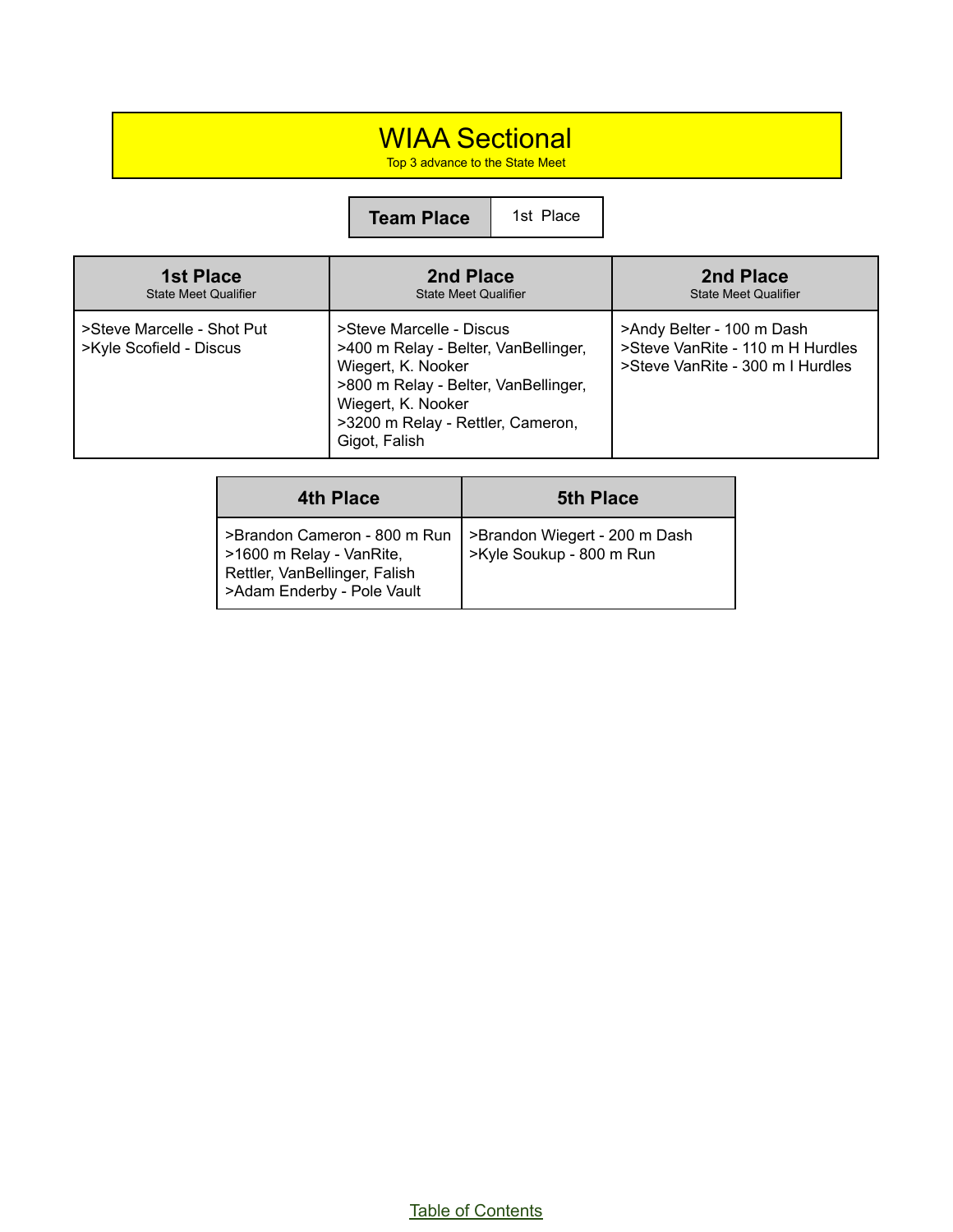# WIAA Sectional

Top 3 advance to the State Meet

| Team Place | 1st Place |
| --- | --- |

| 1st Place<br>State Meet Qualifier | 2nd Place<br>State Meet Qualifier | 2nd Place<br>State Meet Qualifier |
| --- | --- | --- |
| >Steve Marcelle - Shot Put<br>>Kyle Scofield - Discus | >Steve Marcelle - Discus<br>>400 m Relay - Belter, VanBellinger, Wiegert, K. Nooker<br>>800 m Relay - Belter, VanBellinger, Wiegert, K. Nooker<br>>3200 m Relay - Rettler, Cameron, Gigot, Falish | >Andy Belter - 100 m Dash<br>>Steve VanRite - 110 m H Hurdles<br>>Steve VanRite - 300 m I Hurdles |

| 4th Place | 5th Place |
| --- | --- |
| >Brandon Cameron - 800 m Run<br>>1600 m Relay - VanRite, Rettler, VanBellinger, Falish<br>>Adam Enderby - Pole Vault | >Brandon Wiegert - 200 m Dash<br>>Kyle Soukup - 800 m Run |

Table of Contents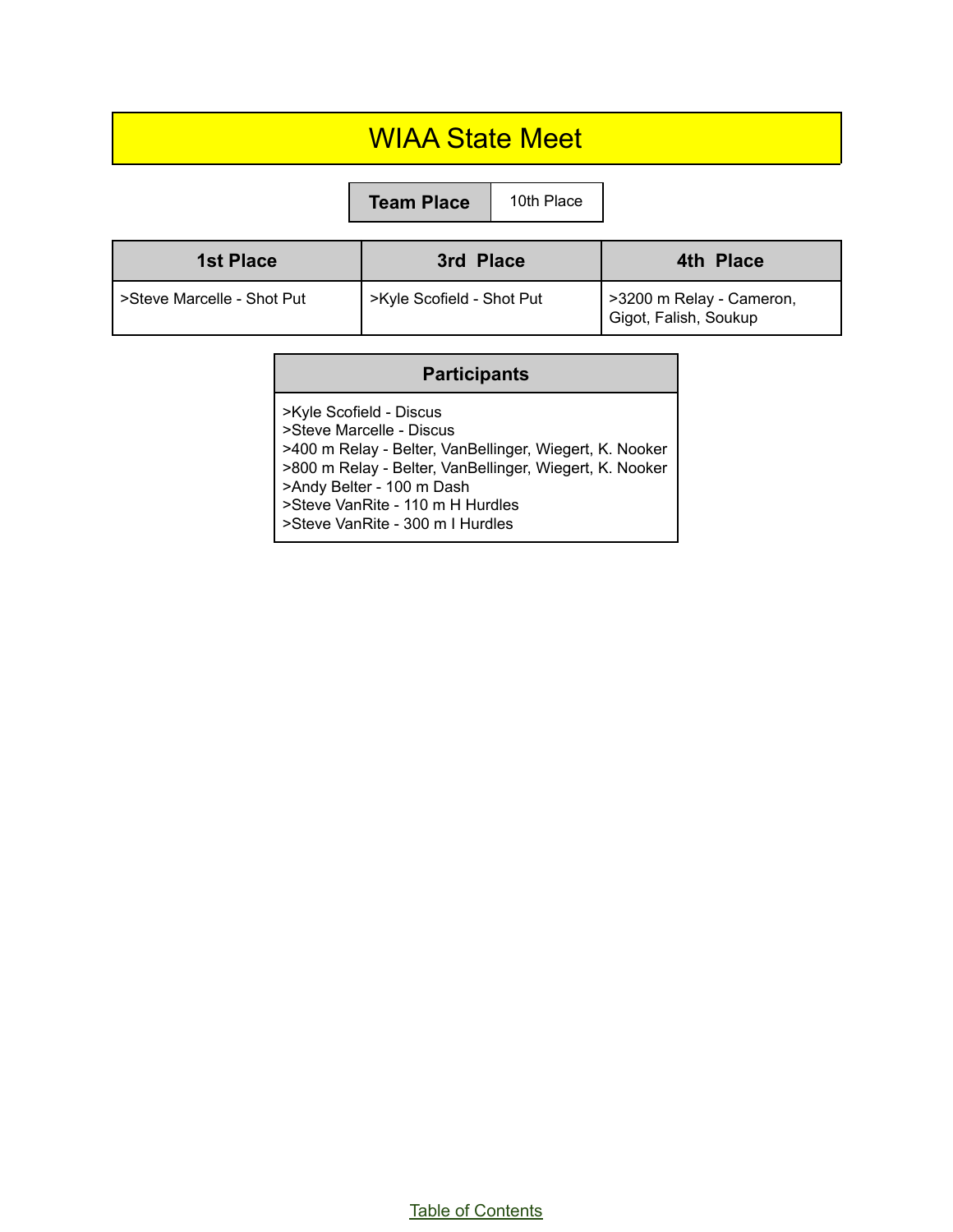# WIAA State Meet

| Team Place | 10th Place |
| --- | --- |

| 1st Place | 3rd Place | 4th Place |
| --- | --- | --- |
| >Steve Marcelle - Shot Put | >Kyle Scofield - Shot Put | >3200 m Relay - Cameron, Gigot, Falish, Soukup |

| Participants |
| --- |
| >Kyle Scofield - Discus<br>>Steve Marcelle - Discus<br>>400 m Relay - Belter, VanBellinger, Wiegert, K. Nooker<br>>800 m Relay - Belter, VanBellinger, Wiegert, K. Nooker<br>>Andy Belter - 100 m Dash<br>>Steve VanRite - 110 m H Hurdles<br>>Steve VanRite - 300 m I Hurdles |

Table of Contents